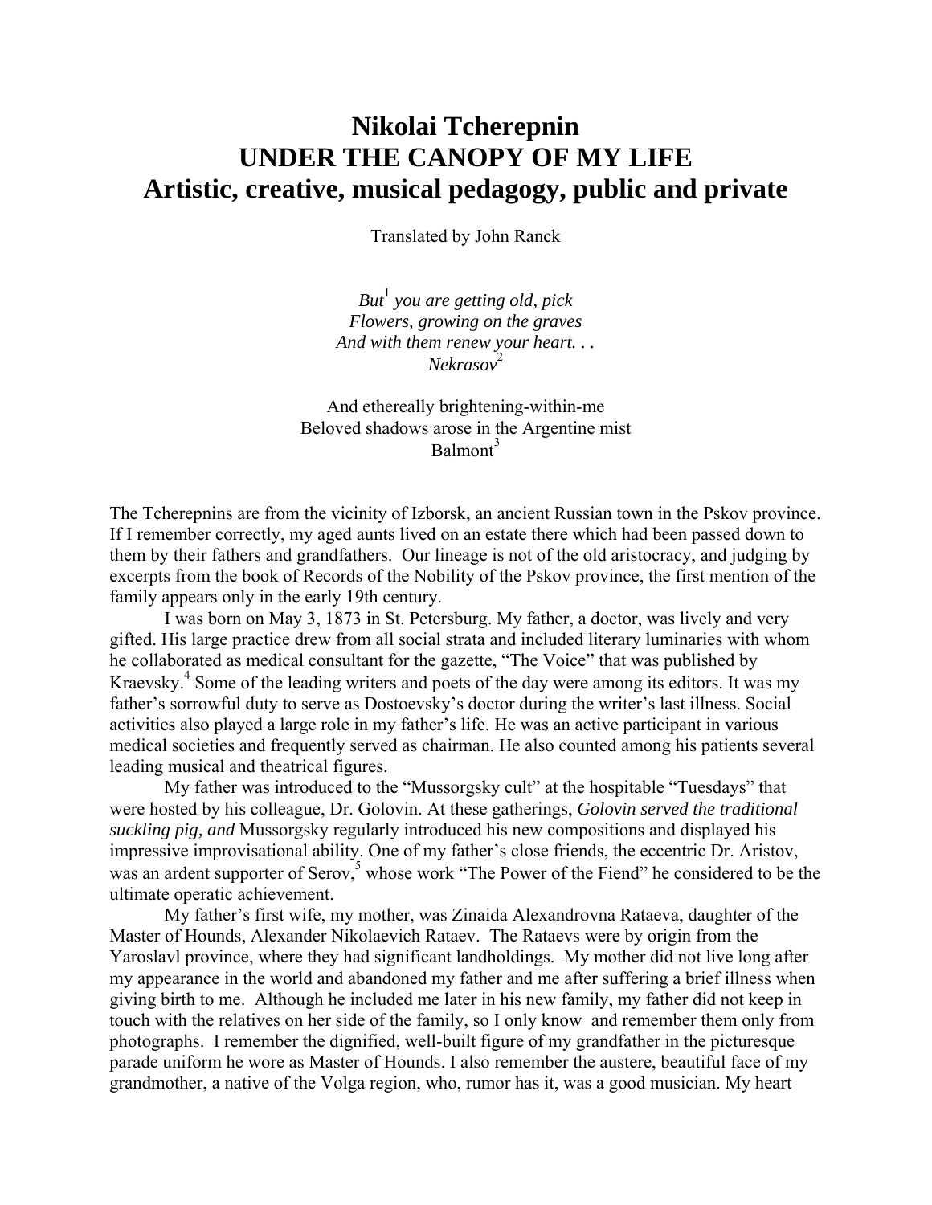# Nikolai Tcherepnin
# UNDER THE CANOPY OF MY LIFE
# Artistic, creative, musical pedagogy, public and private

Translated by John Ranck

*But*[1] *you are getting old, pick*
*Flowers, growing on the graves*
*And with them renew your heart. . .*
*Nekrasov*[2]

And ethereally brightening-within-me
Beloved shadows arose in the Argentine mist
Balmont[3]

The Tcherepnins are from the vicinity of Izborsk, an ancient Russian town in the Pskov province. If I remember correctly, my aged aunts lived on an estate there which had been passed down to them by their fathers and grandfathers. Our lineage is not of the old aristocracy, and judging by excerpts from the book of Records of the Nobility of the Pskov province, the first mention of the family appears only in the early 19th century.

I was born on May 3, 1873 in St. Petersburg. My father, a doctor, was lively and very gifted. His large practice drew from all social strata and included literary luminaries with whom he collaborated as medical consultant for the gazette, "The Voice" that was published by Kraevsky.[4] Some of the leading writers and poets of the day were among its editors. It was my father's sorrowful duty to serve as Dostoevsky's doctor during the writer's last illness. Social activities also played a large role in my father's life. He was an active participant in various medical societies and frequently served as chairman. He also counted among his patients several leading musical and theatrical figures.

My father was introduced to the "Mussorgsky cult" at the hospitable "Tuesdays" that were hosted by his colleague, Dr. Golovin. At these gatherings, *Golovin served the traditional suckling pig, and* Mussorgsky regularly introduced his new compositions and displayed his impressive improvisational ability. One of my father's close friends, the eccentric Dr. Aristov, was an ardent supporter of Serov,[5] whose work "The Power of the Fiend" he considered to be the ultimate operatic achievement.

My father's first wife, my mother, was Zinaida Alexandrovna Rataeva, daughter of the Master of Hounds, Alexander Nikolaevich Rataev. The Rataevs were by origin from the Yaroslavl province, where they had significant landholdings. My mother did not live long after my appearance in the world and abandoned my father and me after suffering a brief illness when giving birth to me. Although he included me later in his new family, my father did not keep in touch with the relatives on her side of the family, so I only know and remember them only from photographs. I remember the dignified, well-built figure of my grandfather in the picturesque parade uniform he wore as Master of Hounds. I also remember the austere, beautiful face of my grandmother, a native of the Volga region, who, rumor has it, was a good musician. My heart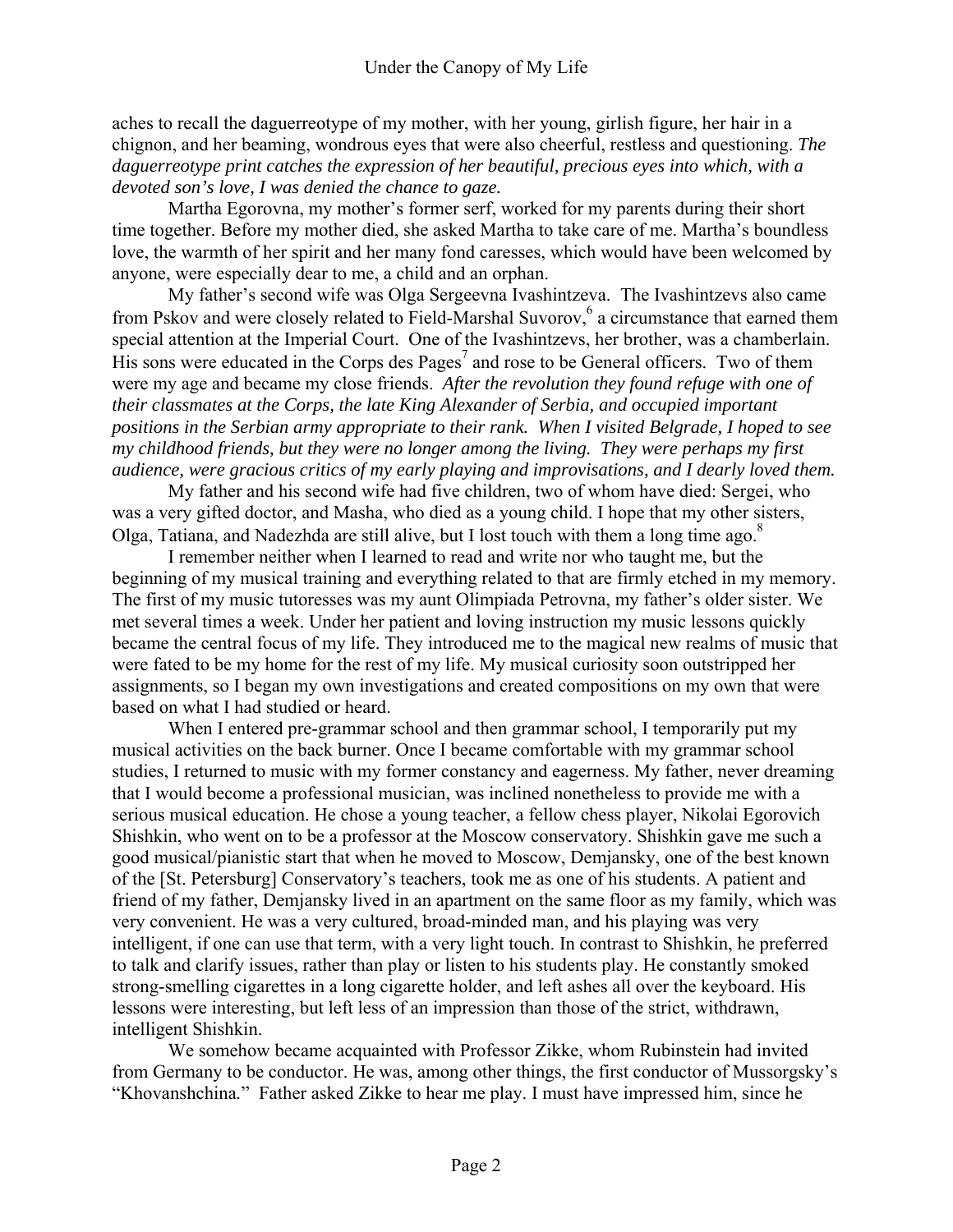aches to recall the daguerreotype of my mother, with her young, girlish figure, her hair in a chignon, and her beaming, wondrous eyes that were also cheerful, restless and questioning. *The daguerreotype print catches the expression of her beautiful, precious eyes into which, with a devoted son's love, I was denied the chance to gaze.*

Martha Egorovna, my mother's former serf, worked for my parents during their short time together. Before my mother died, she asked Martha to take care of me. Martha's boundless love, the warmth of her spirit and her many fond caresses, which would have been welcomed by anyone, were especially dear to me, a child and an orphan.

My father's second wife was Olga Sergeevna Ivashintzeva. The Ivashintzevs also came from Pskov and were closely related to Field-Marshal Suvorov,[6] a circumstance that earned them special attention at the Imperial Court. One of the Ivashintzevs, her brother, was a chamberlain. His sons were educated in the Corps des Pages[7] and rose to be General officers. Two of them were my age and became my close friends. *After the revolution they found refuge with one of their classmates at the Corps, the late King Alexander of Serbia, and occupied important positions in the Serbian army appropriate to their rank. When I visited Belgrade, I hoped to see my childhood friends, but they were no longer among the living. They were perhaps my first audience, were gracious critics of my early playing and improvisations, and I dearly loved them.*

My father and his second wife had five children, two of whom have died: Sergei, who was a very gifted doctor, and Masha, who died as a young child. I hope that my other sisters, Olga, Tatiana, and Nadezhda are still alive, but I lost touch with them a long time ago.[8]

I remember neither when I learned to read and write nor who taught me, but the beginning of my musical training and everything related to that are firmly etched in my memory. The first of my music tutoresses was my aunt Olimpiada Petrovna, my father's older sister. We met several times a week. Under her patient and loving instruction my music lessons quickly became the central focus of my life. They introduced me to the magical new realms of music that were fated to be my home for the rest of my life. My musical curiosity soon outstripped her assignments, so I began my own investigations and created compositions on my own that were based on what I had studied or heard.

When I entered pre-grammar school and then grammar school, I temporarily put my musical activities on the back burner. Once I became comfortable with my grammar school studies, I returned to music with my former constancy and eagerness. My father, never dreaming that I would become a professional musician, was inclined nonetheless to provide me with a serious musical education. He chose a young teacher, a fellow chess player, Nikolai Egorovich Shishkin, who went on to be a professor at the Moscow conservatory. Shishkin gave me such a good musical/pianistic start that when he moved to Moscow, Demjansky, one of the best known of the [St. Petersburg] Conservatory's teachers, took me as one of his students. A patient and friend of my father, Demjansky lived in an apartment on the same floor as my family, which was very convenient. He was a very cultured, broad-minded man, and his playing was very intelligent, if one can use that term, with a very light touch. In contrast to Shishkin, he preferred to talk and clarify issues, rather than play or listen to his students play. He constantly smoked strong-smelling cigarettes in a long cigarette holder, and left ashes all over the keyboard. His lessons were interesting, but left less of an impression than those of the strict, withdrawn, intelligent Shishkin.

We somehow became acquainted with Professor Zikke, whom Rubinstein had invited from Germany to be conductor. He was, among other things, the first conductor of Mussorgsky's "Khovanshchina." Father asked Zikke to hear me play. I must have impressed him, since he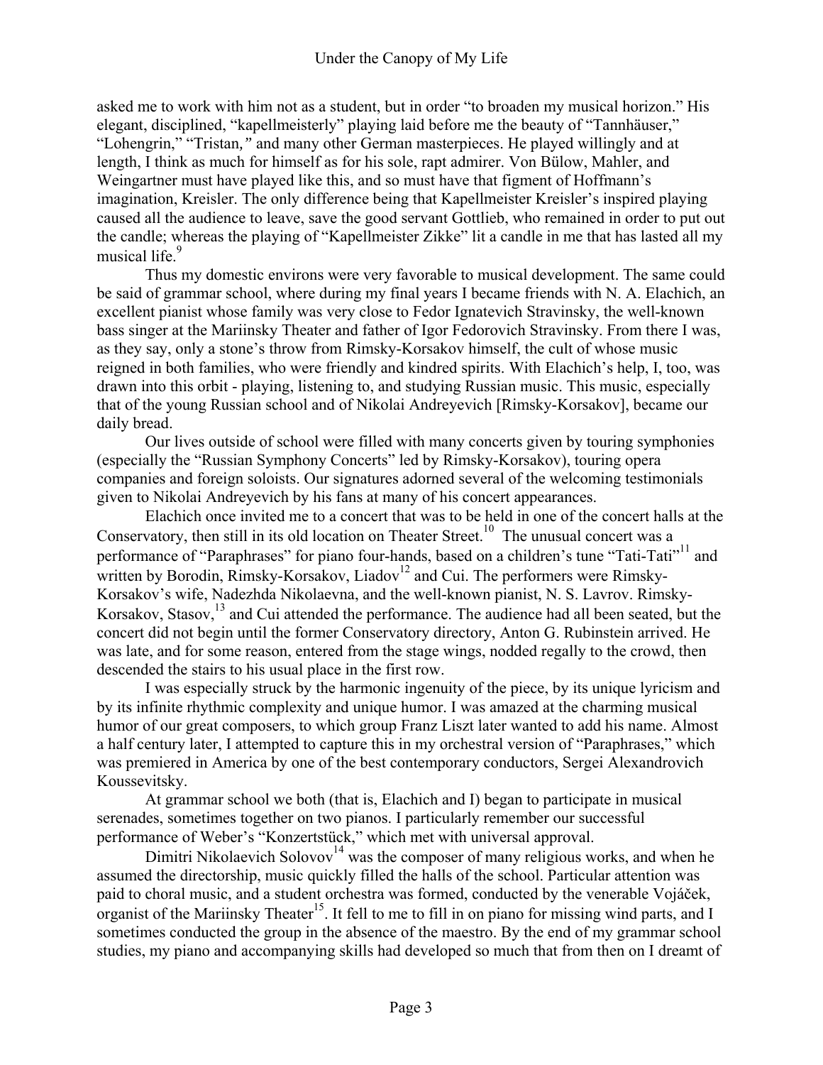asked me to work with him not as a student, but in order "to broaden my musical horizon." His elegant, disciplined, "kapellmeisterly" playing laid before me the beauty of "Tannhäuser," "Lohengrin," "Tristan," and many other German masterpieces. He played willingly and at length, I think as much for himself as for his sole, rapt admirer. Von Bülow, Mahler, and Weingartner must have played like this, and so must have that figment of Hoffmann's imagination, Kreisler. The only difference being that Kapellmeister Kreisler's inspired playing caused all the audience to leave, save the good servant Gottlieb, who remained in order to put out the candle; whereas the playing of "Kapellmeister Zikke" lit a candle in me that has lasted all my musical life.[9]

Thus my domestic environs were very favorable to musical development. The same could be said of grammar school, where during my final years I became friends with N. A. Elachich, an excellent pianist whose family was very close to Fedor Ignatevich Stravinsky, the well-known bass singer at the Mariinsky Theater and father of Igor Fedorovich Stravinsky. From there I was, as they say, only a stone's throw from Rimsky-Korsakov himself, the cult of whose music reigned in both families, who were friendly and kindred spirits. With Elachich's help, I, too, was drawn into this orbit - playing, listening to, and studying Russian music. This music, especially that of the young Russian school and of Nikolai Andreyevich [Rimsky-Korsakov], became our daily bread.

Our lives outside of school were filled with many concerts given by touring symphonies (especially the "Russian Symphony Concerts" led by Rimsky-Korsakov), touring opera companies and foreign soloists. Our signatures adorned several of the welcoming testimonials given to Nikolai Andreyevich by his fans at many of his concert appearances.

Elachich once invited me to a concert that was to be held in one of the concert halls at the Conservatory, then still in its old location on Theater Street.[10] The unusual concert was a performance of "Paraphrases" for piano four-hands, based on a children's tune "Tati-Tati"[11] and written by Borodin, Rimsky-Korsakov, Liadov[12] and Cui. The performers were Rimsky-Korsakov's wife, Nadezhda Nikolaevna, and the well-known pianist, N. S. Lavrov. Rimsky-Korsakov, Stasov,[13] and Cui attended the performance. The audience had all been seated, but the concert did not begin until the former Conservatory directory, Anton G. Rubinstein arrived. He was late, and for some reason, entered from the stage wings, nodded regally to the crowd, then descended the stairs to his usual place in the first row.

I was especially struck by the harmonic ingenuity of the piece, by its unique lyricism and by its infinite rhythmic complexity and unique humor. I was amazed at the charming musical humor of our great composers, to which group Franz Liszt later wanted to add his name. Almost a half century later, I attempted to capture this in my orchestral version of "Paraphrases," which was premiered in America by one of the best contemporary conductors, Sergei Alexandrovich Koussevitsky.

At grammar school we both (that is, Elachich and I) began to participate in musical serenades, sometimes together on two pianos. I particularly remember our successful performance of Weber's "Konzertstück," which met with universal approval.

Dimitri Nikolaevich Solovov[14] was the composer of many religious works, and when he assumed the directorship, music quickly filled the halls of the school. Particular attention was paid to choral music, and a student orchestra was formed, conducted by the venerable Vojáček, organist of the Mariinsky Theater[15]. It fell to me to fill in on piano for missing wind parts, and I sometimes conducted the group in the absence of the maestro. By the end of my grammar school studies, my piano and accompanying skills had developed so much that from then on I dreamt of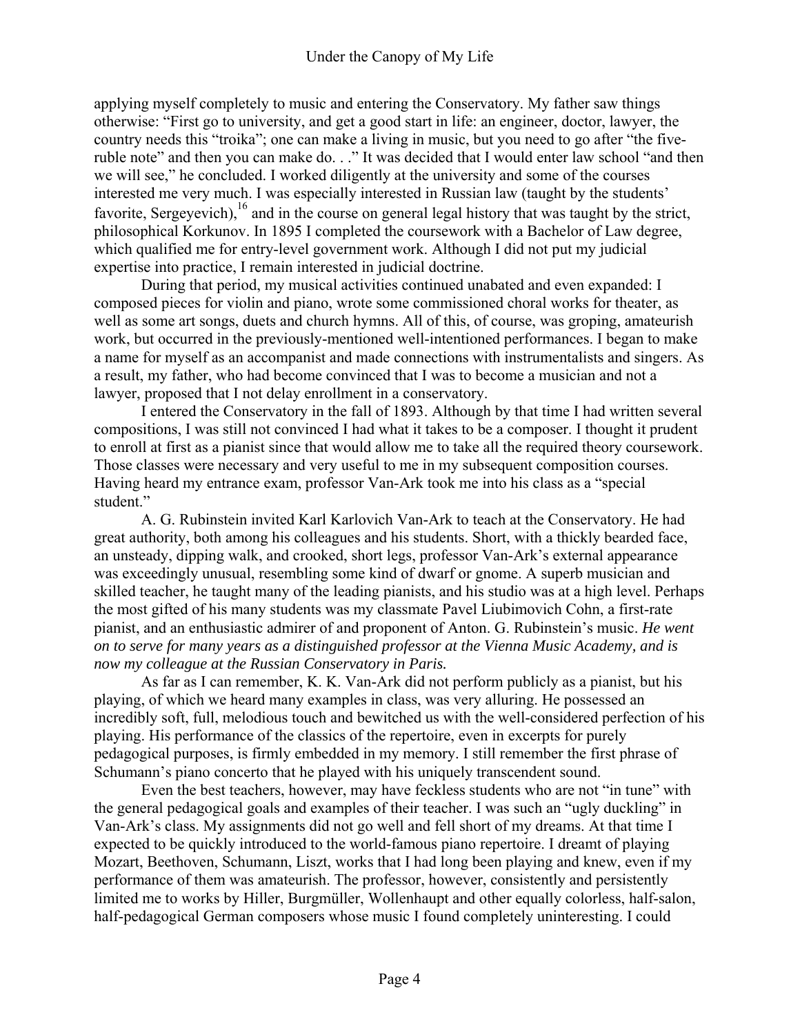applying myself completely to music and entering the Conservatory. My father saw things otherwise: "First go to university, and get a good start in life: an engineer, doctor, lawyer, the country needs this "troika"; one can make a living in music, but you need to go after "the five-ruble note" and then you can make do. . ." It was decided that I would enter law school "and then we will see," he concluded. I worked diligently at the university and some of the courses interested me very much. I was especially interested in Russian law (taught by the students' favorite, Sergeyevich),[16] and in the course on general legal history that was taught by the strict, philosophical Korkunov. In 1895 I completed the coursework with a Bachelor of Law degree, which qualified me for entry-level government work. Although I did not put my judicial expertise into practice, I remain interested in judicial doctrine.

During that period, my musical activities continued unabated and even expanded: I composed pieces for violin and piano, wrote some commissioned choral works for theater, as well as some art songs, duets and church hymns. All of this, of course, was groping, amateurish work, but occurred in the previously-mentioned well-intentioned performances. I began to make a name for myself as an accompanist and made connections with instrumentalists and singers. As a result, my father, who had become convinced that I was to become a musician and not a lawyer, proposed that I not delay enrollment in a conservatory.

I entered the Conservatory in the fall of 1893. Although by that time I had written several compositions, I was still not convinced I had what it takes to be a composer. I thought it prudent to enroll at first as a pianist since that would allow me to take all the required theory coursework. Those classes were necessary and very useful to me in my subsequent composition courses. Having heard my entrance exam, professor Van-Ark took me into his class as a "special student."

A. G. Rubinstein invited Karl Karlovich Van-Ark to teach at the Conservatory. He had great authority, both among his colleagues and his students. Short, with a thickly bearded face, an unsteady, dipping walk, and crooked, short legs, professor Van-Ark's external appearance was exceedingly unusual, resembling some kind of dwarf or gnome. A superb musician and skilled teacher, he taught many of the leading pianists, and his studio was at a high level. Perhaps the most gifted of his many students was my classmate Pavel Liubimovich Cohn, a first-rate pianist, and an enthusiastic admirer of and proponent of Anton. G. Rubinstein's music. *He went on to serve for many years as a distinguished professor at the Vienna Music Academy, and is now my colleague at the Russian Conservatory in Paris.*

As far as I can remember, K. K. Van-Ark did not perform publicly as a pianist, but his playing, of which we heard many examples in class, was very alluring. He possessed an incredibly soft, full, melodious touch and bewitched us with the well-considered perfection of his playing. His performance of the classics of the repertoire, even in excerpts for purely pedagogical purposes, is firmly embedded in my memory. I still remember the first phrase of Schumann's piano concerto that he played with his uniquely transcendent sound.

Even the best teachers, however, may have feckless students who are not "in tune" with the general pedagogical goals and examples of their teacher. I was such an "ugly duckling" in Van-Ark's class. My assignments did not go well and fell short of my dreams. At that time I expected to be quickly introduced to the world-famous piano repertoire. I dreamt of playing Mozart, Beethoven, Schumann, Liszt, works that I had long been playing and knew, even if my performance of them was amateurish. The professor, however, consistently and persistently limited me to works by Hiller, Burgmüller, Wollenhaupt and other equally colorless, half-salon, half-pedagogical German composers whose music I found completely uninteresting. I could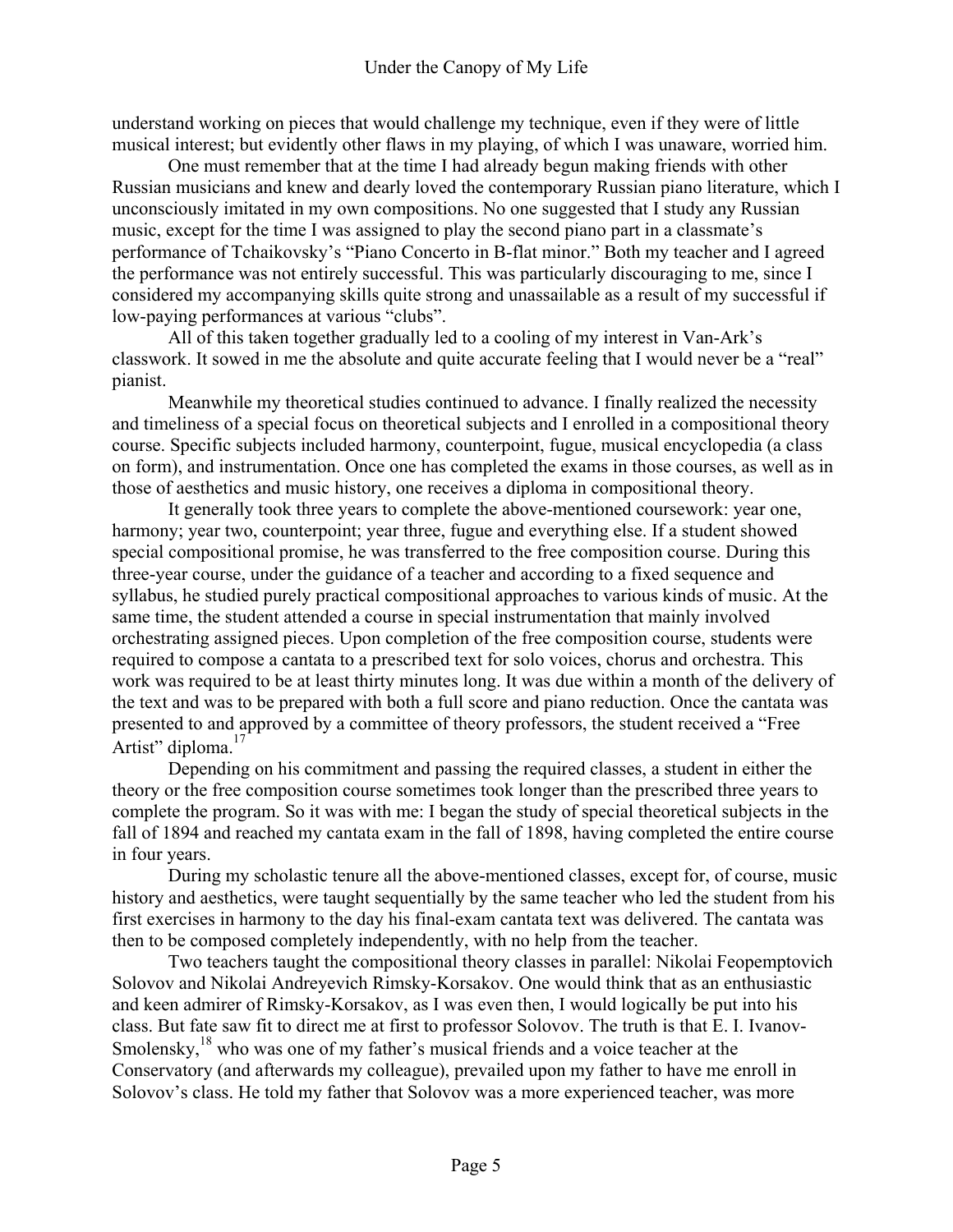understand working on pieces that would challenge my technique, even if they were of little musical interest; but evidently other flaws in my playing, of which I was unaware, worried him.

One must remember that at the time I had already begun making friends with other Russian musicians and knew and dearly loved the contemporary Russian piano literature, which I unconsciously imitated in my own compositions. No one suggested that I study any Russian music, except for the time I was assigned to play the second piano part in a classmate's performance of Tchaikovsky's "Piano Concerto in B-flat minor." Both my teacher and I agreed the performance was not entirely successful. This was particularly discouraging to me, since I considered my accompanying skills quite strong and unassailable as a result of my successful if low-paying performances at various "clubs".

All of this taken together gradually led to a cooling of my interest in Van-Ark's classwork. It sowed in me the absolute and quite accurate feeling that I would never be a "real" pianist.

Meanwhile my theoretical studies continued to advance. I finally realized the necessity and timeliness of a special focus on theoretical subjects and I enrolled in a compositional theory course. Specific subjects included harmony, counterpoint, fugue, musical encyclopedia (a class on form), and instrumentation. Once one has completed the exams in those courses, as well as in those of aesthetics and music history, one receives a diploma in compositional theory.

It generally took three years to complete the above-mentioned coursework: year one, harmony; year two, counterpoint; year three, fugue and everything else. If a student showed special compositional promise, he was transferred to the free composition course. During this three-year course, under the guidance of a teacher and according to a fixed sequence and syllabus, he studied purely practical compositional approaches to various kinds of music. At the same time, the student attended a course in special instrumentation that mainly involved orchestrating assigned pieces. Upon completion of the free composition course, students were required to compose a cantata to a prescribed text for solo voices, chorus and orchestra. This work was required to be at least thirty minutes long. It was due within a month of the delivery of the text and was to be prepared with both a full score and piano reduction. Once the cantata was presented to and approved by a committee of theory professors, the student received a "Free Artist" diploma.[17]

Depending on his commitment and passing the required classes, a student in either the theory or the free composition course sometimes took longer than the prescribed three years to complete the program. So it was with me: I began the study of special theoretical subjects in the fall of 1894 and reached my cantata exam in the fall of 1898, having completed the entire course in four years.

During my scholastic tenure all the above-mentioned classes, except for, of course, music history and aesthetics, were taught sequentially by the same teacher who led the student from his first exercises in harmony to the day his final-exam cantata text was delivered. The cantata was then to be composed completely independently, with no help from the teacher.

Two teachers taught the compositional theory classes in parallel: Nikolai Feopemptovich Solovov and Nikolai Andreyevich Rimsky-Korsakov. One would think that as an enthusiastic and keen admirer of Rimsky-Korsakov, as I was even then, I would logically be put into his class. But fate saw fit to direct me at first to professor Solovov. The truth is that E. I. Ivanov-Smolensky,[18] who was one of my father's musical friends and a voice teacher at the Conservatory (and afterwards my colleague), prevailed upon my father to have me enroll in Solovov's class. He told my father that Solovov was a more experienced teacher, was more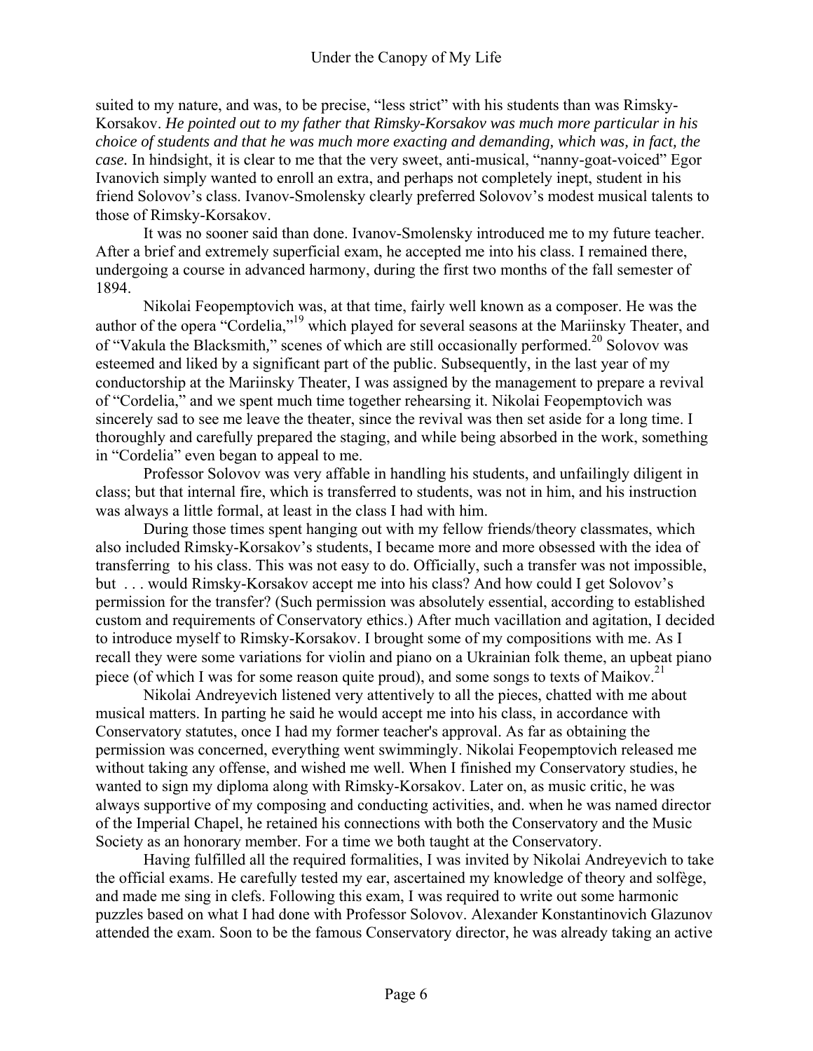suited to my nature, and was, to be precise, "less strict" with his students than was Rimsky-Korsakov. *He pointed out to my father that Rimsky-Korsakov was much more particular in his choice of students and that he was much more exacting and demanding, which was, in fact, the case.* In hindsight, it is clear to me that the very sweet, anti-musical, "nanny-goat-voiced" Egor Ivanovich simply wanted to enroll an extra, and perhaps not completely inept, student in his friend Solovov's class. Ivanov-Smolensky clearly preferred Solovov's modest musical talents to those of Rimsky-Korsakov.

It was no sooner said than done. Ivanov-Smolensky introduced me to my future teacher. After a brief and extremely superficial exam, he accepted me into his class. I remained there, undergoing a course in advanced harmony, during the first two months of the fall semester of 1894.

Nikolai Feopemptovich was, at that time, fairly well known as a composer. He was the author of the opera "Cordelia,"[19] which played for several seasons at the Mariinsky Theater, and of "Vakula the Blacksmith," scenes of which are still occasionally performed.[20] Solovov was esteemed and liked by a significant part of the public. Subsequently, in the last year of my conductorship at the Mariinsky Theater, I was assigned by the management to prepare a revival of "Cordelia," and we spent much time together rehearsing it. Nikolai Feopemptovich was sincerely sad to see me leave the theater, since the revival was then set aside for a long time. I thoroughly and carefully prepared the staging, and while being absorbed in the work, something in "Cordelia" even began to appeal to me.

Professor Solovov was very affable in handling his students, and unfailingly diligent in class; but that internal fire, which is transferred to students, was not in him, and his instruction was always a little formal, at least in the class I had with him.

During those times spent hanging out with my fellow friends/theory classmates, which also included Rimsky-Korsakov's students, I became more and more obsessed with the idea of transferring to his class. This was not easy to do. Officially, such a transfer was not impossible, but . . . would Rimsky-Korsakov accept me into his class? And how could I get Solovov's permission for the transfer? (Such permission was absolutely essential, according to established custom and requirements of Conservatory ethics.) After much vacillation and agitation, I decided to introduce myself to Rimsky-Korsakov. I brought some of my compositions with me. As I recall they were some variations for violin and piano on a Ukrainian folk theme, an upbeat piano piece (of which I was for some reason quite proud), and some songs to texts of Maikov.[21]

Nikolai Andreyevich listened very attentively to all the pieces, chatted with me about musical matters. In parting he said he would accept me into his class, in accordance with Conservatory statutes, once I had my former teacher's approval. As far as obtaining the permission was concerned, everything went swimmingly. Nikolai Feopemptovich released me without taking any offense, and wished me well. When I finished my Conservatory studies, he wanted to sign my diploma along with Rimsky-Korsakov. Later on, as music critic, he was always supportive of my composing and conducting activities, and. when he was named director of the Imperial Chapel, he retained his connections with both the Conservatory and the Music Society as an honorary member. For a time we both taught at the Conservatory.

Having fulfilled all the required formalities, I was invited by Nikolai Andreyevich to take the official exams. He carefully tested my ear, ascertained my knowledge of theory and solfège, and made me sing in clefs. Following this exam, I was required to write out some harmonic puzzles based on what I had done with Professor Solovov. Alexander Konstantinovich Glazunov attended the exam. Soon to be the famous Conservatory director, he was already taking an active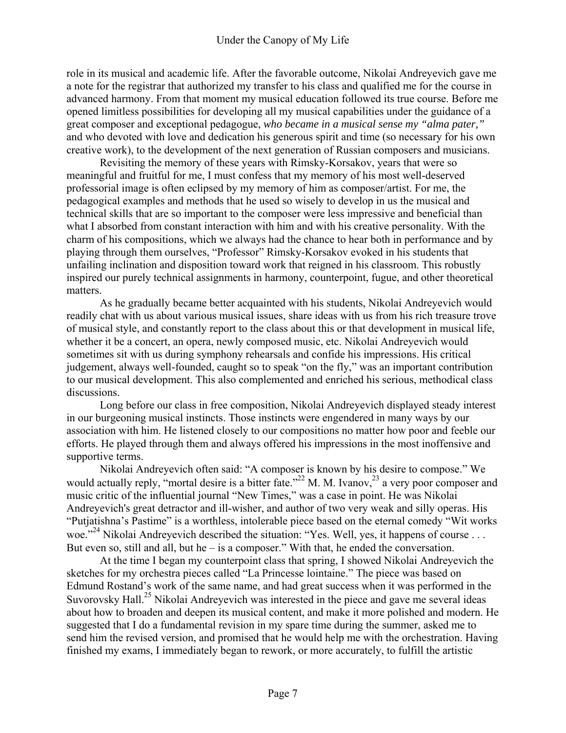role in its musical and academic life. After the favorable outcome, Nikolai Andreyevich gave me a note for the registrar that authorized my transfer to his class and qualified me for the course in advanced harmony. From that moment my musical education followed its true course. Before me opened limitless possibilities for developing all my musical capabilities under the guidance of a great composer and exceptional pedagogue, *who became in a musical sense my "alma pater,"* and who devoted with love and dedication his generous spirit and time (so necessary for his own creative work), to the development of the next generation of Russian composers and musicians.

Revisiting the memory of these years with Rimsky-Korsakov, years that were so meaningful and fruitful for me, I must confess that my memory of his most well-deserved professorial image is often eclipsed by my memory of him as composer/artist. For me, the pedagogical examples and methods that he used so wisely to develop in us the musical and technical skills that are so important to the composer were less impressive and beneficial than what I absorbed from constant interaction with him and with his creative personality. With the charm of his compositions, which we always had the chance to hear both in performance and by playing through them ourselves, "Professor" Rimsky-Korsakov evoked in his students that unfailing inclination and disposition toward work that reigned in his classroom. This robustly inspired our purely technical assignments in harmony, counterpoint, fugue, and other theoretical matters.

As he gradually became better acquainted with his students, Nikolai Andreyevich would readily chat with us about various musical issues, share ideas with us from his rich treasure trove of musical style, and constantly report to the class about this or that development in musical life, whether it be a concert, an opera, newly composed music, etc. Nikolai Andreyevich would sometimes sit with us during symphony rehearsals and confide his impressions. His critical judgement, always well-founded, caught so to speak "on the fly," was an important contribution to our musical development. This also complemented and enriched his serious, methodical class discussions.

Long before our class in free composition, Nikolai Andreyevich displayed steady interest in our burgeoning musical instincts. Those instincts were engendered in many ways by our association with him. He listened closely to our compositions no matter how poor and feeble our efforts. He played through them and always offered his impressions in the most inoffensive and supportive terms.

Nikolai Andreyevich often said: "A composer is known by his desire to compose." We would actually reply, "mortal desire is a bitter fate."[22] M. M. Ivanov,[23] a very poor composer and music critic of the influential journal "New Times," was a case in point. He was Nikolai Andreyevich's great detractor and ill-wisher, and author of two very weak and silly operas. His "Putjatishna's Pastime" is a worthless, intolerable piece based on the eternal comedy "Wit works woe."[24] Nikolai Andreyevich described the situation: "Yes. Well, yes, it happens of course . . . But even so, still and all, but he – is a composer." With that, he ended the conversation.

At the time I began my counterpoint class that spring, I showed Nikolai Andreyevich the sketches for my orchestra pieces called "La Princesse lointaine." The piece was based on Edmund Rostand's work of the same name, and had great success when it was performed in the Suvorovsky Hall.[25] Nikolai Andreyevich was interested in the piece and gave me several ideas about how to broaden and deepen its musical content, and make it more polished and modern. He suggested that I do a fundamental revision in my spare time during the summer, asked me to send him the revised version, and promised that he would help me with the orchestration. Having finished my exams, I immediately began to rework, or more accurately, to fulfill the artistic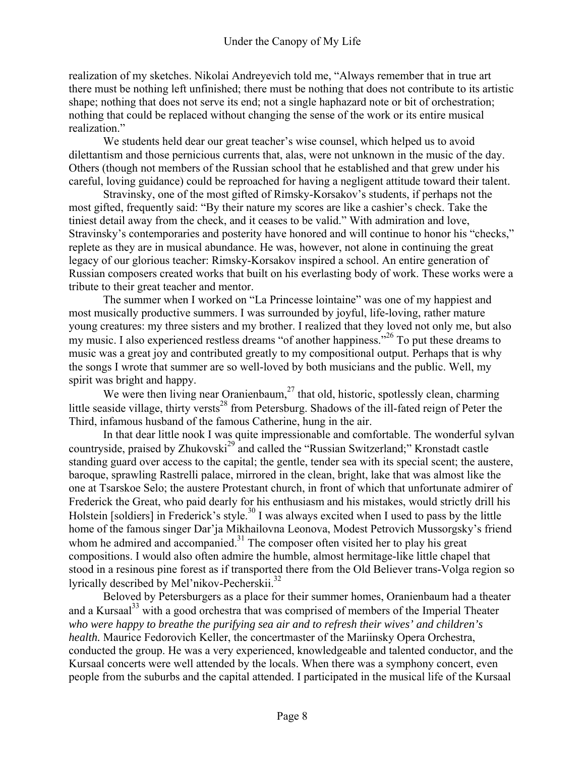realization of my sketches. Nikolai Andreyevich told me, "Always remember that in true art there must be nothing left unfinished; there must be nothing that does not contribute to its artistic shape; nothing that does not serve its end; not a single haphazard note or bit of orchestration; nothing that could be replaced without changing the sense of the work or its entire musical realization."

We students held dear our great teacher's wise counsel, which helped us to avoid dilettantism and those pernicious currents that, alas, were not unknown in the music of the day. Others (though not members of the Russian school that he established and that grew under his careful, loving guidance) could be reproached for having a negligent attitude toward their talent.

Stravinsky, one of the most gifted of Rimsky-Korsakov's students, if perhaps not the most gifted, frequently said: "By their nature my scores are like a cashier's check. Take the tiniest detail away from the check, and it ceases to be valid." With admiration and love, Stravinsky's contemporaries and posterity have honored and will continue to honor his "checks," replete as they are in musical abundance. He was, however, not alone in continuing the great legacy of our glorious teacher: Rimsky-Korsakov inspired a school. An entire generation of Russian composers created works that built on his everlasting body of work. These works were a tribute to their great teacher and mentor.

The summer when I worked on "La Princesse lointaine" was one of my happiest and most musically productive summers. I was surrounded by joyful, life-loving, rather mature young creatures: my three sisters and my brother. I realized that they loved not only me, but also my music. I also experienced restless dreams "of another happiness."[26] To put these dreams to music was a great joy and contributed greatly to my compositional output. Perhaps that is why the songs I wrote that summer are so well-loved by both musicians and the public. Well, my spirit was bright and happy.

We were then living near Oranienbaum,[27] that old, historic, spotlessly clean, charming little seaside village, thirty versts[28] from Petersburg. Shadows of the ill-fated reign of Peter the Third, infamous husband of the famous Catherine, hung in the air.

In that dear little nook I was quite impressionable and comfortable. The wonderful sylvan countryside, praised by Zhukovski[29] and called the "Russian Switzerland;" Kronstadt castle standing guard over access to the capital; the gentle, tender sea with its special scent; the austere, baroque, sprawling Rastrelli palace, mirrored in the clean, bright, lake that was almost like the one at Tsarskoe Selo; the austere Protestant church, in front of which that unfortunate admirer of Frederick the Great, who paid dearly for his enthusiasm and his mistakes, would strictly drill his Holstein [soldiers] in Frederick's style.[30] I was always excited when I used to pass by the little home of the famous singer Dar'ja Mikhailovna Leonova, Modest Petrovich Mussorgsky's friend whom he admired and accompanied.[31] The composer often visited her to play his great compositions. I would also often admire the humble, almost hermitage-like little chapel that stood in a resinous pine forest as if transported there from the Old Believer trans-Volga region so lyrically described by Mel'nikov-Pecherskii.[32]

Beloved by Petersburgers as a place for their summer homes, Oranienbaum had a theater and a Kursaal[33] with a good orchestra that was comprised of members of the Imperial Theater *who were happy to breathe the purifying sea air and to refresh their wives' and children's health.* Maurice Fedorovich Keller, the concertmaster of the Mariinsky Opera Orchestra, conducted the group. He was a very experienced, knowledgeable and talented conductor, and the Kursaal concerts were well attended by the locals. When there was a symphony concert, even people from the suburbs and the capital attended. I participated in the musical life of the Kursaal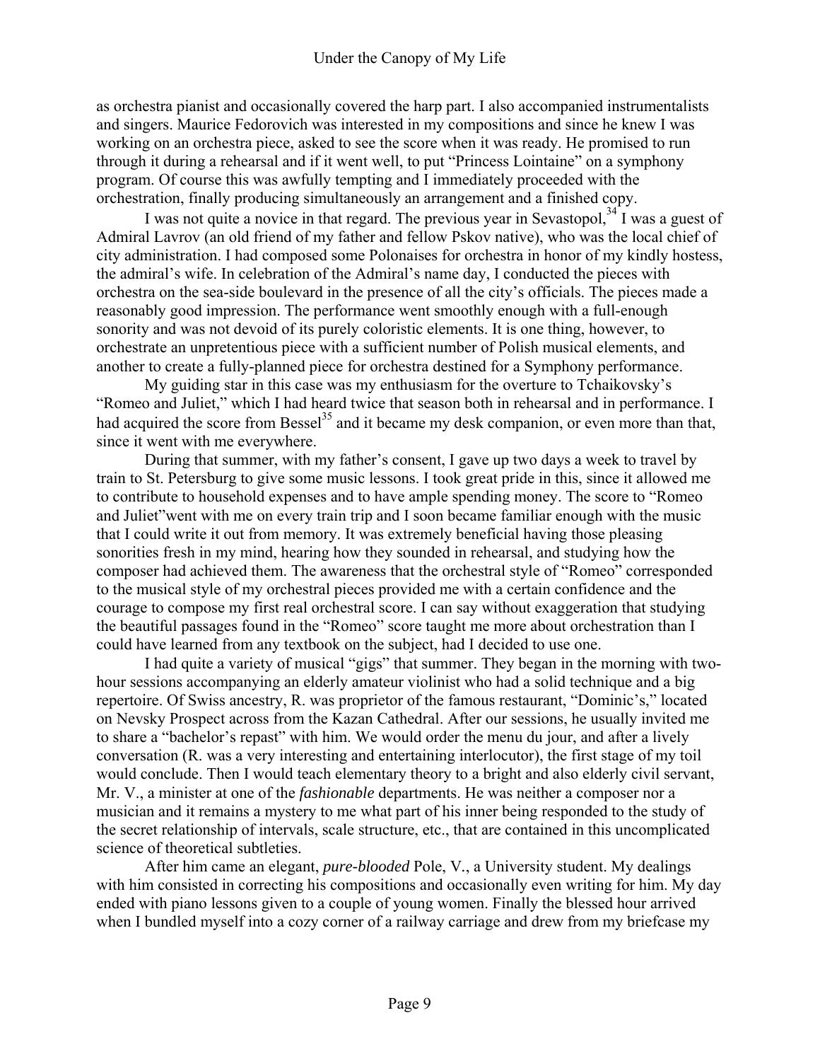as orchestra pianist and occasionally covered the harp part. I also accompanied instrumentalists and singers. Maurice Fedorovich was interested in my compositions and since he knew I was working on an orchestra piece, asked to see the score when it was ready. He promised to run through it during a rehearsal and if it went well, to put "Princess Lointaine" on a symphony program. Of course this was awfully tempting and I immediately proceeded with the orchestration, finally producing simultaneously an arrangement and a finished copy.

I was not quite a novice in that regard. The previous year in Sevastopol,[34] I was a guest of Admiral Lavrov (an old friend of my father and fellow Pskov native), who was the local chief of city administration. I had composed some Polonaises for orchestra in honor of my kindly hostess, the admiral's wife. In celebration of the Admiral's name day, I conducted the pieces with orchestra on the sea-side boulevard in the presence of all the city's officials. The pieces made a reasonably good impression. The performance went smoothly enough with a full-enough sonority and was not devoid of its purely coloristic elements. It is one thing, however, to orchestrate an unpretentious piece with a sufficient number of Polish musical elements, and another to create a fully-planned piece for orchestra destined for a Symphony performance.

My guiding star in this case was my enthusiasm for the overture to Tchaikovsky's "Romeo and Juliet," which I had heard twice that season both in rehearsal and in performance. I had acquired the score from Bessel[35] and it became my desk companion, or even more than that, since it went with me everywhere.

During that summer, with my father's consent, I gave up two days a week to travel by train to St. Petersburg to give some music lessons. I took great pride in this, since it allowed me to contribute to household expenses and to have ample spending money. The score to "Romeo and Juliet"went with me on every train trip and I soon became familiar enough with the music that I could write it out from memory. It was extremely beneficial having those pleasing sonorities fresh in my mind, hearing how they sounded in rehearsal, and studying how the composer had achieved them. The awareness that the orchestral style of "Romeo" corresponded to the musical style of my orchestral pieces provided me with a certain confidence and the courage to compose my first real orchestral score. I can say without exaggeration that studying the beautiful passages found in the "Romeo" score taught me more about orchestration than I could have learned from any textbook on the subject, had I decided to use one.

I had quite a variety of musical "gigs" that summer. They began in the morning with two-hour sessions accompanying an elderly amateur violinist who had a solid technique and a big repertoire. Of Swiss ancestry, R. was proprietor of the famous restaurant, "Dominic's," located on Nevsky Prospect across from the Kazan Cathedral. After our sessions, he usually invited me to share a "bachelor's repast" with him. We would order the menu du jour, and after a lively conversation (R. was a very interesting and entertaining interlocutor), the first stage of my toil would conclude. Then I would teach elementary theory to a bright and also elderly civil servant, Mr. V., a minister at one of the *fashionable* departments. He was neither a composer nor a musician and it remains a mystery to me what part of his inner being responded to the study of the secret relationship of intervals, scale structure, etc., that are contained in this uncomplicated science of theoretical subtleties.

After him came an elegant, *pure-blooded* Pole, V., a University student. My dealings with him consisted in correcting his compositions and occasionally even writing for him. My day ended with piano lessons given to a couple of young women. Finally the blessed hour arrived when I bundled myself into a cozy corner of a railway carriage and drew from my briefcase my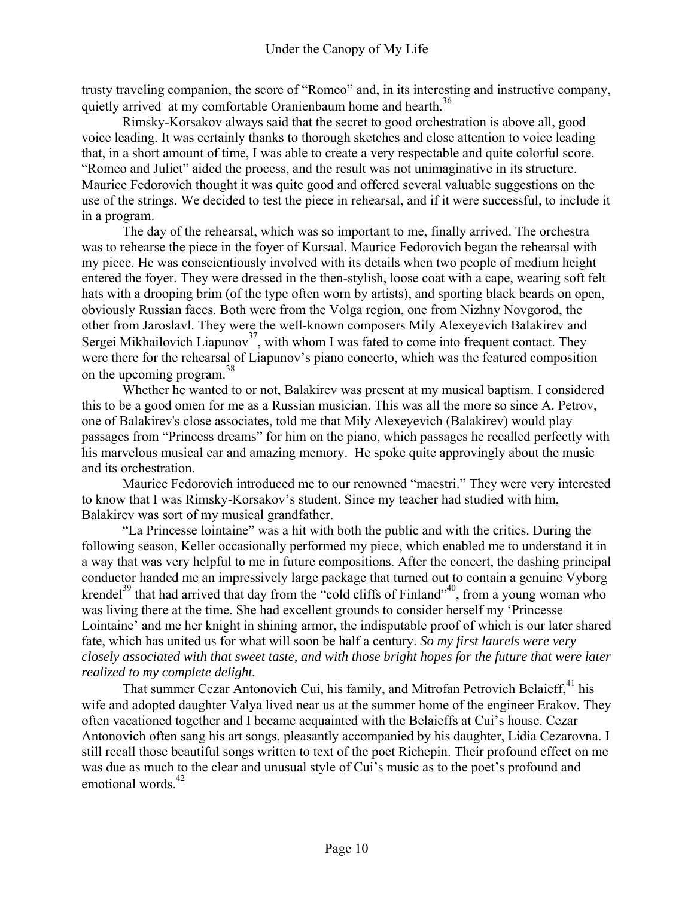trusty traveling companion, the score of "Romeo" and, in its interesting and instructive company, quietly arrived at my comfortable Oranienbaum home and hearth.[36]

Rimsky-Korsakov always said that the secret to good orchestration is above all, good voice leading. It was certainly thanks to thorough sketches and close attention to voice leading that, in a short amount of time, I was able to create a very respectable and quite colorful score. "Romeo and Juliet" aided the process, and the result was not unimaginative in its structure. Maurice Fedorovich thought it was quite good and offered several valuable suggestions on the use of the strings. We decided to test the piece in rehearsal, and if it were successful, to include it in a program.

The day of the rehearsal, which was so important to me, finally arrived. The orchestra was to rehearse the piece in the foyer of Kursaal. Maurice Fedorovich began the rehearsal with my piece. He was conscientiously involved with its details when two people of medium height entered the foyer. They were dressed in the then-stylish, loose coat with a cape, wearing soft felt hats with a drooping brim (of the type often worn by artists), and sporting black beards on open, obviously Russian faces. Both were from the Volga region, one from Nizhny Novgorod, the other from Jaroslavl. They were the well-known composers Mily Alexeyevich Balakirev and Sergei Mikhailovich Liapunov[37], with whom I was fated to come into frequent contact. They were there for the rehearsal of Liapunov's piano concerto, which was the featured composition on the upcoming program.[38]

Whether he wanted to or not, Balakirev was present at my musical baptism. I considered this to be a good omen for me as a Russian musician. This was all the more so since A. Petrov, one of Balakirev's close associates, told me that Mily Alexeyevich (Balakirev) would play passages from "Princess dreams" for him on the piano, which passages he recalled perfectly with his marvelous musical ear and amazing memory. He spoke quite approvingly about the music and its orchestration.

Maurice Fedorovich introduced me to our renowned "maestri." They were very interested to know that I was Rimsky-Korsakov's student. Since my teacher had studied with him, Balakirev was sort of my musical grandfather.

"La Princesse lointaine" was a hit with both the public and with the critics. During the following season, Keller occasionally performed my piece, which enabled me to understand it in a way that was very helpful to me in future compositions. After the concert, the dashing principal conductor handed me an impressively large package that turned out to contain a genuine Vyborg krendel[39] that had arrived that day from the "cold cliffs of Finland"[40], from a young woman who was living there at the time. She had excellent grounds to consider herself my 'Princesse Lointaine' and me her knight in shining armor, the indisputable proof of which is our later shared fate, which has united us for what will soon be half a century. *So my first laurels were very closely associated with that sweet taste, and with those bright hopes for the future that were later realized to my complete delight.*

That summer Cezar Antonovich Cui, his family, and Mitrofan Petrovich Belaieff,[41] his wife and adopted daughter Valya lived near us at the summer home of the engineer Erakov. They often vacationed together and I became acquainted with the Belaieffs at Cui's house. Cezar Antonovich often sang his art songs, pleasantly accompanied by his daughter, Lidia Cezarovna. I still recall those beautiful songs written to text of the poet Richepin. Their profound effect on me was due as much to the clear and unusual style of Cui's music as to the poet's profound and emotional words.[42]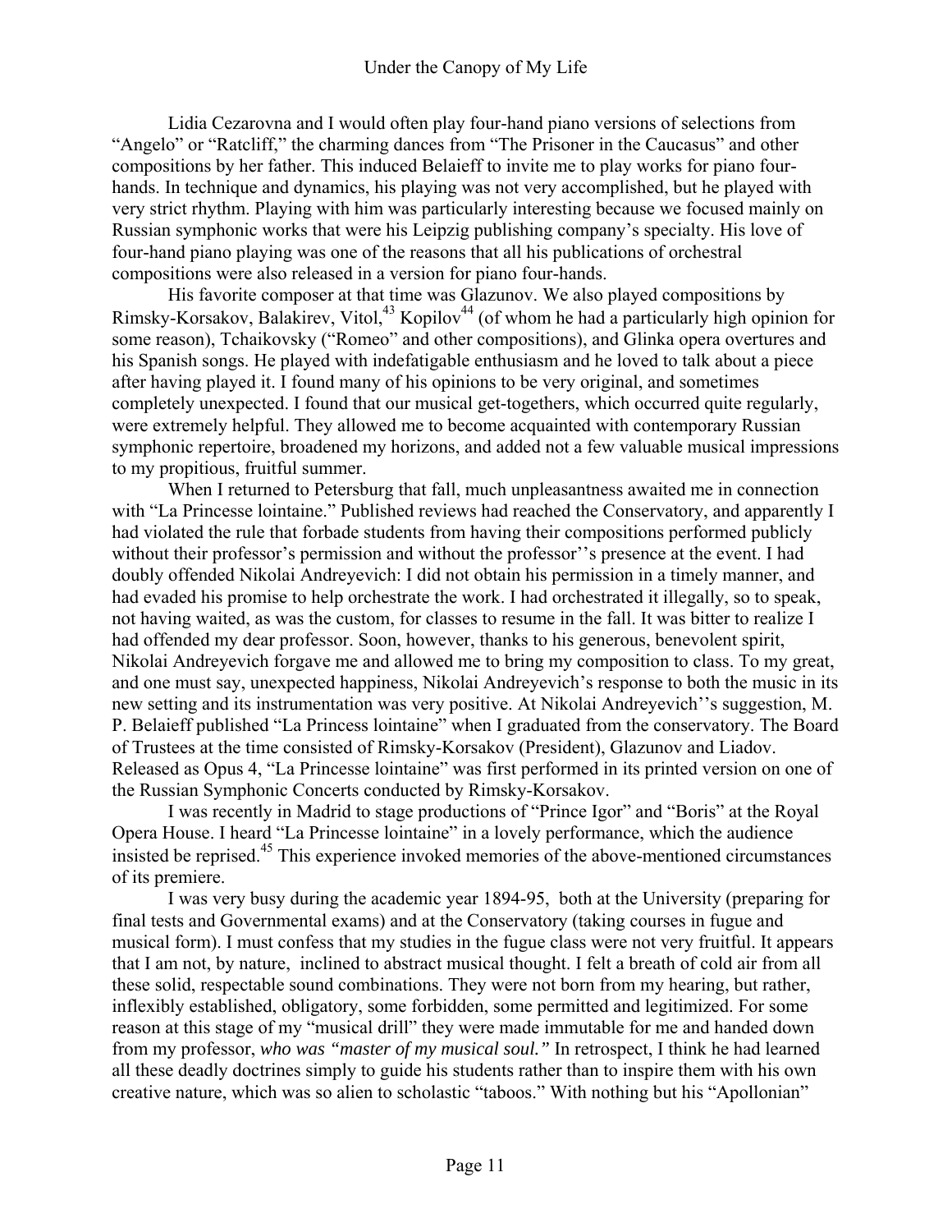Lidia Cezarovna and I would often play four-hand piano versions of selections from "Angelo" or "Ratcliff," the charming dances from "The Prisoner in the Caucasus" and other compositions by her father. This induced Belaieff to invite me to play works for piano four-hands. In technique and dynamics, his playing was not very accomplished, but he played with very strict rhythm. Playing with him was particularly interesting because we focused mainly on Russian symphonic works that were his Leipzig publishing company's specialty. His love of four-hand piano playing was one of the reasons that all his publications of orchestral compositions were also released in a version for piano four-hands.

His favorite composer at that time was Glazunov. We also played compositions by Rimsky-Korsakov, Balakirev, Vitol,[43] Kopilov[44] (of whom he had a particularly high opinion for some reason), Tchaikovsky ("Romeo" and other compositions), and Glinka opera overtures and his Spanish songs. He played with indefatigable enthusiasm and he loved to talk about a piece after having played it. I found many of his opinions to be very original, and sometimes completely unexpected. I found that our musical get-togethers, which occurred quite regularly, were extremely helpful. They allowed me to become acquainted with contemporary Russian symphonic repertoire, broadened my horizons, and added not a few valuable musical impressions to my propitious, fruitful summer.

When I returned to Petersburg that fall, much unpleasantness awaited me in connection with "La Princesse lointaine." Published reviews had reached the Conservatory, and apparently I had violated the rule that forbade students from having their compositions performed publicly without their professor's permission and without the professor''s presence at the event. I had doubly offended Nikolai Andreyevich: I did not obtain his permission in a timely manner, and had evaded his promise to help orchestrate the work. I had orchestrated it illegally, so to speak, not having waited, as was the custom, for classes to resume in the fall. It was bitter to realize I had offended my dear professor. Soon, however, thanks to his generous, benevolent spirit, Nikolai Andreyevich forgave me and allowed me to bring my composition to class. To my great, and one must say, unexpected happiness, Nikolai Andreyevich's response to both the music in its new setting and its instrumentation was very positive. At Nikolai Andreyevich''s suggestion, M. P. Belaieff published "La Princess lointaine" when I graduated from the conservatory. The Board of Trustees at the time consisted of Rimsky-Korsakov (President), Glazunov and Liadov. Released as Opus 4, "La Princesse lointaine" was first performed in its printed version on one of the Russian Symphonic Concerts conducted by Rimsky-Korsakov.

I was recently in Madrid to stage productions of "Prince Igor" and "Boris" at the Royal Opera House. I heard "La Princesse lointaine" in a lovely performance, which the audience insisted be reprised.[45] This experience invoked memories of the above-mentioned circumstances of its premiere.

I was very busy during the academic year 1894-95, both at the University (preparing for final tests and Governmental exams) and at the Conservatory (taking courses in fugue and musical form). I must confess that my studies in the fugue class were not very fruitful. It appears that I am not, by nature, inclined to abstract musical thought. I felt a breath of cold air from all these solid, respectable sound combinations. They were not born from my hearing, but rather, inflexibly established, obligatory, some forbidden, some permitted and legitimized. For some reason at this stage of my "musical drill" they were made immutable for me and handed down from my professor, *who was "master of my musical soul."* In retrospect, I think he had learned all these deadly doctrines simply to guide his students rather than to inspire them with his own creative nature, which was so alien to scholastic "taboos." With nothing but his "Apollonian"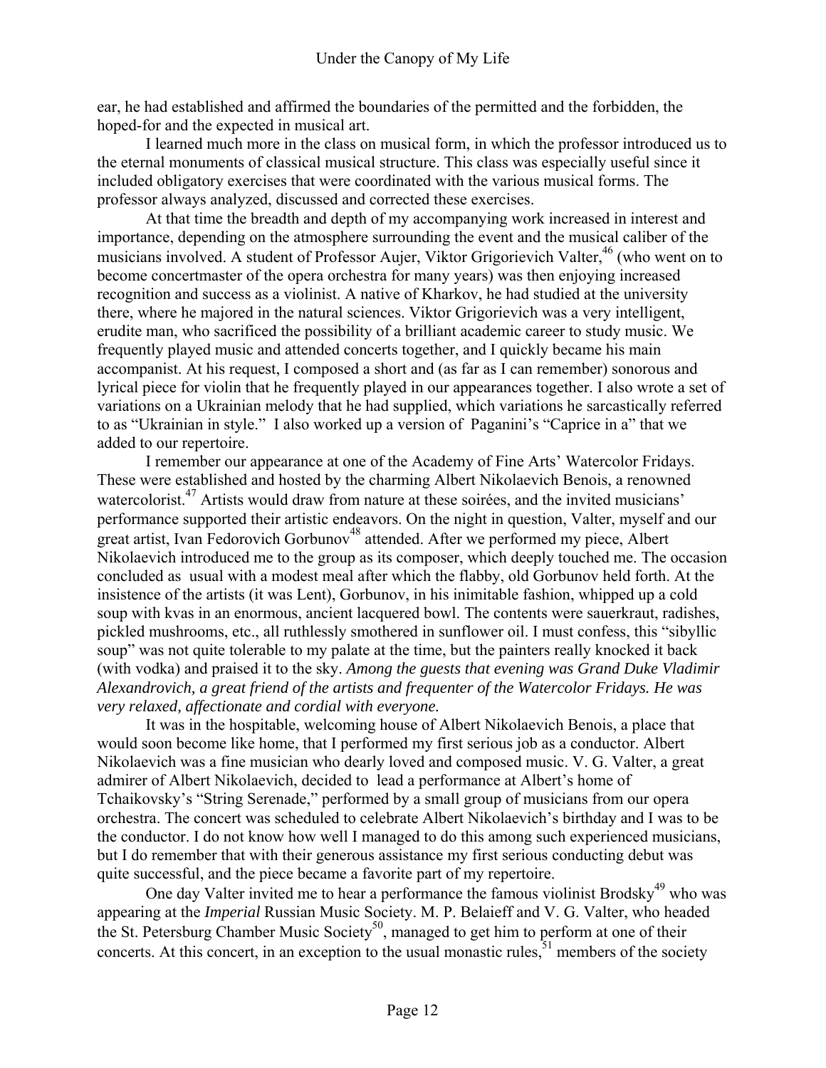ear, he had established and affirmed the boundaries of the permitted and the forbidden, the hoped-for and the expected in musical art.

I learned much more in the class on musical form, in which the professor introduced us to the eternal monuments of classical musical structure. This class was especially useful since it included obligatory exercises that were coordinated with the various musical forms. The professor always analyzed, discussed and corrected these exercises.

At that time the breadth and depth of my accompanying work increased in interest and importance, depending on the atmosphere surrounding the event and the musical caliber of the musicians involved. A student of Professor Aujer, Viktor Grigorievich Valter,[46] (who went on to become concertmaster of the opera orchestra for many years) was then enjoying increased recognition and success as a violinist. A native of Kharkov, he had studied at the university there, where he majored in the natural sciences. Viktor Grigorievich was a very intelligent, erudite man, who sacrificed the possibility of a brilliant academic career to study music. We frequently played music and attended concerts together, and I quickly became his main accompanist. At his request, I composed a short and (as far as I can remember) sonorous and lyrical piece for violin that he frequently played in our appearances together. I also wrote a set of variations on a Ukrainian melody that he had supplied, which variations he sarcastically referred to as "Ukrainian in style." I also worked up a version of Paganini's "Caprice in a" that we added to our repertoire.

I remember our appearance at one of the Academy of Fine Arts' Watercolor Fridays. These were established and hosted by the charming Albert Nikolaevich Benois, a renowned watercolorist.[47] Artists would draw from nature at these soirées, and the invited musicians' performance supported their artistic endeavors. On the night in question, Valter, myself and our great artist, Ivan Fedorovich Gorbunov[48] attended. After we performed my piece, Albert Nikolaevich introduced me to the group as its composer, which deeply touched me. The occasion concluded as usual with a modest meal after which the flabby, old Gorbunov held forth. At the insistence of the artists (it was Lent), Gorbunov, in his inimitable fashion, whipped up a cold soup with kvas in an enormous, ancient lacquered bowl. The contents were sauerkraut, radishes, pickled mushrooms, etc., all ruthlessly smothered in sunflower oil. I must confess, this "sibyllic soup" was not quite tolerable to my palate at the time, but the painters really knocked it back (with vodka) and praised it to the sky. *Among the guests that evening was Grand Duke Vladimir Alexandrovich, a great friend of the artists and frequenter of the Watercolor Fridays. He was very relaxed, affectionate and cordial with everyone.*

It was in the hospitable, welcoming house of Albert Nikolaevich Benois, a place that would soon become like home, that I performed my first serious job as a conductor. Albert Nikolaevich was a fine musician who dearly loved and composed music. V. G. Valter, a great admirer of Albert Nikolaevich, decided to lead a performance at Albert's home of Tchaikovsky's "String Serenade," performed by a small group of musicians from our opera orchestra. The concert was scheduled to celebrate Albert Nikolaevich's birthday and I was to be the conductor. I do not know how well I managed to do this among such experienced musicians, but I do remember that with their generous assistance my first serious conducting debut was quite successful, and the piece became a favorite part of my repertoire.

One day Valter invited me to hear a performance the famous violinist Brodsky[49] who was appearing at the *Imperial* Russian Music Society. M. P. Belaieff and V. G. Valter, who headed the St. Petersburg Chamber Music Society[50], managed to get him to perform at one of their concerts. At this concert, in an exception to the usual monastic rules,[51] members of the society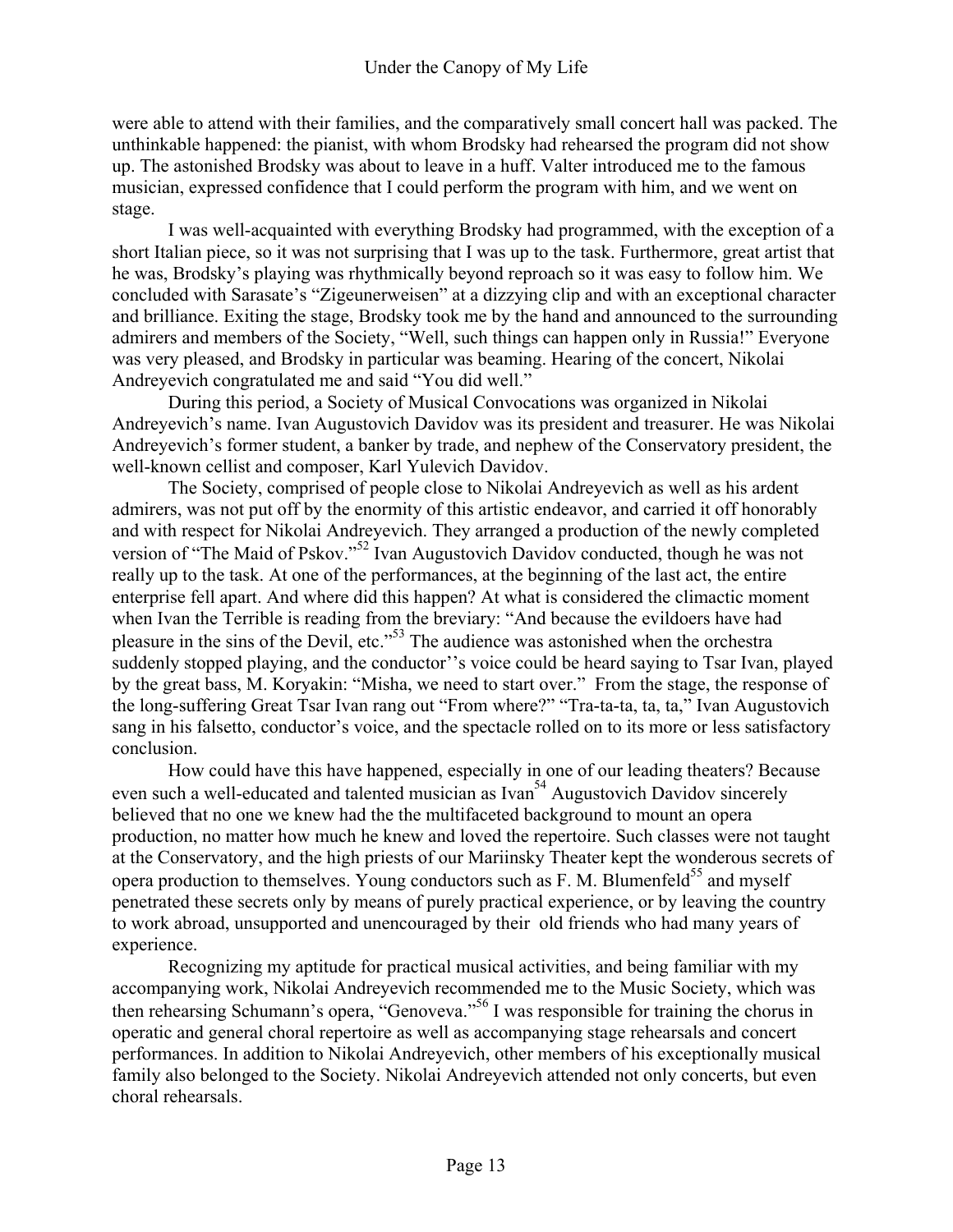were able to attend with their families, and the comparatively small concert hall was packed. The unthinkable happened: the pianist, with whom Brodsky had rehearsed the program did not show up. The astonished Brodsky was about to leave in a huff. Valter introduced me to the famous musician, expressed confidence that I could perform the program with him, and we went on stage.

I was well-acquainted with everything Brodsky had programmed, with the exception of a short Italian piece, so it was not surprising that I was up to the task. Furthermore, great artist that he was, Brodsky's playing was rhythmically beyond reproach so it was easy to follow him. We concluded with Sarasate's "Zigeunerweisen" at a dizzying clip and with an exceptional character and brilliance. Exiting the stage, Brodsky took me by the hand and announced to the surrounding admirers and members of the Society, "Well, such things can happen only in Russia!" Everyone was very pleased, and Brodsky in particular was beaming. Hearing of the concert, Nikolai Andreyevich congratulated me and said "You did well."

During this period, a Society of Musical Convocations was organized in Nikolai Andreyevich's name. Ivan Augustovich Davidov was its president and treasurer. He was Nikolai Andreyevich's former student, a banker by trade, and nephew of the Conservatory president, the well-known cellist and composer, Karl Yulevich Davidov.

The Society, comprised of people close to Nikolai Andreyevich as well as his ardent admirers, was not put off by the enormity of this artistic endeavor, and carried it off honorably and with respect for Nikolai Andreyevich. They arranged a production of the newly completed version of "The Maid of Pskov."[52] Ivan Augustovich Davidov conducted, though he was not really up to the task. At one of the performances, at the beginning of the last act, the entire enterprise fell apart. And where did this happen? At what is considered the climactic moment when Ivan the Terrible is reading from the breviary: "And because the evildoers have had pleasure in the sins of the Devil, etc."[53] The audience was astonished when the orchestra suddenly stopped playing, and the conductor''s voice could be heard saying to Tsar Ivan, played by the great bass, M. Koryakin: "Misha, we need to start over." From the stage, the response of the long-suffering Great Tsar Ivan rang out "From where?" "Tra-ta-ta, ta, ta," Ivan Augustovich sang in his falsetto, conductor's voice, and the spectacle rolled on to its more or less satisfactory conclusion.

How could have this have happened, especially in one of our leading theaters? Because even such a well-educated and talented musician as Ivan[54] Augustovich Davidov sincerely believed that no one we knew had the the multifaceted background to mount an opera production, no matter how much he knew and loved the repertoire. Such classes were not taught at the Conservatory, and the high priests of our Mariinsky Theater kept the wonderous secrets of opera production to themselves. Young conductors such as F. M. Blumenfeld[55] and myself penetrated these secrets only by means of purely practical experience, or by leaving the country to work abroad, unsupported and unencouraged by their old friends who had many years of experience.

Recognizing my aptitude for practical musical activities, and being familiar with my accompanying work, Nikolai Andreyevich recommended me to the Music Society, which was then rehearsing Schumann's opera, "Genoveva."[56] I was responsible for training the chorus in operatic and general choral repertoire as well as accompanying stage rehearsals and concert performances. In addition to Nikolai Andreyevich, other members of his exceptionally musical family also belonged to the Society. Nikolai Andreyevich attended not only concerts, but even choral rehearsals.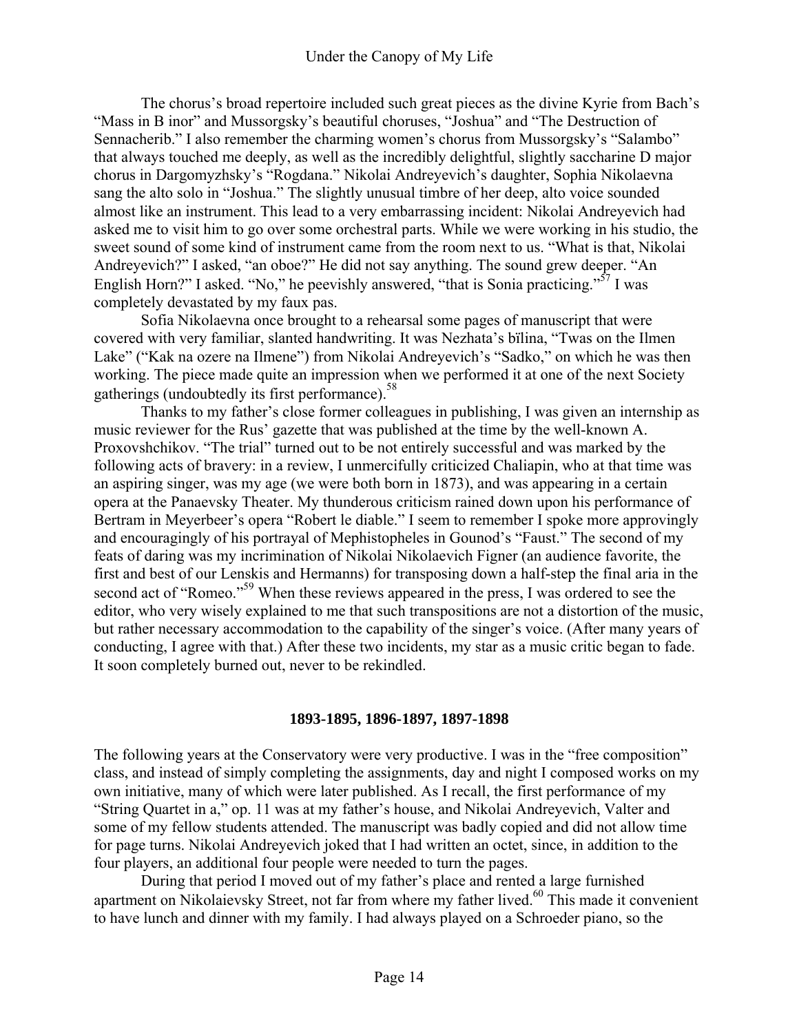The chorus's broad repertoire included such great pieces as the divine Kyrie from Bach's "Mass in B inor" and Mussorgsky's beautiful choruses, "Joshua" and "The Destruction of Sennacherib." I also remember the charming women's chorus from Mussorgsky's "Salambo" that always touched me deeply, as well as the incredibly delightful, slightly saccharine D major chorus in Dargomyzhsky's "Rogdana." Nikolai Andreyevich's daughter, Sophia Nikolaevna sang the alto solo in "Joshua." The slightly unusual timbre of her deep, alto voice sounded almost like an instrument. This lead to a very embarrassing incident: Nikolai Andreyevich had asked me to visit him to go over some orchestral parts. While we were working in his studio, the sweet sound of some kind of instrument came from the room next to us. "What is that, Nikolai Andreyevich?" I asked, "an oboe?" He did not say anything. The sound grew deeper. "An English Horn?" I asked. "No," he peevishly answered, "that is Sonia practicing."[57] I was completely devastated by my faux pas.

Sofia Nikolaevna once brought to a rehearsal some pages of manuscript that were covered with very familiar, slanted handwriting. It was Nezhata's bïlina, "Twas on the Ilmen Lake" ("Kak na ozere na Ilmene") from Nikolai Andreyevich's "Sadko," on which he was then working. The piece made quite an impression when we performed it at one of the next Society gatherings (undoubtedly its first performance).[58]

Thanks to my father's close former colleagues in publishing, I was given an internship as music reviewer for the Rus' gazette that was published at the time by the well-known A. Proxovshchikov. "The trial" turned out to be not entirely successful and was marked by the following acts of bravery: in a review, I unmercifully criticized Chaliapin, who at that time was an aspiring singer, was my age (we were both born in 1873), and was appearing in a certain opera at the Panaevsky Theater. My thunderous criticism rained down upon his performance of Bertram in Meyerbeer's opera "Robert le diable." I seem to remember I spoke more approvingly and encouragingly of his portrayal of Mephistopheles in Gounod's "Faust." The second of my feats of daring was my incrimination of Nikolai Nikolaevich Figner (an audience favorite, the first and best of our Lenskis and Hermanns) for transposing down a half-step the final aria in the second act of "Romeo."[59] When these reviews appeared in the press, I was ordered to see the editor, who very wisely explained to me that such transpositions are not a distortion of the music, but rather necessary accommodation to the capability of the singer's voice. (After many years of conducting, I agree with that.) After these two incidents, my star as a music critic began to fade. It soon completely burned out, never to be rekindled.

### 1893-1895, 1896-1897, 1897-1898

The following years at the Conservatory were very productive. I was in the "free composition" class, and instead of simply completing the assignments, day and night I composed works on my own initiative, many of which were later published. As I recall, the first performance of my "String Quartet in a," op. 11 was at my father's house, and Nikolai Andreyevich, Valter and some of my fellow students attended. The manuscript was badly copied and did not allow time for page turns. Nikolai Andreyevich joked that I had written an octet, since, in addition to the four players, an additional four people were needed to turn the pages.

During that period I moved out of my father's place and rented a large furnished apartment on Nikolaievsky Street, not far from where my father lived.[60] This made it convenient to have lunch and dinner with my family. I had always played on a Schroeder piano, so the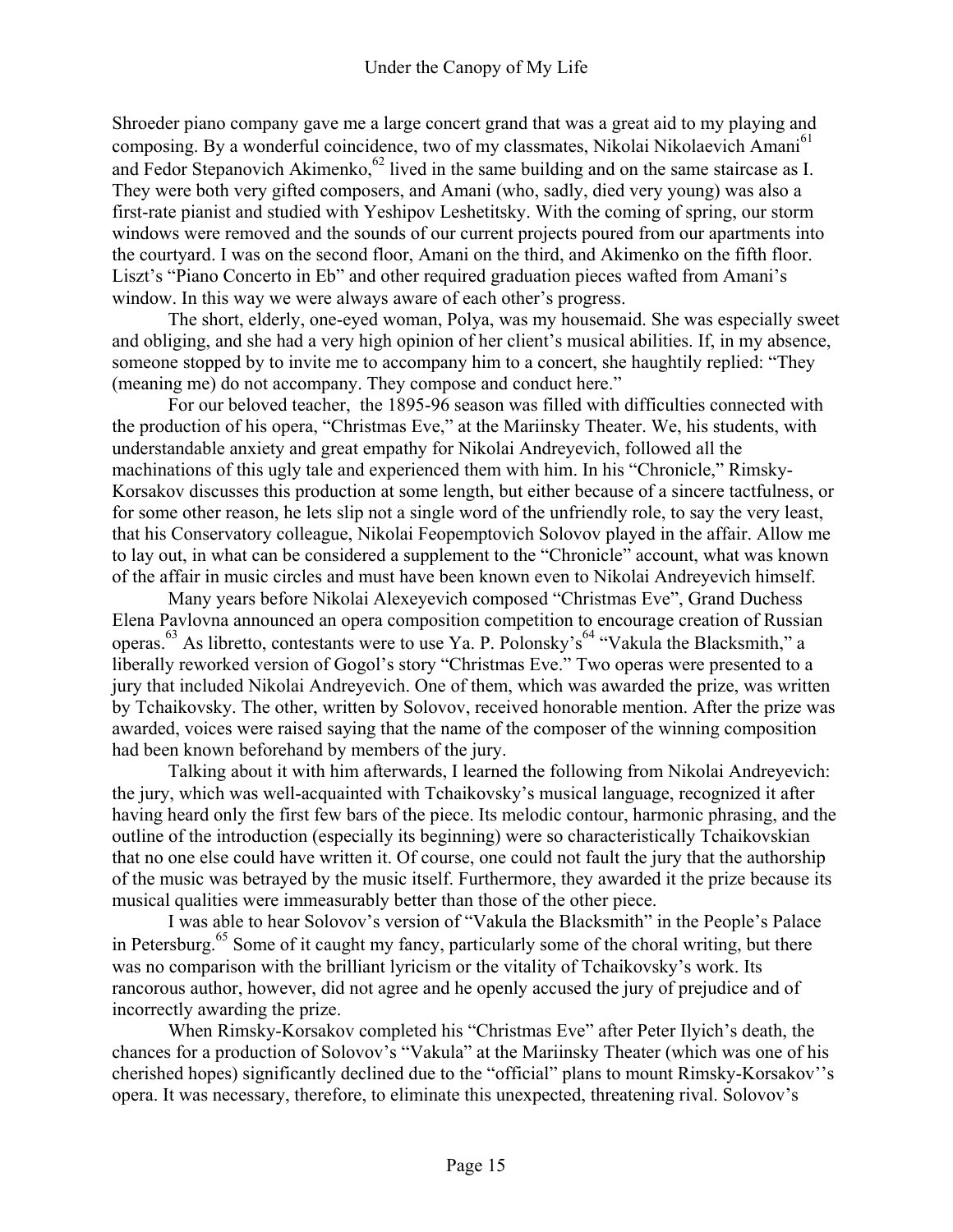Shroeder piano company gave me a large concert grand that was a great aid to my playing and composing. By a wonderful coincidence, two of my classmates, Nikolai Nikolaevich Amani[61] and Fedor Stepanovich Akimenko,[62] lived in the same building and on the same staircase as I. They were both very gifted composers, and Amani (who, sadly, died very young) was also a first-rate pianist and studied with Yeshipov Leshetitsky. With the coming of spring, our storm windows were removed and the sounds of our current projects poured from our apartments into the courtyard. I was on the second floor, Amani on the third, and Akimenko on the fifth floor. Liszt's "Piano Concerto in Eb" and other required graduation pieces wafted from Amani's window. In this way we were always aware of each other's progress.

The short, elderly, one-eyed woman, Polya, was my housemaid. She was especially sweet and obliging, and she had a very high opinion of her client's musical abilities. If, in my absence, someone stopped by to invite me to accompany him to a concert, she haughtily replied: "They (meaning me) do not accompany. They compose and conduct here."

For our beloved teacher, the 1895-96 season was filled with difficulties connected with the production of his opera, "Christmas Eve," at the Mariinsky Theater. We, his students, with understandable anxiety and great empathy for Nikolai Andreyevich, followed all the machinations of this ugly tale and experienced them with him. In his "Chronicle," Rimsky-Korsakov discusses this production at some length, but either because of a sincere tactfulness, or for some other reason, he lets slip not a single word of the unfriendly role, to say the very least, that his Conservatory colleague, Nikolai Feopemptovich Solovov played in the affair. Allow me to lay out, in what can be considered a supplement to the "Chronicle" account, what was known of the affair in music circles and must have been known even to Nikolai Andreyevich himself.

Many years before Nikolai Alexeyevich composed "Christmas Eve", Grand Duchess Elena Pavlovna announced an opera composition competition to encourage creation of Russian operas.[63] As libretto, contestants were to use Ya. P. Polonsky's[64] "Vakula the Blacksmith," a liberally reworked version of Gogol's story "Christmas Eve." Two operas were presented to a jury that included Nikolai Andreyevich. One of them, which was awarded the prize, was written by Tchaikovsky. The other, written by Solovov, received honorable mention. After the prize was awarded, voices were raised saying that the name of the composer of the winning composition had been known beforehand by members of the jury.

Talking about it with him afterwards, I learned the following from Nikolai Andreyevich: the jury, which was well-acquainted with Tchaikovsky's musical language, recognized it after having heard only the first few bars of the piece. Its melodic contour, harmonic phrasing, and the outline of the introduction (especially its beginning) were so characteristically Tchaikovskian that no one else could have written it. Of course, one could not fault the jury that the authorship of the music was betrayed by the music itself. Furthermore, they awarded it the prize because its musical qualities were immeasurably better than those of the other piece.

I was able to hear Solovov's version of "Vakula the Blacksmith" in the People's Palace in Petersburg.[65] Some of it caught my fancy, particularly some of the choral writing, but there was no comparison with the brilliant lyricism or the vitality of Tchaikovsky's work. Its rancorous author, however, did not agree and he openly accused the jury of prejudice and of incorrectly awarding the prize.

When Rimsky-Korsakov completed his "Christmas Eve" after Peter Ilyich's death, the chances for a production of Solovov's "Vakula" at the Mariinsky Theater (which was one of his cherished hopes) significantly declined due to the "official" plans to mount Rimsky-Korsakov''s opera. It was necessary, therefore, to eliminate this unexpected, threatening rival. Solovov's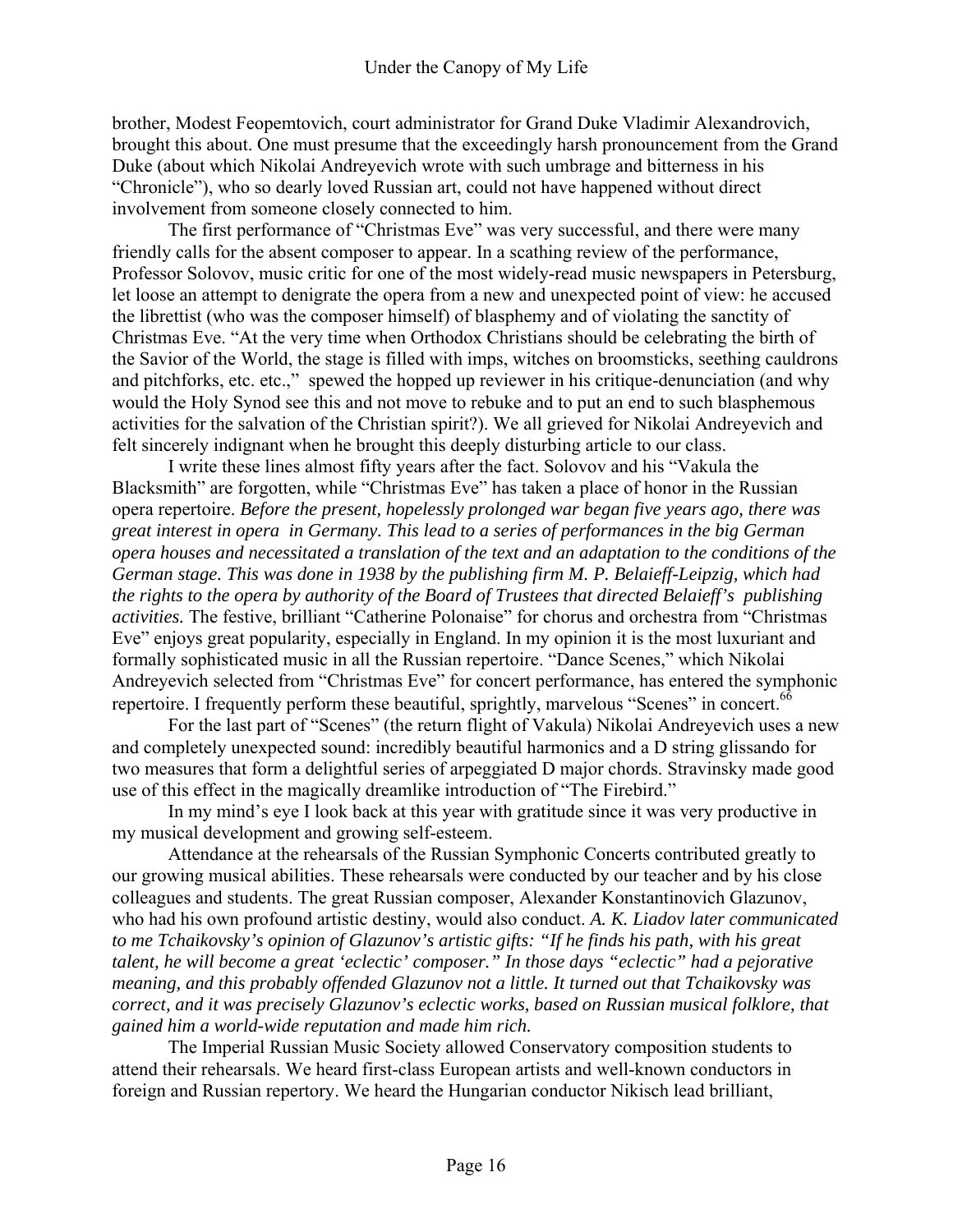brother, Modest Feopemtovich, court administrator for Grand Duke Vladimir Alexandrovich, brought this about. One must presume that the exceedingly harsh pronouncement from the Grand Duke (about which Nikolai Andreyevich wrote with such umbrage and bitterness in his "Chronicle"), who so dearly loved Russian art, could not have happened without direct involvement from someone closely connected to him.

The first performance of "Christmas Eve" was very successful, and there were many friendly calls for the absent composer to appear. In a scathing review of the performance, Professor Solovov, music critic for one of the most widely-read music newspapers in Petersburg, let loose an attempt to denigrate the opera from a new and unexpected point of view: he accused the librettist (who was the composer himself) of blasphemy and of violating the sanctity of Christmas Eve. "At the very time when Orthodox Christians should be celebrating the birth of the Savior of the World, the stage is filled with imps, witches on broomsticks, seething cauldrons and pitchforks, etc. etc.," spewed the hopped up reviewer in his critique-denunciation (and why would the Holy Synod see this and not move to rebuke and to put an end to such blasphemous activities for the salvation of the Christian spirit?). We all grieved for Nikolai Andreyevich and felt sincerely indignant when he brought this deeply disturbing article to our class.

I write these lines almost fifty years after the fact. Solovov and his "Vakula the Blacksmith" are forgotten, while "Christmas Eve" has taken a place of honor in the Russian opera repertoire. *Before the present, hopelessly prolonged war began five years ago, there was great interest in opera in Germany. This lead to a series of performances in the big German opera houses and necessitated a translation of the text and an adaptation to the conditions of the German stage. This was done in 1938 by the publishing firm M. P. Belaieff-Leipzig, which had the rights to the opera by authority of the Board of Trustees that directed Belaieff's publishing activities.* The festive, brilliant "Catherine Polonaise" for chorus and orchestra from "Christmas Eve" enjoys great popularity, especially in England. In my opinion it is the most luxuriant and formally sophisticated music in all the Russian repertoire. "Dance Scenes," which Nikolai Andreyevich selected from "Christmas Eve" for concert performance, has entered the symphonic repertoire. I frequently perform these beautiful, sprightly, marvelous "Scenes" in concert.[66]

For the last part of "Scenes" (the return flight of Vakula) Nikolai Andreyevich uses a new and completely unexpected sound: incredibly beautiful harmonics and a D string glissando for two measures that form a delightful series of arpeggiated D major chords. Stravinsky made good use of this effect in the magically dreamlike introduction of "The Firebird."

In my mind's eye I look back at this year with gratitude since it was very productive in my musical development and growing self-esteem.

Attendance at the rehearsals of the Russian Symphonic Concerts contributed greatly to our growing musical abilities. These rehearsals were conducted by our teacher and by his close colleagues and students. The great Russian composer, Alexander Konstantinovich Glazunov, who had his own profound artistic destiny, would also conduct. *A. K. Liadov later communicated to me Tchaikovsky's opinion of Glazunov's artistic gifts: "If he finds his path, with his great talent, he will become a great 'eclectic' composer." In those days "eclectic" had a pejorative meaning, and this probably offended Glazunov not a little. It turned out that Tchaikovsky was correct, and it was precisely Glazunov's eclectic works, based on Russian musical folklore, that gained him a world-wide reputation and made him rich.*

The Imperial Russian Music Society allowed Conservatory composition students to attend their rehearsals. We heard first-class European artists and well-known conductors in foreign and Russian repertory. We heard the Hungarian conductor Nikisch lead brilliant,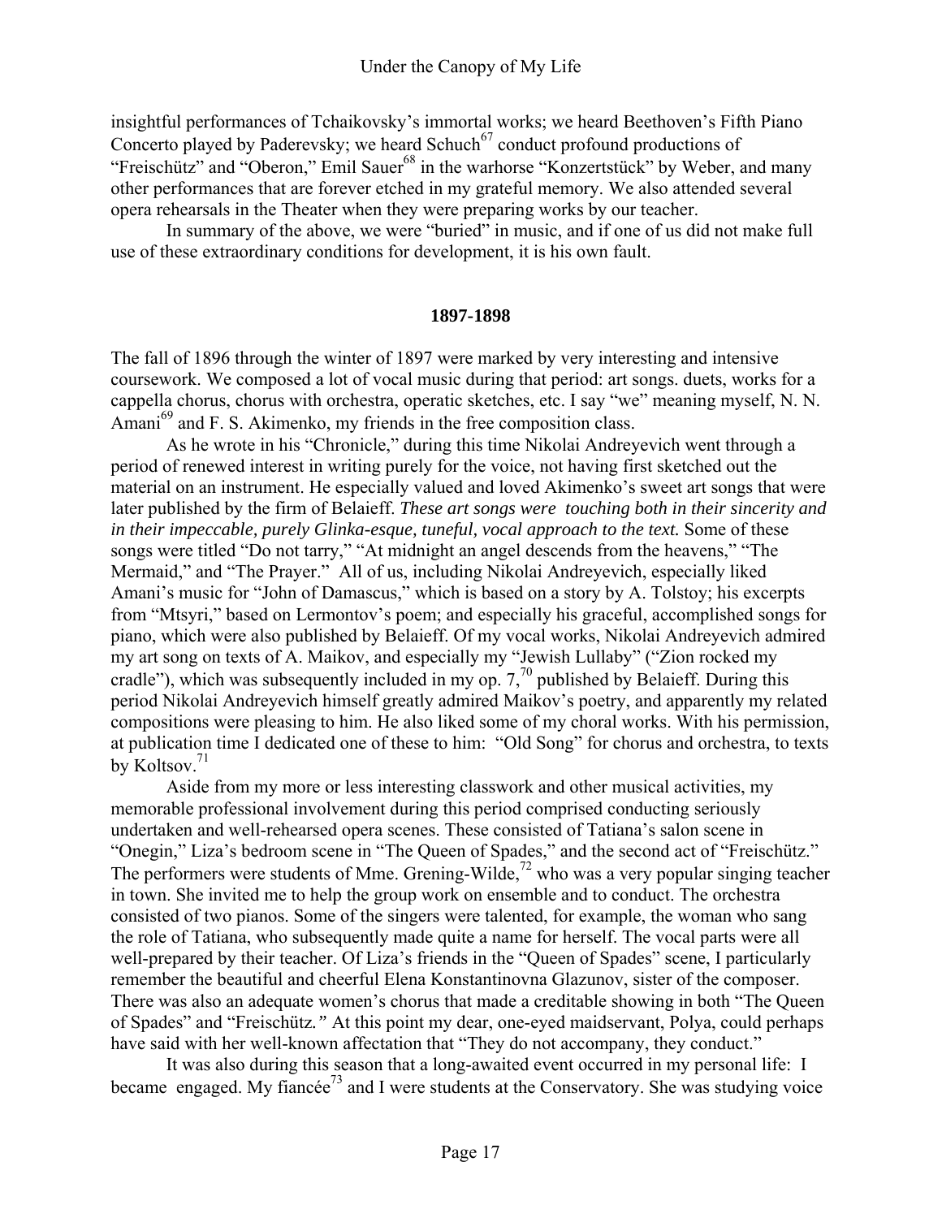insightful performances of Tchaikovsky's immortal works; we heard Beethoven's Fifth Piano Concerto played by Paderevsky; we heard Schuch[67] conduct profound productions of "Freischütz" and "Oberon," Emil Sauer[68] in the warhorse "Konzertstück" by Weber, and many other performances that are forever etched in my grateful memory. We also attended several opera rehearsals in the Theater when they were preparing works by our teacher.

In summary of the above, we were "buried" in music, and if one of us did not make full use of these extraordinary conditions for development, it is his own fault.

**1897-1898**

The fall of 1896 through the winter of 1897 were marked by very interesting and intensive coursework. We composed a lot of vocal music during that period: art songs. duets, works for a cappella chorus, chorus with orchestra, operatic sketches, etc. I say "we" meaning myself, N. N. Amani[69] and F. S. Akimenko, my friends in the free composition class.

As he wrote in his "Chronicle," during this time Nikolai Andreyevich went through a period of renewed interest in writing purely for the voice, not having first sketched out the material on an instrument. He especially valued and loved Akimenko's sweet art songs that were later published by the firm of Belaieff. *These art songs were touching both in their sincerity and in their impeccable, purely Glinka-esque, tuneful, vocal approach to the text.* Some of these songs were titled "Do not tarry," "At midnight an angel descends from the heavens," "The Mermaid," and "The Prayer." All of us, including Nikolai Andreyevich, especially liked Amani's music for "John of Damascus," which is based on a story by A. Tolstoy; his excerpts from "Mtsyri," based on Lermontov's poem; and especially his graceful, accomplished songs for piano, which were also published by Belaieff. Of my vocal works, Nikolai Andreyevich admired my art song on texts of A. Maikov, and especially my "Jewish Lullaby" ("Zion rocked my cradle"), which was subsequently included in my op. 7,[70] published by Belaieff. During this period Nikolai Andreyevich himself greatly admired Maikov's poetry, and apparently my related compositions were pleasing to him. He also liked some of my choral works. With his permission, at publication time I dedicated one of these to him: "Old Song" for chorus and orchestra, to texts by Koltsov.[71]

Aside from my more or less interesting classwork and other musical activities, my memorable professional involvement during this period comprised conducting seriously undertaken and well-rehearsed opera scenes. These consisted of Tatiana's salon scene in "Onegin," Liza's bedroom scene in "The Queen of Spades," and the second act of "Freischütz." The performers were students of Mme. Grening-Wilde,[72] who was a very popular singing teacher in town. She invited me to help the group work on ensemble and to conduct. The orchestra consisted of two pianos. Some of the singers were talented, for example, the woman who sang the role of Tatiana, who subsequently made quite a name for herself. The vocal parts were all well-prepared by their teacher. Of Liza's friends in the "Queen of Spades" scene, I particularly remember the beautiful and cheerful Elena Konstantinovna Glazunov, sister of the composer. There was also an adequate women's chorus that made a creditable showing in both "The Queen of Spades" and "Freischütz." At this point my dear, one-eyed maidservant, Polya, could perhaps have said with her well-known affectation that "They do not accompany, they conduct."

It was also during this season that a long-awaited event occurred in my personal life: I became engaged. My fiancée[73] and I were students at the Conservatory. She was studying voice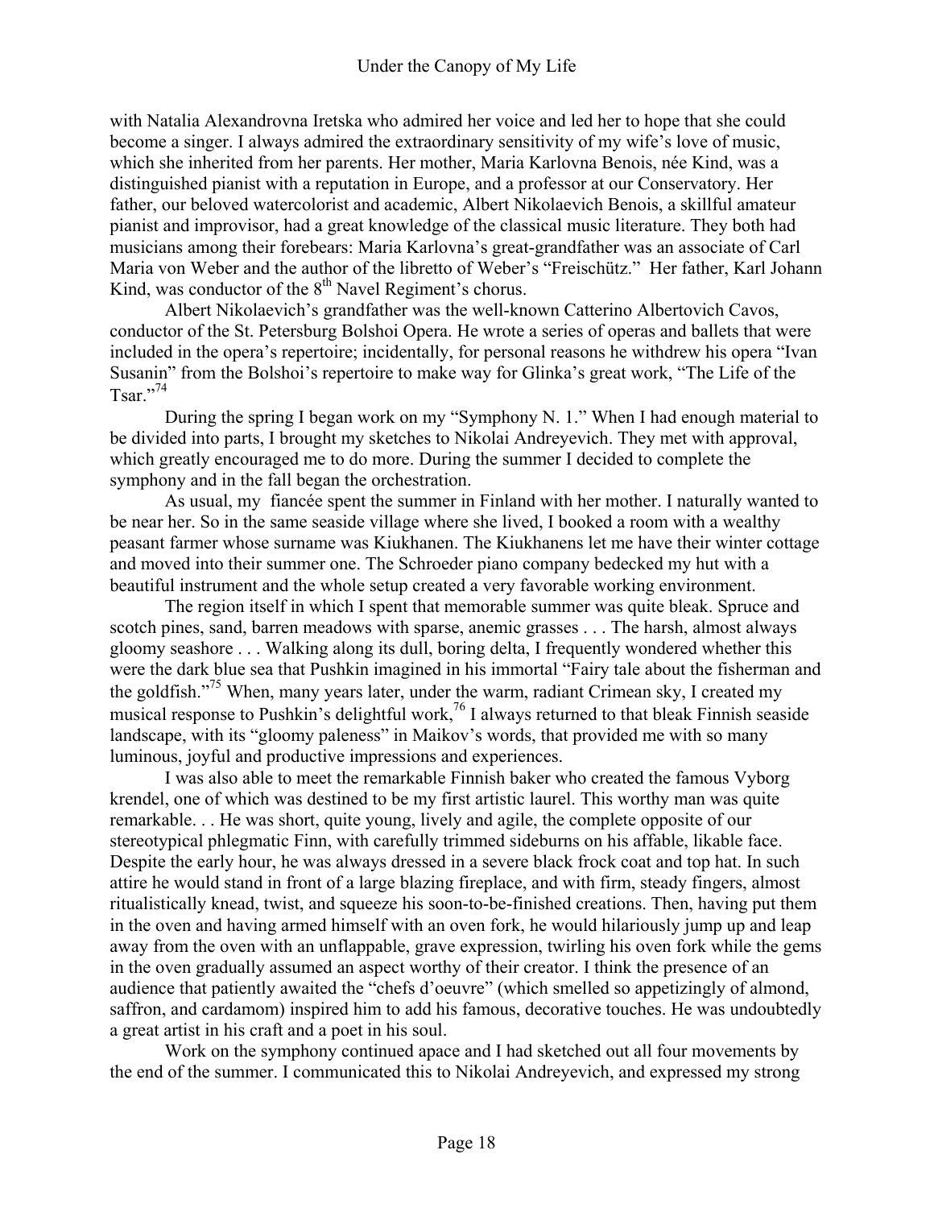with Natalia Alexandrovna Iretska who admired her voice and led her to hope that she could become a singer. I always admired the extraordinary sensitivity of my wife's love of music, which she inherited from her parents. Her mother, Maria Karlovna Benois, née Kind, was a distinguished pianist with a reputation in Europe, and a professor at our Conservatory. Her father, our beloved watercolorist and academic, Albert Nikolaevich Benois, a skillful amateur pianist and improvisor, had a great knowledge of the classical music literature. They both had musicians among their forebears: Maria Karlovna's great-grandfather was an associate of Carl Maria von Weber and the author of the libretto of Weber's "Freischütz." Her father, Karl Johann Kind, was conductor of the 8th Navel Regiment's chorus.

Albert Nikolaevich's grandfather was the well-known Catterino Albertovich Cavos, conductor of the St. Petersburg Bolshoi Opera. He wrote a series of operas and ballets that were included in the opera's repertoire; incidentally, for personal reasons he withdrew his opera "Ivan Susanin" from the Bolshoi's repertoire to make way for Glinka's great work, "The Life of the Tsar."[74]

During the spring I began work on my "Symphony N. 1." When I had enough material to be divided into parts, I brought my sketches to Nikolai Andreyevich. They met with approval, which greatly encouraged me to do more. During the summer I decided to complete the symphony and in the fall began the orchestration.

As usual, my fiancée spent the summer in Finland with her mother. I naturally wanted to be near her. So in the same seaside village where she lived, I booked a room with a wealthy peasant farmer whose surname was Kiukhanen. The Kiukhanens let me have their winter cottage and moved into their summer one. The Schroeder piano company bedecked my hut with a beautiful instrument and the whole setup created a very favorable working environment.

The region itself in which I spent that memorable summer was quite bleak. Spruce and scotch pines, sand, barren meadows with sparse, anemic grasses . . . The harsh, almost always gloomy seashore . . . Walking along its dull, boring delta, I frequently wondered whether this were the dark blue sea that Pushkin imagined in his immortal "Fairy tale about the fisherman and the goldfish."[75] When, many years later, under the warm, radiant Crimean sky, I created my musical response to Pushkin's delightful work,[76] I always returned to that bleak Finnish seaside landscape, with its "gloomy paleness" in Maikov's words, that provided me with so many luminous, joyful and productive impressions and experiences.

I was also able to meet the remarkable Finnish baker who created the famous Vyborg krendel, one of which was destined to be my first artistic laurel. This worthy man was quite remarkable. . . He was short, quite young, lively and agile, the complete opposite of our stereotypical phlegmatic Finn, with carefully trimmed sideburns on his affable, likable face. Despite the early hour, he was always dressed in a severe black frock coat and top hat. In such attire he would stand in front of a large blazing fireplace, and with firm, steady fingers, almost ritualistically knead, twist, and squeeze his soon-to-be-finished creations. Then, having put them in the oven and having armed himself with an oven fork, he would hilariously jump up and leap away from the oven with an unflappable, grave expression, twirling his oven fork while the gems in the oven gradually assumed an aspect worthy of their creator. I think the presence of an audience that patiently awaited the "chefs d'oeuvre" (which smelled so appetizingly of almond, saffron, and cardamom) inspired him to add his famous, decorative touches. He was undoubtedly a great artist in his craft and a poet in his soul.

Work on the symphony continued apace and I had sketched out all four movements by the end of the summer. I communicated this to Nikolai Andreyevich, and expressed my strong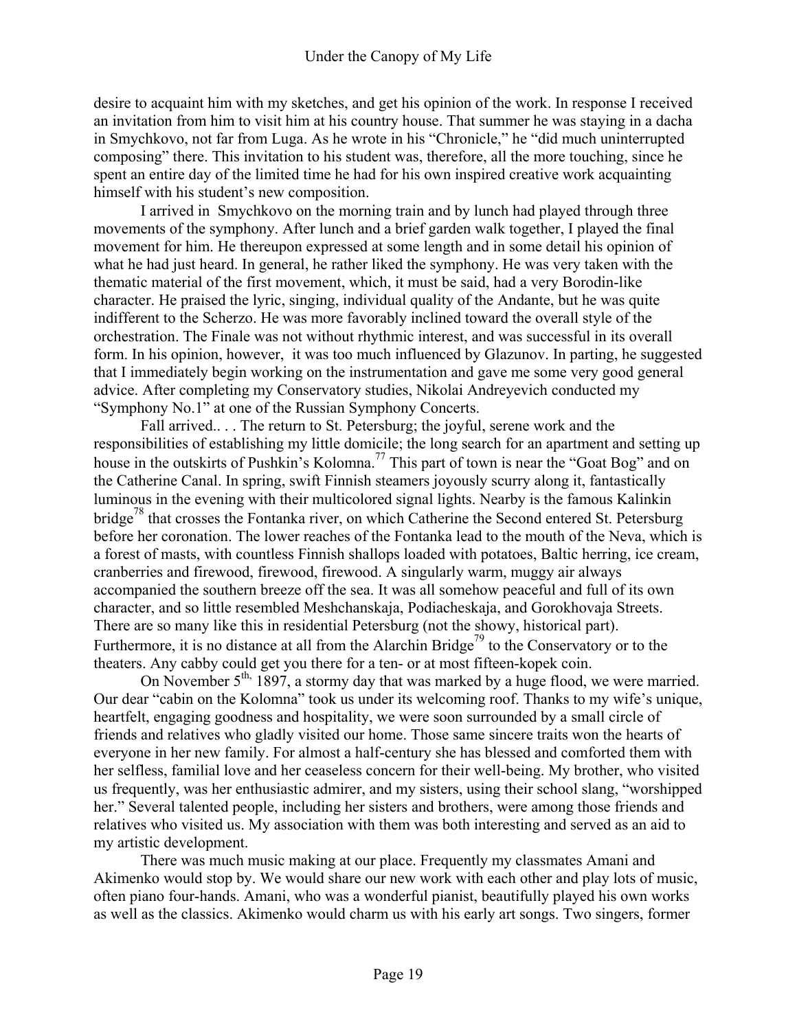desire to acquaint him with my sketches, and get his opinion of the work. In response I received an invitation from him to visit him at his country house. That summer he was staying in a dacha in Smychkovo, not far from Luga. As he wrote in his "Chronicle," he "did much uninterrupted composing" there. This invitation to his student was, therefore, all the more touching, since he spent an entire day of the limited time he had for his own inspired creative work acquainting himself with his student's new composition.

I arrived in Smychkovo on the morning train and by lunch had played through three movements of the symphony. After lunch and a brief garden walk together, I played the final movement for him. He thereupon expressed at some length and in some detail his opinion of what he had just heard. In general, he rather liked the symphony. He was very taken with the thematic material of the first movement, which, it must be said, had a very Borodin-like character. He praised the lyric, singing, individual quality of the Andante, but he was quite indifferent to the Scherzo. He was more favorably inclined toward the overall style of the orchestration. The Finale was not without rhythmic interest, and was successful in its overall form. In his opinion, however, it was too much influenced by Glazunov. In parting, he suggested that I immediately begin working on the instrumentation and gave me some very good general advice. After completing my Conservatory studies, Nikolai Andreyevich conducted my "Symphony No.1" at one of the Russian Symphony Concerts.

Fall arrived.. . . The return to St. Petersburg; the joyful, serene work and the responsibilities of establishing my little domicile; the long search for an apartment and setting up house in the outskirts of Pushkin's Kolomna.[77] This part of town is near the "Goat Bog" and on the Catherine Canal. In spring, swift Finnish steamers joyously scurry along it, fantastically luminous in the evening with their multicolored signal lights. Nearby is the famous Kalinkin bridge[78] that crosses the Fontanka river, on which Catherine the Second entered St. Petersburg before her coronation. The lower reaches of the Fontanka lead to the mouth of the Neva, which is a forest of masts, with countless Finnish shallops loaded with potatoes, Baltic herring, ice cream, cranberries and firewood, firewood, firewood. A singularly warm, muggy air always accompanied the southern breeze off the sea. It was all somehow peaceful and full of its own character, and so little resembled Meshchanskaja, Podiacheskaja, and Gorokhovaja Streets. There are so many like this in residential Petersburg (not the showy, historical part). Furthermore, it is no distance at all from the Alarchin Bridge[79] to the Conservatory or to the theaters. Any cabby could get you there for a ten- or at most fifteen-kopek coin.

On November 5th, 1897, a stormy day that was marked by a huge flood, we were married. Our dear "cabin on the Kolomna" took us under its welcoming roof. Thanks to my wife's unique, heartfelt, engaging goodness and hospitality, we were soon surrounded by a small circle of friends and relatives who gladly visited our home. Those same sincere traits won the hearts of everyone in her new family. For almost a half-century she has blessed and comforted them with her selfless, familial love and her ceaseless concern for their well-being. My brother, who visited us frequently, was her enthusiastic admirer, and my sisters, using their school slang, "worshipped her." Several talented people, including her sisters and brothers, were among those friends and relatives who visited us. My association with them was both interesting and served as an aid to my artistic development.

There was much music making at our place. Frequently my classmates Amani and Akimenko would stop by. We would share our new work with each other and play lots of music, often piano four-hands. Amani, who was a wonderful pianist, beautifully played his own works as well as the classics. Akimenko would charm us with his early art songs. Two singers, former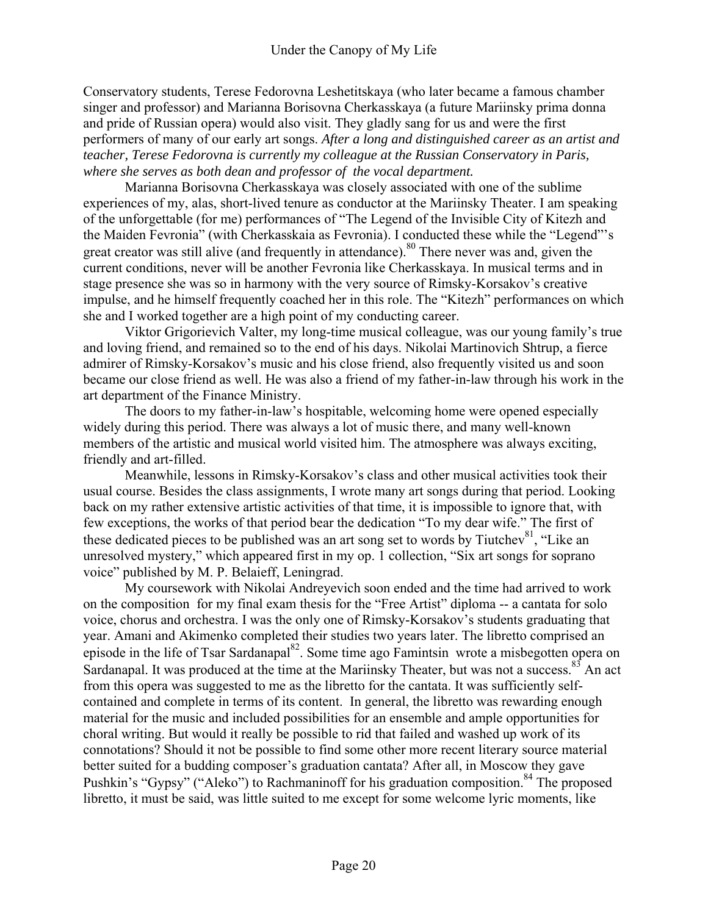Conservatory students, Terese Fedorovna Leshetitskaya (who later became a famous chamber singer and professor) and Marianna Borisovna Cherkasskaya (a future Mariinsky prima donna and pride of Russian opera) would also visit. They gladly sang for us and were the first performers of many of our early art songs. *After a long and distinguished career as an artist and teacher, Terese Fedorovna is currently my colleague at the Russian Conservatory in Paris, where she serves as both dean and professor of the vocal department.*

Marianna Borisovna Cherkasskaya was closely associated with one of the sublime experiences of my, alas, short-lived tenure as conductor at the Mariinsky Theater. I am speaking of the unforgettable (for me) performances of "The Legend of the Invisible City of Kitezh and the Maiden Fevronia" (with Cherkasskaia as Fevronia). I conducted these while the "Legend"'s great creator was still alive (and frequently in attendance).[80] There never was and, given the current conditions, never will be another Fevronia like Cherkasskaya. In musical terms and in stage presence she was so in harmony with the very source of Rimsky-Korsakov's creative impulse, and he himself frequently coached her in this role. The "Kitezh" performances on which she and I worked together are a high point of my conducting career.

Viktor Grigorievich Valter, my long-time musical colleague, was our young family's true and loving friend, and remained so to the end of his days. Nikolai Martinovich Shtrup, a fierce admirer of Rimsky-Korsakov's music and his close friend, also frequently visited us and soon became our close friend as well. He was also a friend of my father-in-law through his work in the art department of the Finance Ministry.

The doors to my father-in-law's hospitable, welcoming home were opened especially widely during this period. There was always a lot of music there, and many well-known members of the artistic and musical world visited him. The atmosphere was always exciting, friendly and art-filled.

Meanwhile, lessons in Rimsky-Korsakov's class and other musical activities took their usual course. Besides the class assignments, I wrote many art songs during that period. Looking back on my rather extensive artistic activities of that time, it is impossible to ignore that, with few exceptions, the works of that period bear the dedication "To my dear wife." The first of these dedicated pieces to be published was an art song set to words by Tiutchev[81], "Like an unresolved mystery," which appeared first in my op. 1 collection, "Six art songs for soprano voice" published by M. P. Belaieff, Leningrad.

My coursework with Nikolai Andreyevich soon ended and the time had arrived to work on the composition for my final exam thesis for the "Free Artist" diploma -- a cantata for solo voice, chorus and orchestra. I was the only one of Rimsky-Korsakov's students graduating that year. Amani and Akimenko completed their studies two years later. The libretto comprised an episode in the life of Tsar Sardanapal[82]. Some time ago Famintsin wrote a misbegotten opera on Sardanapal. It was produced at the time at the Mariinsky Theater, but was not a success.[83] An act from this opera was suggested to me as the libretto for the cantata. It was sufficiently self-contained and complete in terms of its content. In general, the libretto was rewarding enough material for the music and included possibilities for an ensemble and ample opportunities for choral writing. But would it really be possible to rid that failed and washed up work of its connotations? Should it not be possible to find some other more recent literary source material better suited for a budding composer's graduation cantata? After all, in Moscow they gave Pushkin's "Gypsy" ("Aleko") to Rachmaninoff for his graduation composition.[84] The proposed libretto, it must be said, was little suited to me except for some welcome lyric moments, like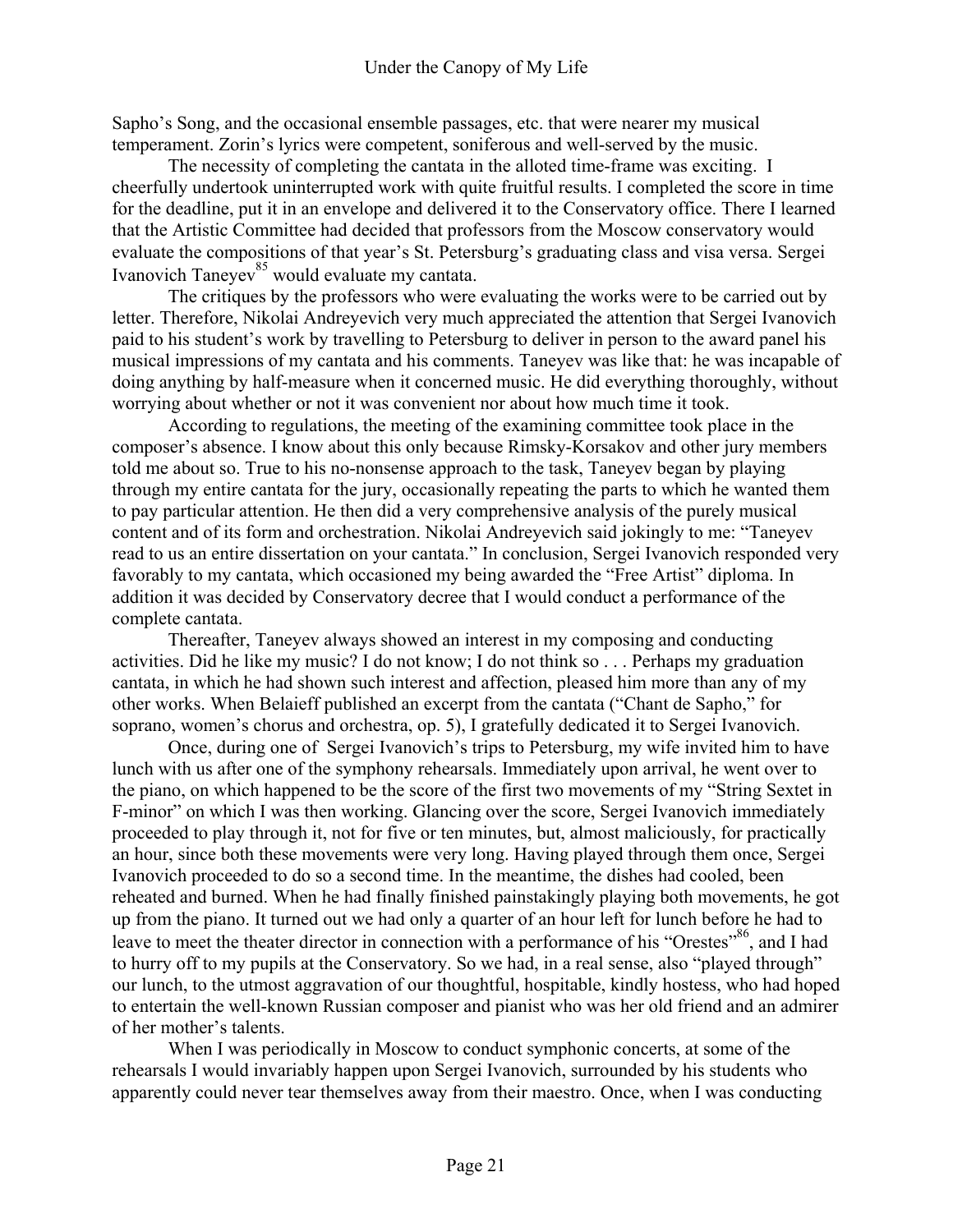Sapho's Song, and the occasional ensemble passages, etc. that were nearer my musical temperament. Zorin's lyrics were competent, soniferous and well-served by the music.

The necessity of completing the cantata in the alloted time-frame was exciting. I cheerfully undertook uninterrupted work with quite fruitful results. I completed the score in time for the deadline, put it in an envelope and delivered it to the Conservatory office. There I learned that the Artistic Committee had decided that professors from the Moscow conservatory would evaluate the compositions of that year's St. Petersburg's graduating class and visa versa. Sergei Ivanovich Taneyev[85] would evaluate my cantata.

The critiques by the professors who were evaluating the works were to be carried out by letter. Therefore, Nikolai Andreyevich very much appreciated the attention that Sergei Ivanovich paid to his student's work by travelling to Petersburg to deliver in person to the award panel his musical impressions of my cantata and his comments. Taneyev was like that: he was incapable of doing anything by half-measure when it concerned music. He did everything thoroughly, without worrying about whether or not it was convenient nor about how much time it took.

According to regulations, the meeting of the examining committee took place in the composer's absence. I know about this only because Rimsky-Korsakov and other jury members told me about so. True to his no-nonsense approach to the task, Taneyev began by playing through my entire cantata for the jury, occasionally repeating the parts to which he wanted them to pay particular attention. He then did a very comprehensive analysis of the purely musical content and of its form and orchestration. Nikolai Andreyevich said jokingly to me: "Taneyev read to us an entire dissertation on your cantata." In conclusion, Sergei Ivanovich responded very favorably to my cantata, which occasioned my being awarded the "Free Artist" diploma. In addition it was decided by Conservatory decree that I would conduct a performance of the complete cantata.

Thereafter, Taneyev always showed an interest in my composing and conducting activities. Did he like my music? I do not know; I do not think so . . . Perhaps my graduation cantata, in which he had shown such interest and affection, pleased him more than any of my other works. When Belaieff published an excerpt from the cantata ("Chant de Sapho," for soprano, women's chorus and orchestra, op. 5), I gratefully dedicated it to Sergei Ivanovich.

Once, during one of Sergei Ivanovich's trips to Petersburg, my wife invited him to have lunch with us after one of the symphony rehearsals. Immediately upon arrival, he went over to the piano, on which happened to be the score of the first two movements of my "String Sextet in F-minor" on which I was then working. Glancing over the score, Sergei Ivanovich immediately proceeded to play through it, not for five or ten minutes, but, almost maliciously, for practically an hour, since both these movements were very long. Having played through them once, Sergei Ivanovich proceeded to do so a second time. In the meantime, the dishes had cooled, been reheated and burned. When he had finally finished painstakingly playing both movements, he got up from the piano. It turned out we had only a quarter of an hour left for lunch before he had to leave to meet the theater director in connection with a performance of his "Orestes"[86], and I had to hurry off to my pupils at the Conservatory. So we had, in a real sense, also "played through" our lunch, to the utmost aggravation of our thoughtful, hospitable, kindly hostess, who had hoped to entertain the well-known Russian composer and pianist who was her old friend and an admirer of her mother's talents.

When I was periodically in Moscow to conduct symphonic concerts, at some of the rehearsals I would invariably happen upon Sergei Ivanovich, surrounded by his students who apparently could never tear themselves away from their maestro. Once, when I was conducting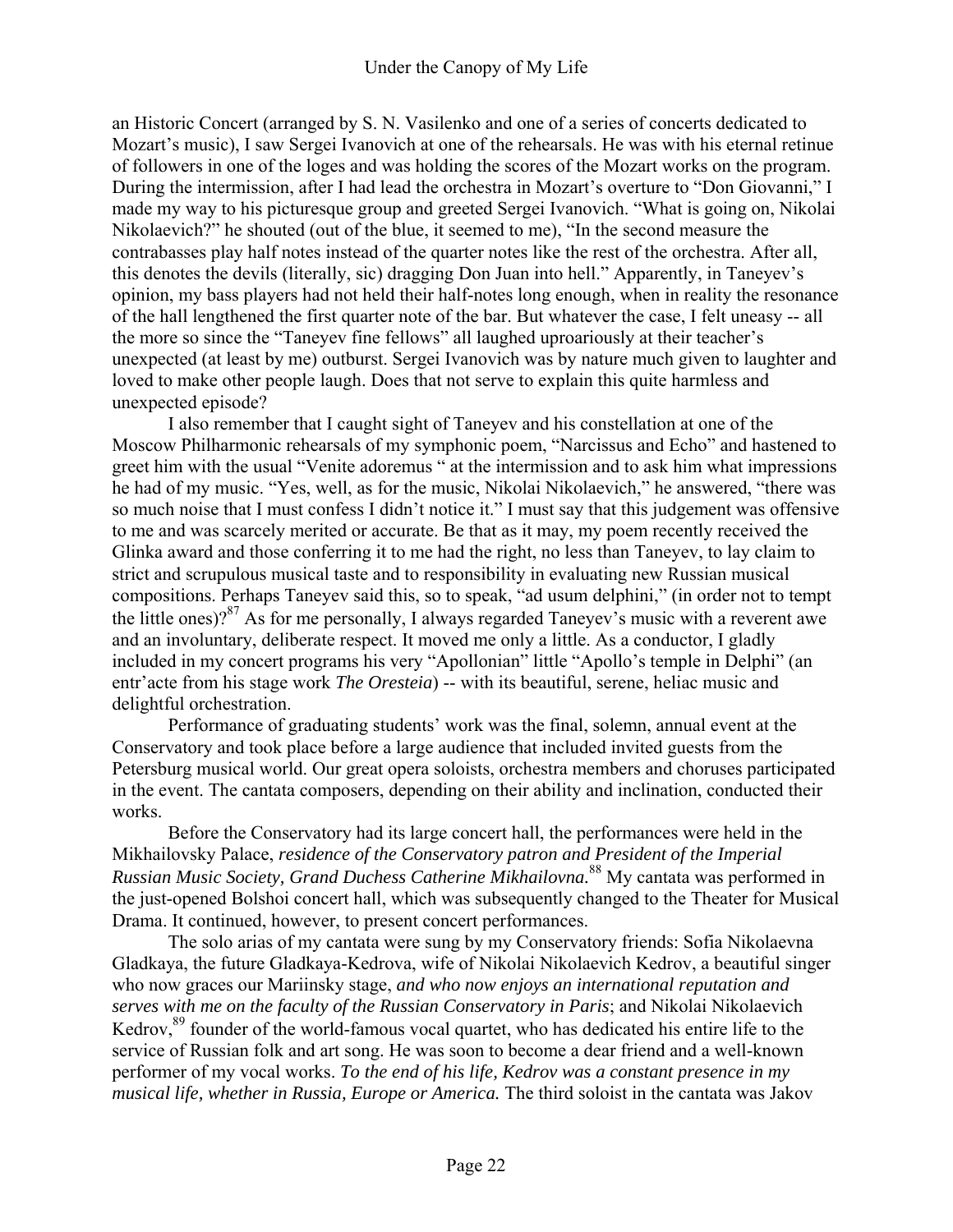an Historic Concert (arranged by S. N. Vasilenko and one of a series of concerts dedicated to Mozart's music), I saw Sergei Ivanovich at one of the rehearsals. He was with his eternal retinue of followers in one of the loges and was holding the scores of the Mozart works on the program. During the intermission, after I had lead the orchestra in Mozart's overture to "Don Giovanni," I made my way to his picturesque group and greeted Sergei Ivanovich. "What is going on, Nikolai Nikolaevich?" he shouted (out of the blue, it seemed to me), "In the second measure the contrabasses play half notes instead of the quarter notes like the rest of the orchestra. After all, this denotes the devils (literally, sic) dragging Don Juan into hell." Apparently, in Taneyev's opinion, my bass players had not held their half-notes long enough, when in reality the resonance of the hall lengthened the first quarter note of the bar. But whatever the case, I felt uneasy -- all the more so since the "Taneyev fine fellows" all laughed uproariously at their teacher's unexpected (at least by me) outburst. Sergei Ivanovich was by nature much given to laughter and loved to make other people laugh. Does that not serve to explain this quite harmless and unexpected episode?

I also remember that I caught sight of Taneyev and his constellation at one of the Moscow Philharmonic rehearsals of my symphonic poem, "Narcissus and Echo" and hastened to greet him with the usual "Venite adoremus " at the intermission and to ask him what impressions he had of my music. "Yes, well, as for the music, Nikolai Nikolaevich," he answered, "there was so much noise that I must confess I didn't notice it." I must say that this judgement was offensive to me and was scarcely merited or accurate. Be that as it may, my poem recently received the Glinka award and those conferring it to me had the right, no less than Taneyev, to lay claim to strict and scrupulous musical taste and to responsibility in evaluating new Russian musical compositions. Perhaps Taneyev said this, so to speak, "ad usum delphini," (in order not to tempt the little ones)?[87] As for me personally, I always regarded Taneyev's music with a reverent awe and an involuntary, deliberate respect. It moved me only a little. As a conductor, I gladly included in my concert programs his very "Apollonian" little "Apollo's temple in Delphi" (an entr'acte from his stage work *The Oresteia*) -- with its beautiful, serene, heliac music and delightful orchestration.

Performance of graduating students' work was the final, solemn, annual event at the Conservatory and took place before a large audience that included invited guests from the Petersburg musical world. Our great opera soloists, orchestra members and choruses participated in the event. The cantata composers, depending on their ability and inclination, conducted their works.

Before the Conservatory had its large concert hall, the performances were held in the Mikhailovsky Palace, *residence of the Conservatory patron and President of the Imperial Russian Music Society, Grand Duchess Catherine Mikhailovna.*[88] My cantata was performed in the just-opened Bolshoi concert hall, which was subsequently changed to the Theater for Musical Drama. It continued, however, to present concert performances.

The solo arias of my cantata were sung by my Conservatory friends: Sofia Nikolaevna Gladkaya, the future Gladkaya-Kedrova, wife of Nikolai Nikolaevich Kedrov, a beautiful singer who now graces our Mariinsky stage, *and who now enjoys an international reputation and serves with me on the faculty of the Russian Conservatory in Paris*; and Nikolai Nikolaevich Kedrov,[89] founder of the world-famous vocal quartet, who has dedicated his entire life to the service of Russian folk and art song. He was soon to become a dear friend and a well-known performer of my vocal works. *To the end of his life, Kedrov was a constant presence in my musical life, whether in Russia, Europe or America.* The third soloist in the cantata was Jakov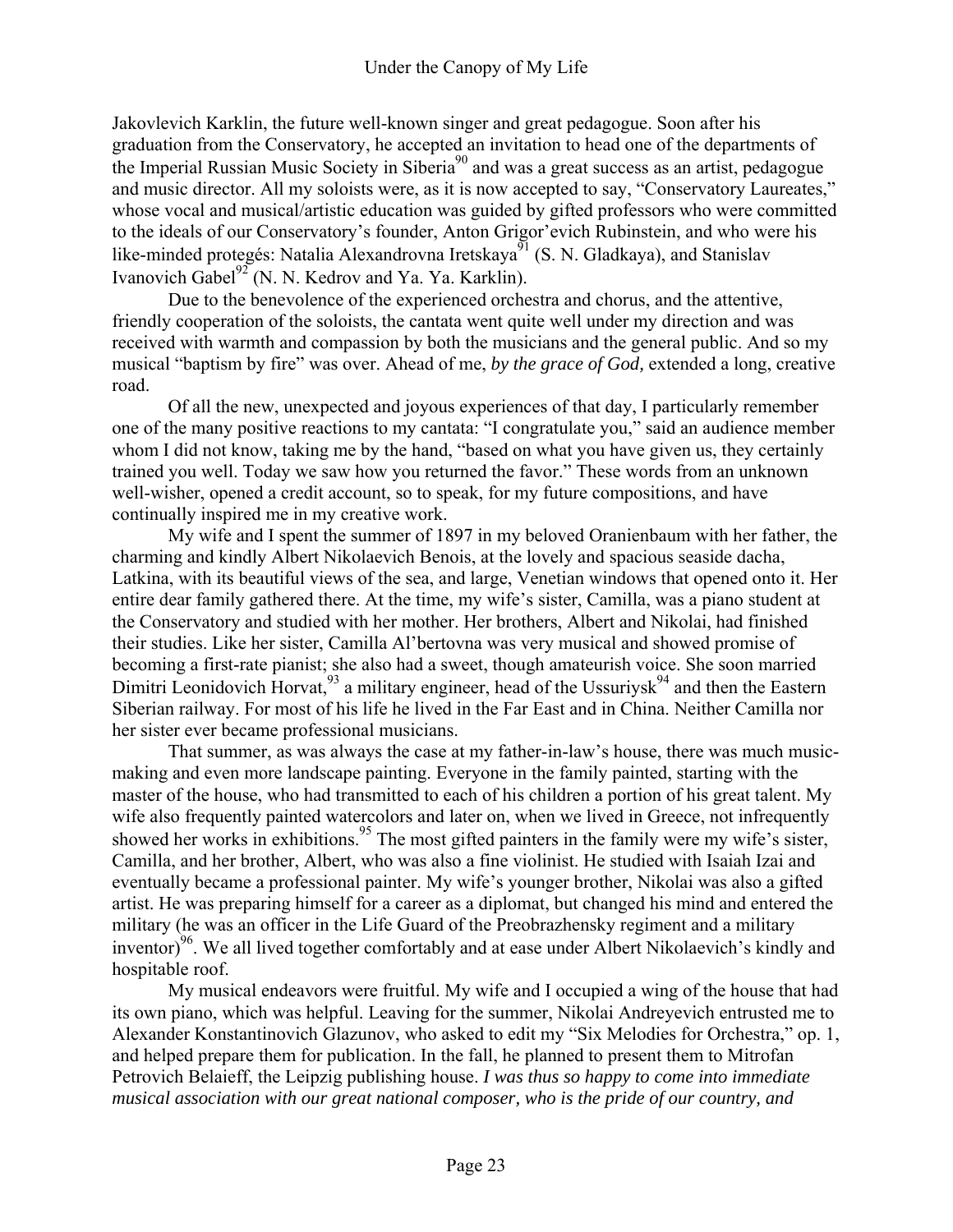Jakovlevich Karklin, the future well-known singer and great pedagogue. Soon after his graduation from the Conservatory, he accepted an invitation to head one of the departments of the Imperial Russian Music Society in Siberia[90] and was a great success as an artist, pedagogue and music director. All my soloists were, as it is now accepted to say, "Conservatory Laureates," whose vocal and musical/artistic education was guided by gifted professors who were committed to the ideals of our Conservatory's founder, Anton Grigor'evich Rubinstein, and who were his like-minded protegés: Natalia Alexandrovna Iretskaya[91] (S. N. Gladkaya), and Stanislav Ivanovich Gabel[92] (N. N. Kedrov and Ya. Ya. Karklin).

Due to the benevolence of the experienced orchestra and chorus, and the attentive, friendly cooperation of the soloists, the cantata went quite well under my direction and was received with warmth and compassion by both the musicians and the general public. And so my musical "baptism by fire" was over. Ahead of me, *by the grace of God,* extended a long, creative road.

Of all the new, unexpected and joyous experiences of that day, I particularly remember one of the many positive reactions to my cantata: "I congratulate you," said an audience member whom I did not know, taking me by the hand, "based on what you have given us, they certainly trained you well. Today we saw how you returned the favor." These words from an unknown well-wisher, opened a credit account, so to speak, for my future compositions, and have continually inspired me in my creative work.

My wife and I spent the summer of 1897 in my beloved Oranienbaum with her father, the charming and kindly Albert Nikolaevich Benois, at the lovely and spacious seaside dacha, Latkina, with its beautiful views of the sea, and large, Venetian windows that opened onto it. Her entire dear family gathered there. At the time, my wife's sister, Camilla, was a piano student at the Conservatory and studied with her mother. Her brothers, Albert and Nikolai, had finished their studies. Like her sister, Camilla Al'bertovna was very musical and showed promise of becoming a first-rate pianist; she also had a sweet, though amateurish voice. She soon married Dimitri Leonidovich Horvat,[93] a military engineer, head of the Ussuriysk[94] and then the Eastern Siberian railway. For most of his life he lived in the Far East and in China. Neither Camilla nor her sister ever became professional musicians.

That summer, as was always the case at my father-in-law's house, there was much music-making and even more landscape painting. Everyone in the family painted, starting with the master of the house, who had transmitted to each of his children a portion of his great talent. My wife also frequently painted watercolors and later on, when we lived in Greece, not infrequently showed her works in exhibitions.[95] The most gifted painters in the family were my wife's sister, Camilla, and her brother, Albert, who was also a fine violinist. He studied with Isaiah Izai and eventually became a professional painter. My wife's younger brother, Nikolai was also a gifted artist. He was preparing himself for a career as a diplomat, but changed his mind and entered the military (he was an officer in the Life Guard of the Preobrazhensky regiment and a military inventor)[96]. We all lived together comfortably and at ease under Albert Nikolaevich's kindly and hospitable roof.

My musical endeavors were fruitful. My wife and I occupied a wing of the house that had its own piano, which was helpful. Leaving for the summer, Nikolai Andreyevich entrusted me to Alexander Konstantinovich Glazunov, who asked to edit my "Six Melodies for Orchestra," op. 1, and helped prepare them for publication. In the fall, he planned to present them to Mitrofan Petrovich Belaieff, the Leipzig publishing house. *I was thus so happy to come into immediate musical association with our great national composer, who is the pride of our country, and*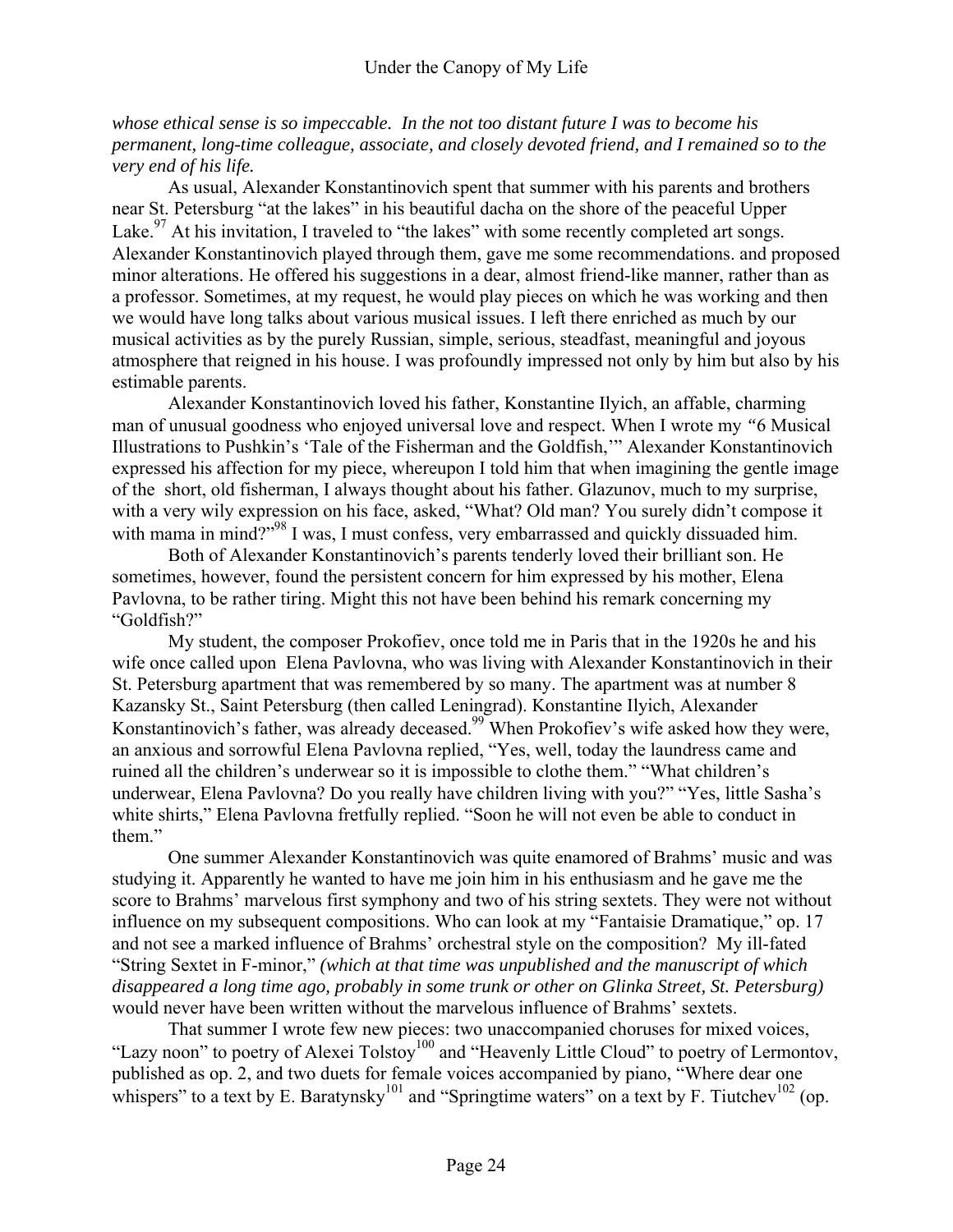*whose ethical sense is so impeccable. In the not too distant future I was to become his permanent, long-time colleague, associate, and closely devoted friend, and I remained so to the very end of his life.*

As usual, Alexander Konstantinovich spent that summer with his parents and brothers near St. Petersburg "at the lakes" in his beautiful dacha on the shore of the peaceful Upper Lake.[97] At his invitation, I traveled to "the lakes" with some recently completed art songs. Alexander Konstantinovich played through them, gave me some recommendations. and proposed minor alterations. He offered his suggestions in a dear, almost friend-like manner, rather than as a professor. Sometimes, at my request, he would play pieces on which he was working and then we would have long talks about various musical issues. I left there enriched as much by our musical activities as by the purely Russian, simple, serious, steadfast, meaningful and joyous atmosphere that reigned in his house. I was profoundly impressed not only by him but also by his estimable parents.

Alexander Konstantinovich loved his father, Konstantine Ilyich, an affable, charming man of unusual goodness who enjoyed universal love and respect. When I wrote my "6 Musical Illustrations to Pushkin's 'Tale of the Fisherman and the Goldfish,'" Alexander Konstantinovich expressed his affection for my piece, whereupon I told him that when imagining the gentle image of the short, old fisherman, I always thought about his father. Glazunov, much to my surprise, with a very wily expression on his face, asked, "What? Old man? You surely didn't compose it with mama in mind?"[98] I was, I must confess, very embarrassed and quickly dissuaded him.

Both of Alexander Konstantinovich's parents tenderly loved their brilliant son. He sometimes, however, found the persistent concern for him expressed by his mother, Elena Pavlovna, to be rather tiring. Might this not have been behind his remark concerning my "Goldfish?"

My student, the composer Prokofiev, once told me in Paris that in the 1920s he and his wife once called upon Elena Pavlovna, who was living with Alexander Konstantinovich in their St. Petersburg apartment that was remembered by so many. The apartment was at number 8 Kazansky St., Saint Petersburg (then called Leningrad). Konstantine Ilyich, Alexander Konstantinovich's father, was already deceased.[99] When Prokofiev's wife asked how they were, an anxious and sorrowful Elena Pavlovna replied, "Yes, well, today the laundress came and ruined all the children's underwear so it is impossible to clothe them." "What children's underwear, Elena Pavlovna? Do you really have children living with you?" "Yes, little Sasha's white shirts," Elena Pavlovna fretfully replied. "Soon he will not even be able to conduct in them."

One summer Alexander Konstantinovich was quite enamored of Brahms' music and was studying it. Apparently he wanted to have me join him in his enthusiasm and he gave me the score to Brahms' marvelous first symphony and two of his string sextets. They were not without influence on my subsequent compositions. Who can look at my "Fantaisie Dramatique," op. 17 and not see a marked influence of Brahms' orchestral style on the composition? My ill-fated "String Sextet in F-minor," *(which at that time was unpublished and the manuscript of which disappeared a long time ago, probably in some trunk or other on Glinka Street, St. Petersburg)* would never have been written without the marvelous influence of Brahms' sextets.

That summer I wrote few new pieces: two unaccompanied choruses for mixed voices, "Lazy noon" to poetry of Alexei Tolstoy[100] and "Heavenly Little Cloud" to poetry of Lermontov, published as op. 2, and two duets for female voices accompanied by piano, "Where dear one whispers" to a text by E. Baratynsky[101] and "Springtime waters" on a text by F. Tiutchev[102] (op.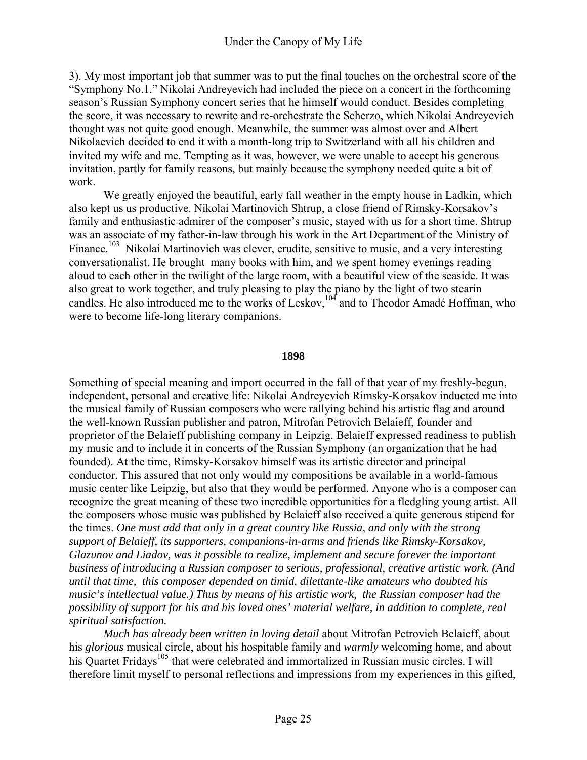3). My most important job that summer was to put the final touches on the orchestral score of the "Symphony No.1." Nikolai Andreyevich had included the piece on a concert in the forthcoming season's Russian Symphony concert series that he himself would conduct. Besides completing the score, it was necessary to rewrite and re-orchestrate the Scherzo, which Nikolai Andreyevich thought was not quite good enough. Meanwhile, the summer was almost over and Albert Nikolaevich decided to end it with a month-long trip to Switzerland with all his children and invited my wife and me. Tempting as it was, however, we were unable to accept his generous invitation, partly for family reasons, but mainly because the symphony needed quite a bit of work.

We greatly enjoyed the beautiful, early fall weather in the empty house in Ladkin, which also kept us us productive. Nikolai Martinovich Shtrup, a close friend of Rimsky-Korsakov's family and enthusiastic admirer of the composer's music, stayed with us for a short time. Shtrup was an associate of my father-in-law through his work in the Art Department of the Ministry of Finance.[103] Nikolai Martinovich was clever, erudite, sensitive to music, and a very interesting conversationalist. He brought many books with him, and we spent homey evenings reading aloud to each other in the twilight of the large room, with a beautiful view of the seaside. It was also great to work together, and truly pleasing to play the piano by the light of two stearin candles. He also introduced me to the works of Leskov,[104] and to Theodor Amadé Hoffman, who were to become life-long literary companions.

**1898**

Something of special meaning and import occurred in the fall of that year of my freshly-begun, independent, personal and creative life: Nikolai Andreyevich Rimsky-Korsakov inducted me into the musical family of Russian composers who were rallying behind his artistic flag and around the well-known Russian publisher and patron, Mitrofan Petrovich Belaieff, founder and proprietor of the Belaieff publishing company in Leipzig. Belaieff expressed readiness to publish my music and to include it in concerts of the Russian Symphony (an organization that he had founded). At the time, Rimsky-Korsakov himself was its artistic director and principal conductor. This assured that not only would my compositions be available in a world-famous music center like Leipzig, but also that they would be performed. Anyone who is a composer can recognize the great meaning of these two incredible opportunities for a fledgling young artist. All the composers whose music was published by Belaieff also received a quite generous stipend for the times. *One must add that only in a great country like Russia, and only with the strong support of Belaieff, its supporters, companions-in-arms and friends like Rimsky-Korsakov, Glazunov and Liadov, was it possible to realize, implement and secure forever the important business of introducing a Russian composer to serious, professional, creative artistic work. (And until that time, this composer depended on timid, dilettante-like amateurs who doubted his music's intellectual value.) Thus by means of his artistic work, the Russian composer had the possibility of support for his and his loved ones' material welfare, in addition to complete, real spiritual satisfaction.*

*Much has already been written in loving detail* about Mitrofan Petrovich Belaieff, about his *glorious* musical circle, about his hospitable family and *warmly* welcoming home, and about his Quartet Fridays[105] that were celebrated and immortalized in Russian music circles. I will therefore limit myself to personal reflections and impressions from my experiences in this gifted,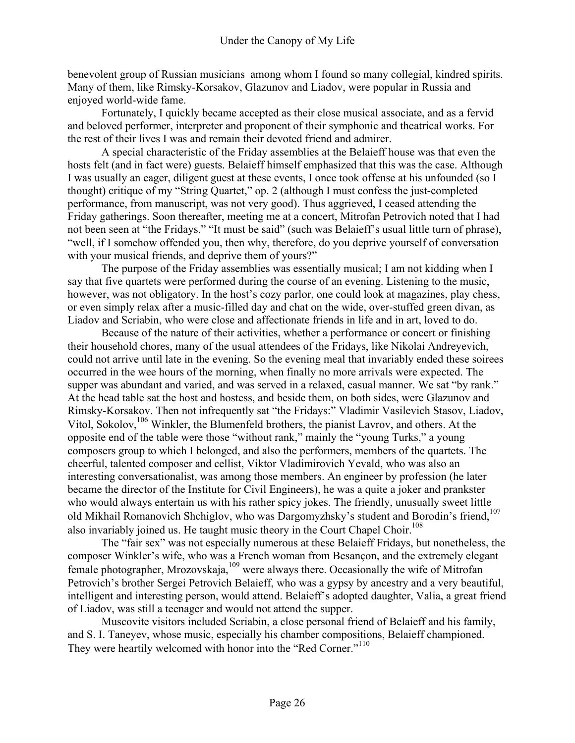benevolent group of Russian musicians among whom I found so many collegial, kindred spirits. Many of them, like Rimsky-Korsakov, Glazunov and Liadov, were popular in Russia and enjoyed world-wide fame.

Fortunately, I quickly became accepted as their close musical associate, and as a fervid and beloved performer, interpreter and proponent of their symphonic and theatrical works. For the rest of their lives I was and remain their devoted friend and admirer.

A special characteristic of the Friday assemblies at the Belaieff house was that even the hosts felt (and in fact were) guests. Belaieff himself emphasized that this was the case. Although I was usually an eager, diligent guest at these events, I once took offense at his unfounded (so I thought) critique of my "String Quartet," op. 2 (although I must confess the just-completed performance, from manuscript, was not very good). Thus aggrieved, I ceased attending the Friday gatherings. Soon thereafter, meeting me at a concert, Mitrofan Petrovich noted that I had not been seen at "the Fridays." "It must be said" (such was Belaieff's usual little turn of phrase), "well, if I somehow offended you, then why, therefore, do you deprive yourself of conversation with your musical friends, and deprive them of yours?"

The purpose of the Friday assemblies was essentially musical; I am not kidding when I say that five quartets were performed during the course of an evening. Listening to the music, however, was not obligatory. In the host's cozy parlor, one could look at magazines, play chess, or even simply relax after a music-filled day and chat on the wide, over-stuffed green divan, as Liadov and Scriabin, who were close and affectionate friends in life and in art, loved to do.

Because of the nature of their activities, whether a performance or concert or finishing their household chores, many of the usual attendees of the Fridays, like Nikolai Andreyevich, could not arrive until late in the evening. So the evening meal that invariably ended these soirees occurred in the wee hours of the morning, when finally no more arrivals were expected. The supper was abundant and varied, and was served in a relaxed, casual manner. We sat "by rank." At the head table sat the host and hostess, and beside them, on both sides, were Glazunov and Rimsky-Korsakov. Then not infrequently sat "the Fridays:" Vladimir Vasilevich Stasov, Liadov, Vitol, Sokolov,[106] Winkler, the Blumenfeld brothers, the pianist Lavrov, and others. At the opposite end of the table were those "without rank," mainly the "young Turks," a young composers group to which I belonged, and also the performers, members of the quartets. The cheerful, talented composer and cellist, Viktor Vladimirovich Yevald, who was also an interesting conversationalist, was among those members. An engineer by profession (he later became the director of the Institute for Civil Engineers), he was a quite a joker and prankster who would always entertain us with his rather spicy jokes. The friendly, unusually sweet little old Mikhail Romanovich Shchiglov, who was Dargomyzhsky's student and Borodin's friend,[107] also invariably joined us. He taught music theory in the Court Chapel Choir.[108]

The "fair sex" was not especially numerous at these Belaieff Fridays, but nonetheless, the composer Winkler's wife, who was a French woman from Besançon, and the extremely elegant female photographer, Mrozovskaja,[109] were always there. Occasionally the wife of Mitrofan Petrovich's brother Sergei Petrovich Belaieff, who was a gypsy by ancestry and a very beautiful, intelligent and interesting person, would attend. Belaieff's adopted daughter, Valia, a great friend of Liadov, was still a teenager and would not attend the supper.

Muscovite visitors included Scriabin, a close personal friend of Belaieff and his family, and S. I. Taneyev, whose music, especially his chamber compositions, Belaieff championed. They were heartily welcomed with honor into the "Red Corner."[110]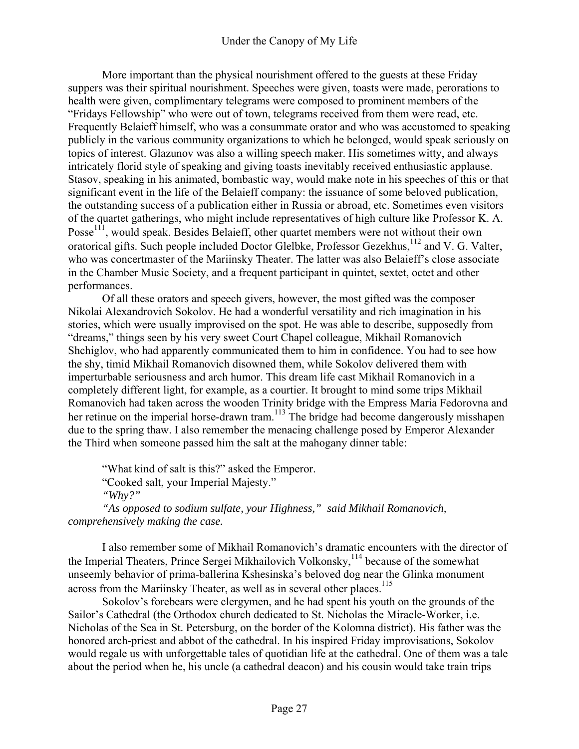More important than the physical nourishment offered to the guests at these Friday suppers was their spiritual nourishment. Speeches were given, toasts were made, perorations to health were given, complimentary telegrams were composed to prominent members of the "Fridays Fellowship" who were out of town, telegrams received from them were read, etc. Frequently Belaieff himself, who was a consummate orator and who was accustomed to speaking publicly in the various community organizations to which he belonged, would speak seriously on topics of interest. Glazunov was also a willing speech maker. His sometimes witty, and always intricately florid style of speaking and giving toasts inevitably received enthusiastic applause. Stasov, speaking in his animated, bombastic way, would make note in his speeches of this or that significant event in the life of the Belaieff company: the issuance of some beloved publication, the outstanding success of a publication either in Russia or abroad, etc. Sometimes even visitors of the quartet gatherings, who might include representatives of high culture like Professor K. A. Posse[111], would speak. Besides Belaieff, other quartet members were not without their own oratorical gifts. Such people included Doctor Glelbke, Professor Gezekhus,[112] and V. G. Valter, who was concertmaster of the Mariinsky Theater. The latter was also Belaieff's close associate in the Chamber Music Society, and a frequent participant in quintet, sextet, octet and other performances.

Of all these orators and speech givers, however, the most gifted was the composer Nikolai Alexandrovich Sokolov. He had a wonderful versatility and rich imagination in his stories, which were usually improvised on the spot. He was able to describe, supposedly from "dreams," things seen by his very sweet Court Chapel colleague, Mikhail Romanovich Shchiglov, who had apparently communicated them to him in confidence. You had to see how the shy, timid Mikhail Romanovich disowned them, while Sokolov delivered them with imperturbable seriousness and arch humor. This dream life cast Mikhail Romanovich in a completely different light, for example, as a courtier. It brought to mind some trips Mikhail Romanovich had taken across the wooden Trinity bridge with the Empress Maria Fedorovna and her retinue on the imperial horse-drawn tram.[113] The bridge had become dangerously misshapen due to the spring thaw. I also remember the menacing challenge posed by Emperor Alexander the Third when someone passed him the salt at the mahogany dinner table:

"What kind of salt is this?" asked the Emperor.

"Cooked salt, your Imperial Majesty."

*"Why?"*

*"As opposed to sodium sulfate, your Highness," said Mikhail Romanovich, comprehensively making the case.*

I also remember some of Mikhail Romanovich's dramatic encounters with the director of the Imperial Theaters, Prince Sergei Mikhailovich Volkonsky,[114] because of the somewhat unseemly behavior of prima-ballerina Kshesinska's beloved dog near the Glinka monument across from the Mariinsky Theater, as well as in several other places.[115]

Sokolov's forebears were clergymen, and he had spent his youth on the grounds of the Sailor's Cathedral (the Orthodox church dedicated to St. Nicholas the Miracle-Worker, i.e. Nicholas of the Sea in St. Petersburg, on the border of the Kolomna district). His father was the honored arch-priest and abbot of the cathedral. In his inspired Friday improvisations, Sokolov would regale us with unforgettable tales of quotidian life at the cathedral. One of them was a tale about the period when he, his uncle (a cathedral deacon) and his cousin would take train trips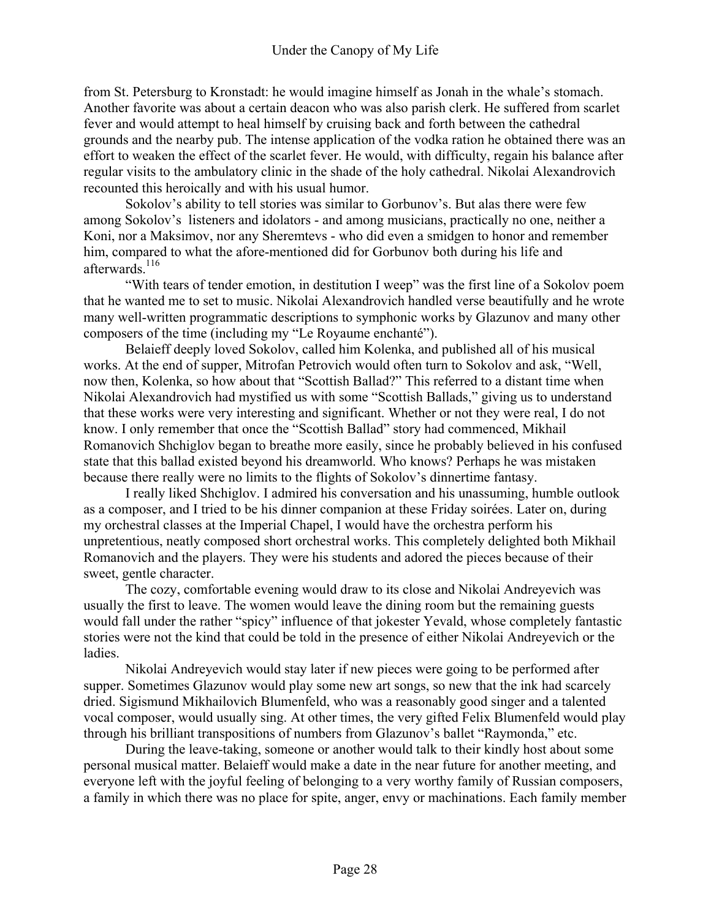from St. Petersburg to Kronstadt: he would imagine himself as Jonah in the whale's stomach. Another favorite was about a certain deacon who was also parish clerk. He suffered from scarlet fever and would attempt to heal himself by cruising back and forth between the cathedral grounds and the nearby pub. The intense application of the vodka ration he obtained there was an effort to weaken the effect of the scarlet fever. He would, with difficulty, regain his balance after regular visits to the ambulatory clinic in the shade of the holy cathedral. Nikolai Alexandrovich recounted this heroically and with his usual humor.

Sokolov's ability to tell stories was similar to Gorbunov's. But alas there were few among Sokolov's listeners and idolators - and among musicians, practically no one, neither a Koni, nor a Maksimov, nor any Sheremtevs - who did even a smidgen to honor and remember him, compared to what the afore-mentioned did for Gorbunov both during his life and afterwards.[116]

"With tears of tender emotion, in destitution I weep" was the first line of a Sokolov poem that he wanted me to set to music. Nikolai Alexandrovich handled verse beautifully and he wrote many well-written programmatic descriptions to symphonic works by Glazunov and many other composers of the time (including my "Le Royaume enchanté").

Belaieff deeply loved Sokolov, called him Kolenka, and published all of his musical works. At the end of supper, Mitrofan Petrovich would often turn to Sokolov and ask, "Well, now then, Kolenka, so how about that "Scottish Ballad?" This referred to a distant time when Nikolai Alexandrovich had mystified us with some "Scottish Ballads," giving us to understand that these works were very interesting and significant. Whether or not they were real, I do not know. I only remember that once the "Scottish Ballad" story had commenced, Mikhail Romanovich Shchiglov began to breathe more easily, since he probably believed in his confused state that this ballad existed beyond his dreamworld. Who knows? Perhaps he was mistaken because there really were no limits to the flights of Sokolov's dinnertime fantasy.

I really liked Shchiglov. I admired his conversation and his unassuming, humble outlook as a composer, and I tried to be his dinner companion at these Friday soirées. Later on, during my orchestral classes at the Imperial Chapel, I would have the orchestra perform his unpretentious, neatly composed short orchestral works. This completely delighted both Mikhail Romanovich and the players. They were his students and adored the pieces because of their sweet, gentle character.

The cozy, comfortable evening would draw to its close and Nikolai Andreyevich was usually the first to leave. The women would leave the dining room but the remaining guests would fall under the rather "spicy" influence of that jokester Yevald, whose completely fantastic stories were not the kind that could be told in the presence of either Nikolai Andreyevich or the ladies.

Nikolai Andreyevich would stay later if new pieces were going to be performed after supper. Sometimes Glazunov would play some new art songs, so new that the ink had scarcely dried. Sigismund Mikhailovich Blumenfeld, who was a reasonably good singer and a talented vocal composer, would usually sing. At other times, the very gifted Felix Blumenfeld would play through his brilliant transpositions of numbers from Glazunov's ballet "Raymonda," etc.

During the leave-taking, someone or another would talk to their kindly host about some personal musical matter. Belaieff would make a date in the near future for another meeting, and everyone left with the joyful feeling of belonging to a very worthy family of Russian composers, a family in which there was no place for spite, anger, envy or machinations. Each family member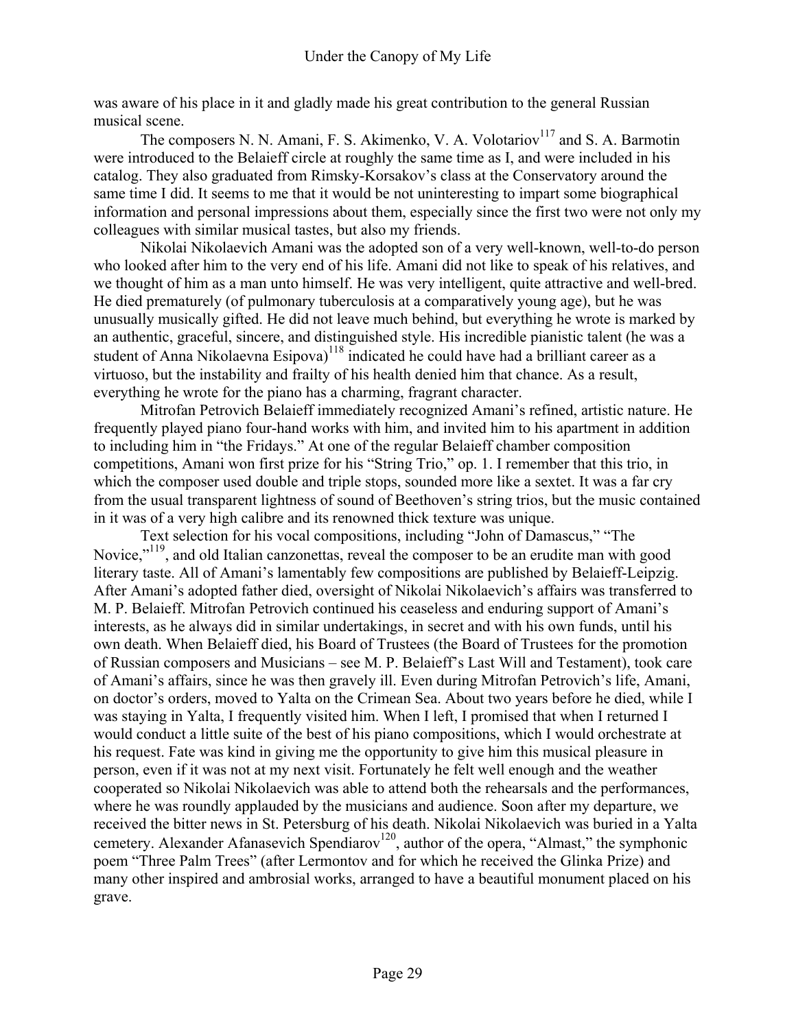was aware of his place in it and gladly made his great contribution to the general Russian musical scene.

The composers N. N. Amani, F. S. Akimenko, V. A. Volotariov[117] and S. A. Barmotin were introduced to the Belaieff circle at roughly the same time as I, and were included in his catalog. They also graduated from Rimsky-Korsakov's class at the Conservatory around the same time I did. It seems to me that it would be not uninteresting to impart some biographical information and personal impressions about them, especially since the first two were not only my colleagues with similar musical tastes, but also my friends.

Nikolai Nikolaevich Amani was the adopted son of a very well-known, well-to-do person who looked after him to the very end of his life. Amani did not like to speak of his relatives, and we thought of him as a man unto himself. He was very intelligent, quite attractive and well-bred. He died prematurely (of pulmonary tuberculosis at a comparatively young age), but he was unusually musically gifted. He did not leave much behind, but everything he wrote is marked by an authentic, graceful, sincere, and distinguished style. His incredible pianistic talent (he was a student of Anna Nikolaevna Esipova)[118] indicated he could have had a brilliant career as a virtuoso, but the instability and frailty of his health denied him that chance. As a result, everything he wrote for the piano has a charming, fragrant character.

Mitrofan Petrovich Belaieff immediately recognized Amani's refined, artistic nature. He frequently played piano four-hand works with him, and invited him to his apartment in addition to including him in "the Fridays." At one of the regular Belaieff chamber composition competitions, Amani won first prize for his "String Trio," op. 1. I remember that this trio, in which the composer used double and triple stops, sounded more like a sextet. It was a far cry from the usual transparent lightness of sound of Beethoven's string trios, but the music contained in it was of a very high calibre and its renowned thick texture was unique.

Text selection for his vocal compositions, including "John of Damascus," "The Novice,"[119], and old Italian canzonettas, reveal the composer to be an erudite man with good literary taste. All of Amani's lamentably few compositions are published by Belaieff-Leipzig. After Amani's adopted father died, oversight of Nikolai Nikolaevich's affairs was transferred to M. P. Belaieff. Mitrofan Petrovich continued his ceaseless and enduring support of Amani's interests, as he always did in similar undertakings, in secret and with his own funds, until his own death. When Belaieff died, his Board of Trustees (the Board of Trustees for the promotion of Russian composers and Musicians – see M. P. Belaieff's Last Will and Testament), took care of Amani's affairs, since he was then gravely ill. Even during Mitrofan Petrovich's life, Amani, on doctor's orders, moved to Yalta on the Crimean Sea. About two years before he died, while I was staying in Yalta, I frequently visited him. When I left, I promised that when I returned I would conduct a little suite of the best of his piano compositions, which I would orchestrate at his request. Fate was kind in giving me the opportunity to give him this musical pleasure in person, even if it was not at my next visit. Fortunately he felt well enough and the weather cooperated so Nikolai Nikolaevich was able to attend both the rehearsals and the performances, where he was roundly applauded by the musicians and audience. Soon after my departure, we received the bitter news in St. Petersburg of his death. Nikolai Nikolaevich was buried in a Yalta cemetery. Alexander Afanasevich Spendiarov[120], author of the opera, "Almast," the symphonic poem "Three Palm Trees" (after Lermontov and for which he received the Glinka Prize) and many other inspired and ambrosial works, arranged to have a beautiful monument placed on his grave.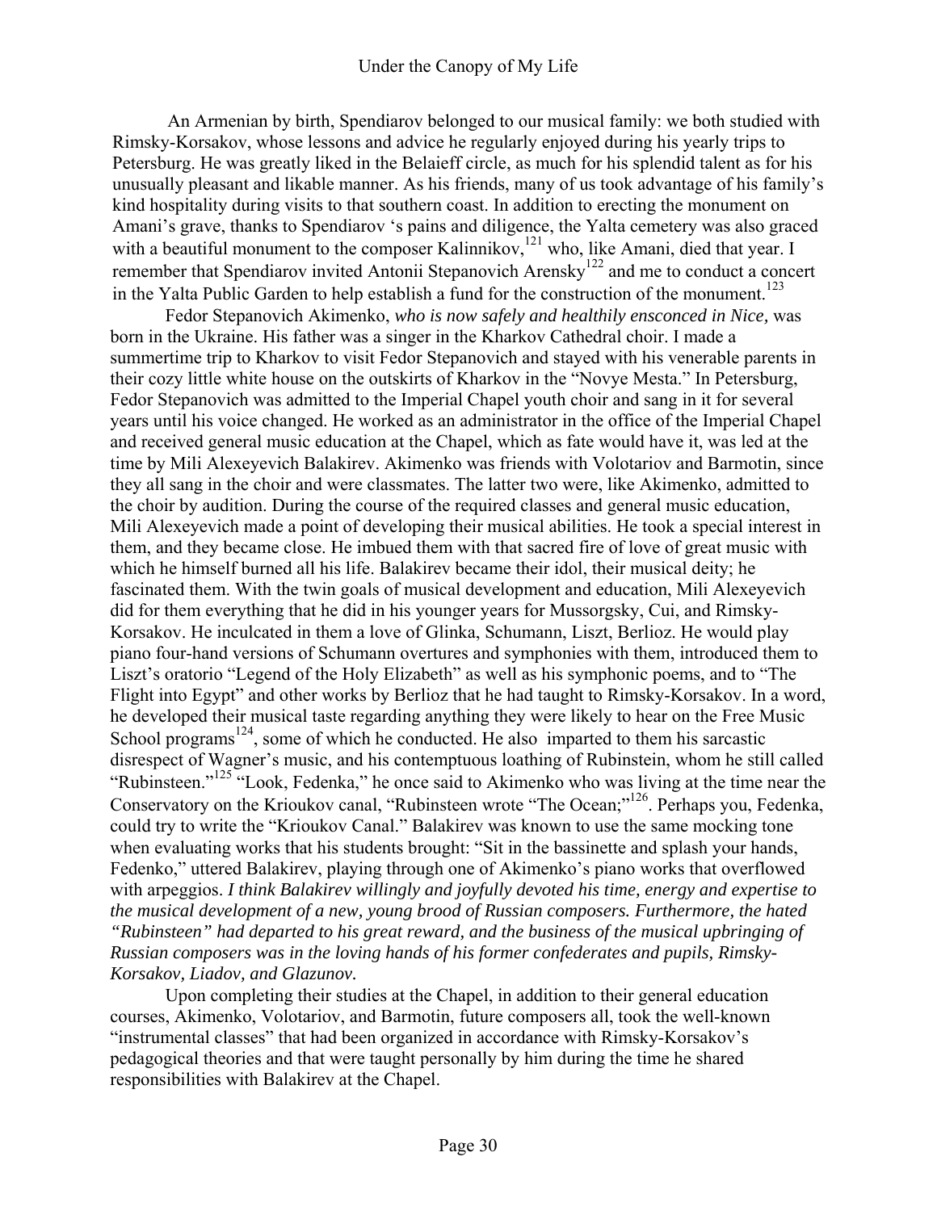An Armenian by birth, Spendiarov belonged to our musical family: we both studied with Rimsky-Korsakov, whose lessons and advice he regularly enjoyed during his yearly trips to Petersburg. He was greatly liked in the Belaieff circle, as much for his splendid talent as for his unusually pleasant and likable manner. As his friends, many of us took advantage of his family's kind hospitality during visits to that southern coast. In addition to erecting the monument on Amani's grave, thanks to Spendiarov 's pains and diligence, the Yalta cemetery was also graced with a beautiful monument to the composer Kalinnikov,[121] who, like Amani, died that year. I remember that Spendiarov invited Antonii Stepanovich Arensky[122] and me to conduct a concert in the Yalta Public Garden to help establish a fund for the construction of the monument.[123]

Fedor Stepanovich Akimenko, *who is now safely and healthily ensconced in Nice,* was born in the Ukraine. His father was a singer in the Kharkov Cathedral choir. I made a summertime trip to Kharkov to visit Fedor Stepanovich and stayed with his venerable parents in their cozy little white house on the outskirts of Kharkov in the "Novye Mesta." In Petersburg, Fedor Stepanovich was admitted to the Imperial Chapel youth choir and sang in it for several years until his voice changed. He worked as an administrator in the office of the Imperial Chapel and received general music education at the Chapel, which as fate would have it, was led at the time by Mili Alexeyevich Balakirev. Akimenko was friends with Volotariov and Barmotin, since they all sang in the choir and were classmates. The latter two were, like Akimenko, admitted to the choir by audition. During the course of the required classes and general music education, Mili Alexeyevich made a point of developing their musical abilities. He took a special interest in them, and they became close. He imbued them with that sacred fire of love of great music with which he himself burned all his life. Balakirev became their idol, their musical deity; he fascinated them. With the twin goals of musical development and education, Mili Alexeyevich did for them everything that he did in his younger years for Mussorgsky, Cui, and Rimsky-Korsakov. He inculcated in them a love of Glinka, Schumann, Liszt, Berlioz. He would play piano four-hand versions of Schumann overtures and symphonies with them, introduced them to Liszt's oratorio "Legend of the Holy Elizabeth" as well as his symphonic poems, and to "The Flight into Egypt" and other works by Berlioz that he had taught to Rimsky-Korsakov. In a word, he developed their musical taste regarding anything they were likely to hear on the Free Music School programs[124], some of which he conducted. He also imparted to them his sarcastic disrespect of Wagner's music, and his contemptuous loathing of Rubinstein, whom he still called "Rubinsteen."[125] "Look, Fedenka," he once said to Akimenko who was living at the time near the Conservatory on the Krioukov canal, "Rubinsteen wrote "The Ocean;"[126]. Perhaps you, Fedenka, could try to write the "Krioukov Canal." Balakirev was known to use the same mocking tone when evaluating works that his students brought: "Sit in the bassinette and splash your hands, Fedenko," uttered Balakirev, playing through one of Akimenko's piano works that overflowed with arpeggios. *I think Balakirev willingly and joyfully devoted his time, energy and expertise to the musical development of a new, young brood of Russian composers. Furthermore, the hated "Rubinsteen" had departed to his great reward, and the business of the musical upbringing of Russian composers was in the loving hands of his former confederates and pupils, Rimsky-Korsakov, Liadov, and Glazunov.*

Upon completing their studies at the Chapel, in addition to their general education courses, Akimenko, Volotariov, and Barmotin, future composers all, took the well-known "instrumental classes" that had been organized in accordance with Rimsky-Korsakov's pedagogical theories and that were taught personally by him during the time he shared responsibilities with Balakirev at the Chapel.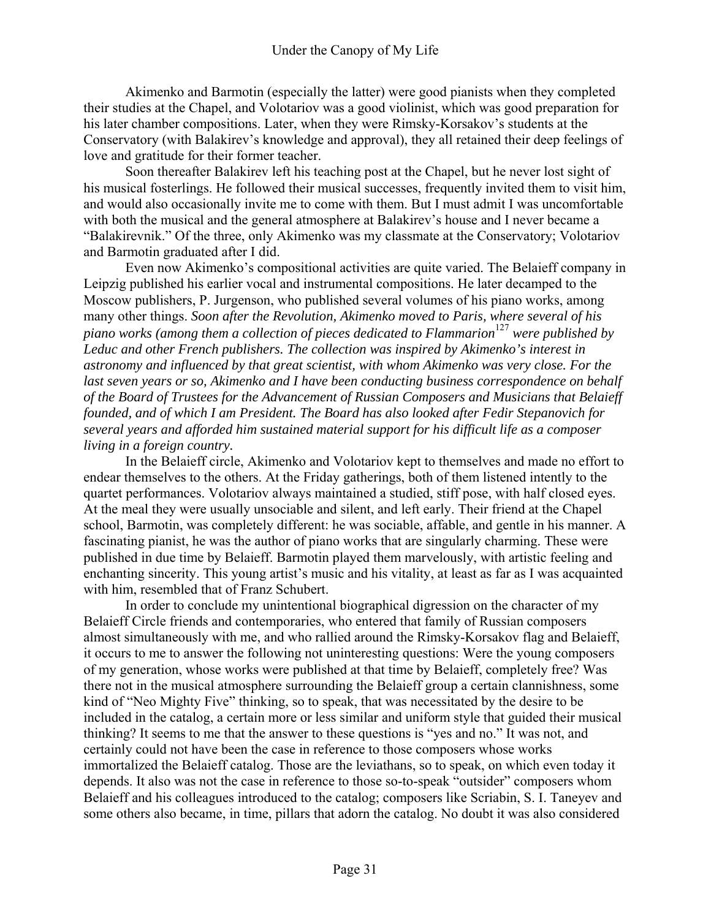Akimenko and Barmotin (especially the latter) were good pianists when they completed their studies at the Chapel, and Volotariov was a good violinist, which was good preparation for his later chamber compositions. Later, when they were Rimsky-Korsakov's students at the Conservatory (with Balakirev's knowledge and approval), they all retained their deep feelings of love and gratitude for their former teacher.

Soon thereafter Balakirev left his teaching post at the Chapel, but he never lost sight of his musical fosterlings. He followed their musical successes, frequently invited them to visit him, and would also occasionally invite me to come with them. But I must admit I was uncomfortable with both the musical and the general atmosphere at Balakirev's house and I never became a "Balakirevnik." Of the three, only Akimenko was my classmate at the Conservatory; Volotariov and Barmotin graduated after I did.

Even now Akimenko's compositional activities are quite varied. The Belaieff company in Leipzig published his earlier vocal and instrumental compositions. He later decamped to the Moscow publishers, P. Jurgenson, who published several volumes of his piano works, among many other things. *Soon after the Revolution, Akimenko moved to Paris, where several of his piano works (among them a collection of pieces dedicated to Flammarion*[127] *were published by Leduc and other French publishers. The collection was inspired by Akimenko's interest in astronomy and influenced by that great scientist, with whom Akimenko was very close. For the last seven years or so, Akimenko and I have been conducting business correspondence on behalf of the Board of Trustees for the Advancement of Russian Composers and Musicians that Belaieff founded, and of which I am President. The Board has also looked after Fedir Stepanovich for several years and afforded him sustained material support for his difficult life as a composer living in a foreign country.*

In the Belaieff circle, Akimenko and Volotariov kept to themselves and made no effort to endear themselves to the others. At the Friday gatherings, both of them listened intently to the quartet performances. Volotariov always maintained a studied, stiff pose, with half closed eyes. At the meal they were usually unsociable and silent, and left early. Their friend at the Chapel school, Barmotin, was completely different: he was sociable, affable, and gentle in his manner. A fascinating pianist, he was the author of piano works that are singularly charming. These were published in due time by Belaieff. Barmotin played them marvelously, with artistic feeling and enchanting sincerity. This young artist's music and his vitality, at least as far as I was acquainted with him, resembled that of Franz Schubert.

In order to conclude my unintentional biographical digression on the character of my Belaieff Circle friends and contemporaries, who entered that family of Russian composers almost simultaneously with me, and who rallied around the Rimsky-Korsakov flag and Belaieff, it occurs to me to answer the following not uninteresting questions: Were the young composers of my generation, whose works were published at that time by Belaieff, completely free? Was there not in the musical atmosphere surrounding the Belaieff group a certain clannishness, some kind of "Neo Mighty Five" thinking, so to speak, that was necessitated by the desire to be included in the catalog, a certain more or less similar and uniform style that guided their musical thinking? It seems to me that the answer to these questions is "yes and no." It was not, and certainly could not have been the case in reference to those composers whose works immortalized the Belaieff catalog. Those are the leviathans, so to speak, on which even today it depends. It also was not the case in reference to those so-to-speak "outsider" composers whom Belaieff and his colleagues introduced to the catalog; composers like Scriabin, S. I. Taneyev and some others also became, in time, pillars that adorn the catalog. No doubt it was also considered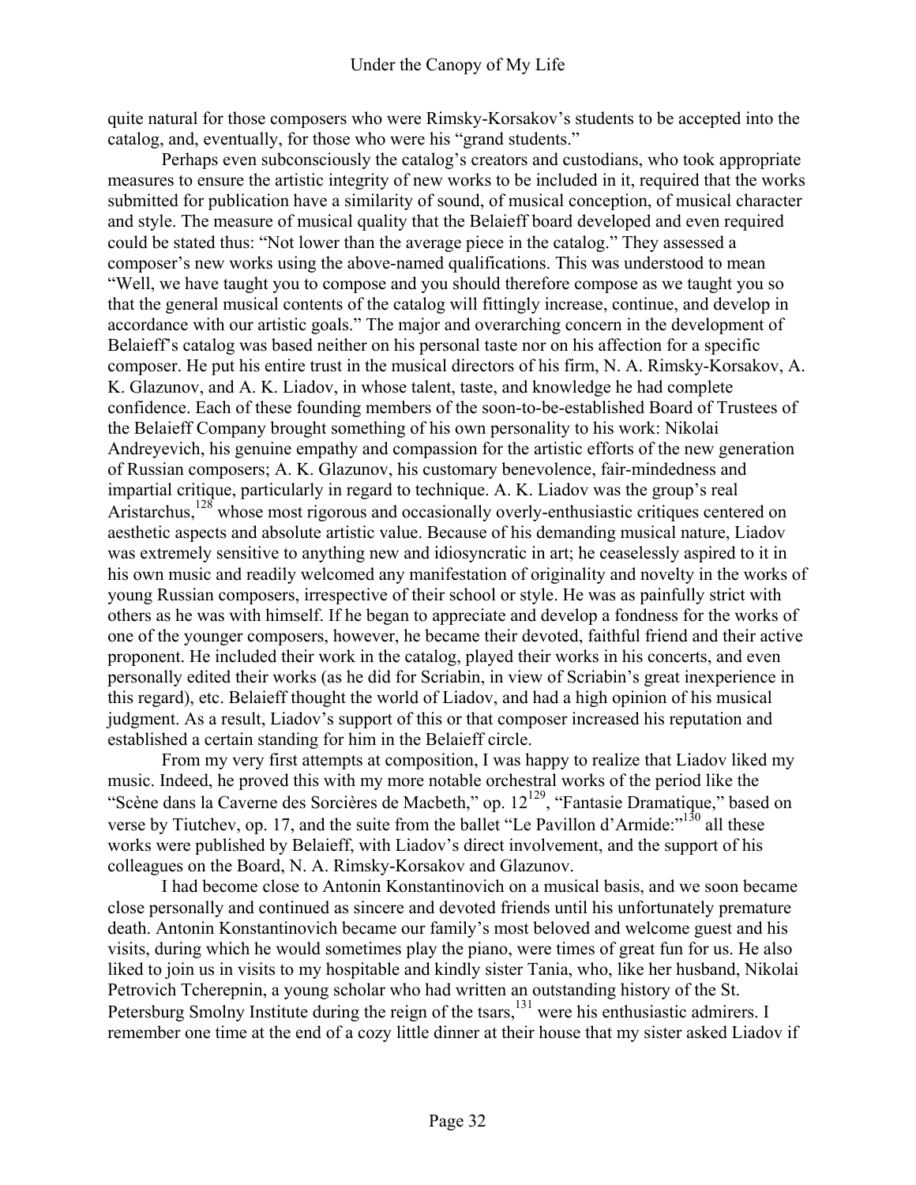quite natural for those composers who were Rimsky-Korsakov's students to be accepted into the catalog, and, eventually, for those who were his "grand students."

Perhaps even subconsciously the catalog's creators and custodians, who took appropriate measures to ensure the artistic integrity of new works to be included in it, required that the works submitted for publication have a similarity of sound, of musical conception, of musical character and style. The measure of musical quality that the Belaieff board developed and even required could be stated thus: "Not lower than the average piece in the catalog." They assessed a composer's new works using the above-named qualifications. This was understood to mean "Well, we have taught you to compose and you should therefore compose as we taught you so that the general musical contents of the catalog will fittingly increase, continue, and develop in accordance with our artistic goals." The major and overarching concern in the development of Belaieff's catalog was based neither on his personal taste nor on his affection for a specific composer. He put his entire trust in the musical directors of his firm, N. A. Rimsky-Korsakov, A. K. Glazunov, and A. K. Liadov, in whose talent, taste, and knowledge he had complete confidence. Each of these founding members of the soon-to-be-established Board of Trustees of the Belaieff Company brought something of his own personality to his work: Nikolai Andreyevich, his genuine empathy and compassion for the artistic efforts of the new generation of Russian composers; A. K. Glazunov, his customary benevolence, fair-mindedness and impartial critique, particularly in regard to technique. A. K. Liadov was the group's real Aristarchus,[128] whose most rigorous and occasionally overly-enthusiastic critiques centered on aesthetic aspects and absolute artistic value. Because of his demanding musical nature, Liadov was extremely sensitive to anything new and idiosyncratic in art; he ceaselessly aspired to it in his own music and readily welcomed any manifestation of originality and novelty in the works of young Russian composers, irrespective of their school or style. He was as painfully strict with others as he was with himself. If he began to appreciate and develop a fondness for the works of one of the younger composers, however, he became their devoted, faithful friend and their active proponent. He included their work in the catalog, played their works in his concerts, and even personally edited their works (as he did for Scriabin, in view of Scriabin's great inexperience in this regard), etc. Belaieff thought the world of Liadov, and had a high opinion of his musical judgment. As a result, Liadov's support of this or that composer increased his reputation and established a certain standing for him in the Belaieff circle.

From my very first attempts at composition, I was happy to realize that Liadov liked my music. Indeed, he proved this with my more notable orchestral works of the period like the "Scène dans la Caverne des Sorcières de Macbeth," op. 12[129], "Fantasie Dramatique," based on verse by Tiutchev, op. 17, and the suite from the ballet "Le Pavillon d'Armide:"[130] all these works were published by Belaieff, with Liadov's direct involvement, and the support of his colleagues on the Board, N. A. Rimsky-Korsakov and Glazunov.

I had become close to Antonin Konstantinovich on a musical basis, and we soon became close personally and continued as sincere and devoted friends until his unfortunately premature death. Antonin Konstantinovich became our family's most beloved and welcome guest and his visits, during which he would sometimes play the piano, were times of great fun for us. He also liked to join us in visits to my hospitable and kindly sister Tania, who, like her husband, Nikolai Petrovich Tcherepnin, a young scholar who had written an outstanding history of the St. Petersburg Smolny Institute during the reign of the tsars,[131] were his enthusiastic admirers. I remember one time at the end of a cozy little dinner at their house that my sister asked Liadov if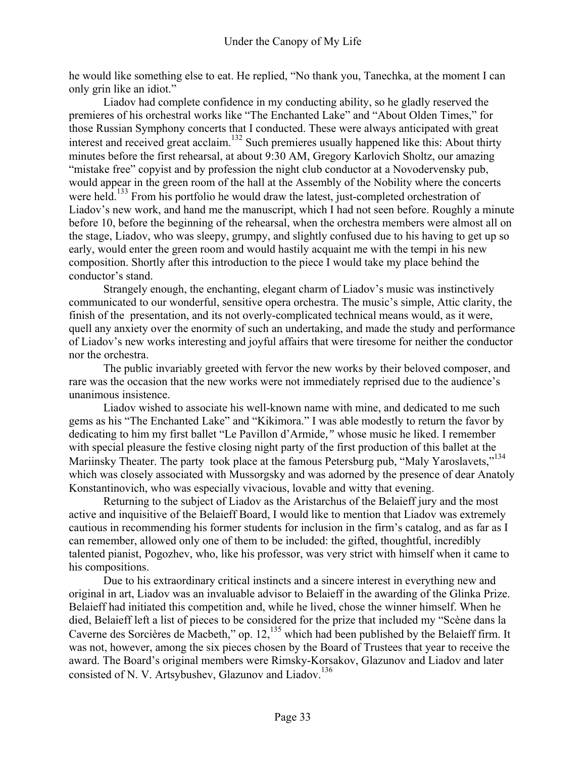he would like something else to eat. He replied, "No thank you, Tanechka, at the moment I can only grin like an idiot."

Liadov had complete confidence in my conducting ability, so he gladly reserved the premieres of his orchestral works like "The Enchanted Lake" and "About Olden Times," for those Russian Symphony concerts that I conducted. These were always anticipated with great interest and received great acclaim.[132] Such premieres usually happened like this: About thirty minutes before the first rehearsal, at about 9:30 AM, Gregory Karlovich Sholtz, our amazing "mistake free" copyist and by profession the night club conductor at a Novodervensky pub, would appear in the green room of the hall at the Assembly of the Nobility where the concerts were held.[133] From his portfolio he would draw the latest, just-completed orchestration of Liadov's new work, and hand me the manuscript, which I had not seen before. Roughly a minute before 10, before the beginning of the rehearsal, when the orchestra members were almost all on the stage, Liadov, who was sleepy, grumpy, and slightly confused due to his having to get up so early, would enter the green room and would hastily acquaint me with the tempi in his new composition. Shortly after this introduction to the piece I would take my place behind the conductor's stand.

Strangely enough, the enchanting, elegant charm of Liadov's music was instinctively communicated to our wonderful, sensitive opera orchestra. The music's simple, Attic clarity, the finish of the presentation, and its not overly-complicated technical means would, as it were, quell any anxiety over the enormity of such an undertaking, and made the study and performance of Liadov's new works interesting and joyful affairs that were tiresome for neither the conductor nor the orchestra.

The public invariably greeted with fervor the new works by their beloved composer, and rare was the occasion that the new works were not immediately reprised due to the audience's unanimous insistence.

Liadov wished to associate his well-known name with mine, and dedicated to me such gems as his "The Enchanted Lake" and "Kikimora." I was able modestly to return the favor by dedicating to him my first ballet "Le Pavillon d'Armide*,*" whose music he liked. I remember with special pleasure the festive closing night party of the first production of this ballet at the Mariinsky Theater. The party took place at the famous Petersburg pub, "Maly Yaroslavets,"[134] which was closely associated with Mussorgsky and was adorned by the presence of dear Anatoly Konstantinovich, who was especially vivacious, lovable and witty that evening.

Returning to the subject of Liadov as the Aristarchus of the Belaieff jury and the most active and inquisitive of the Belaieff Board, I would like to mention that Liadov was extremely cautious in recommending his former students for inclusion in the firm's catalog, and as far as I can remember, allowed only one of them to be included: the gifted, thoughtful, incredibly talented pianist, Pogozhev, who, like his professor, was very strict with himself when it came to his compositions.

Due to his extraordinary critical instincts and a sincere interest in everything new and original in art, Liadov was an invaluable advisor to Belaieff in the awarding of the Glinka Prize. Belaieff had initiated this competition and, while he lived, chose the winner himself. When he died, Belaieff left a list of pieces to be considered for the prize that included my "Scène dans la Caverne des Sorcières de Macbeth," op. 12,[135] which had been published by the Belaieff firm. It was not, however, among the six pieces chosen by the Board of Trustees that year to receive the award. The Board's original members were Rimsky-Korsakov, Glazunov and Liadov and later consisted of N. V. Artsybushev, Glazunov and Liadov.[136]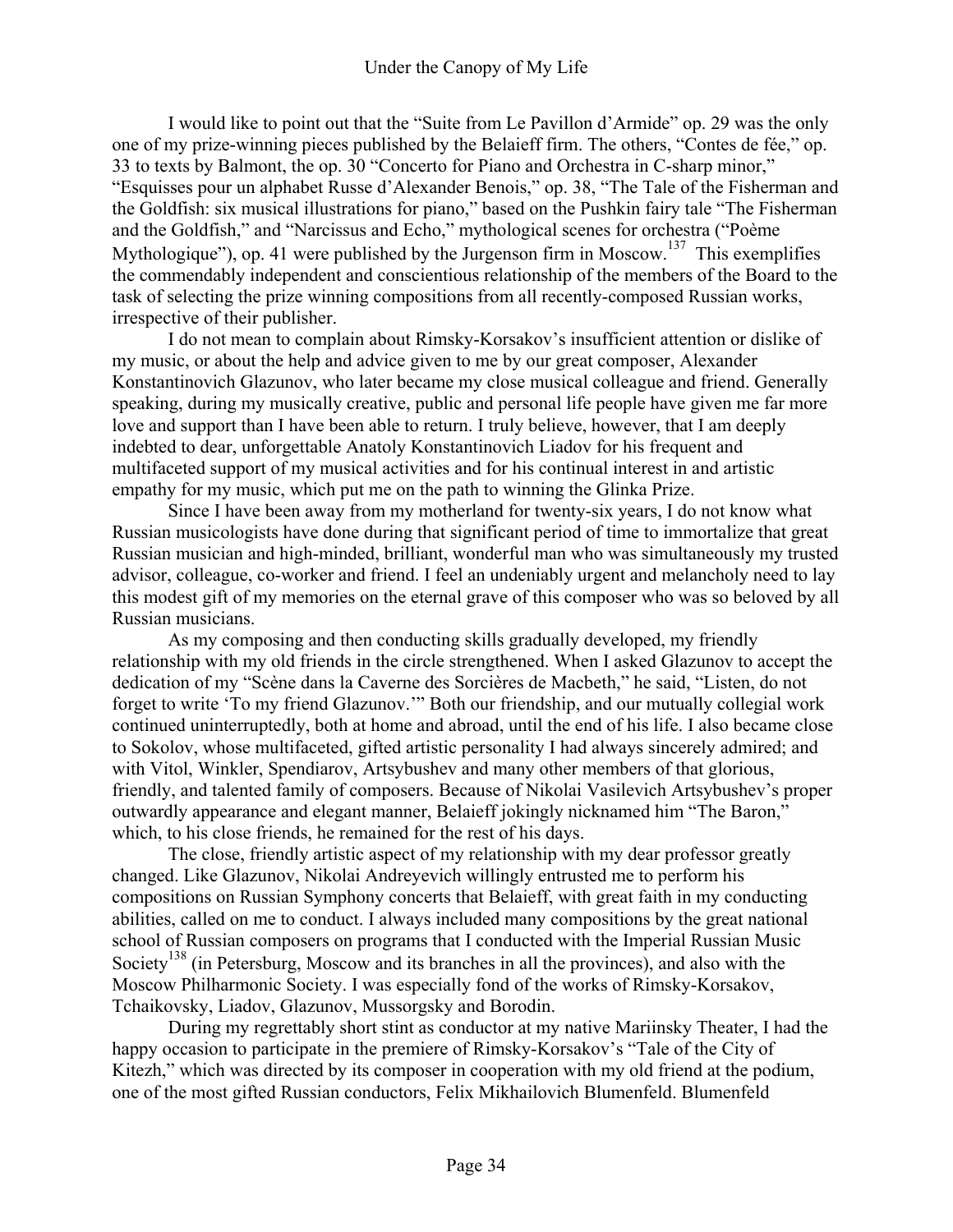I would like to point out that the "Suite from Le Pavillon d'Armide" op. 29 was the only one of my prize-winning pieces published by the Belaieff firm. The others, "Contes de fée," op. 33 to texts by Balmont, the op. 30 "Concerto for Piano and Orchestra in C-sharp minor," "Esquisses pour un alphabet Russe d'Alexander Benois," op. 38, "The Tale of the Fisherman and the Goldfish: six musical illustrations for piano," based on the Pushkin fairy tale "The Fisherman and the Goldfish," and "Narcissus and Echo," mythological scenes for orchestra ("Poème Mythologique"), op. 41 were published by the Jurgenson firm in Moscow.[137] This exemplifies the commendably independent and conscientious relationship of the members of the Board to the task of selecting the prize winning compositions from all recently-composed Russian works, irrespective of their publisher.

I do not mean to complain about Rimsky-Korsakov's insufficient attention or dislike of my music, or about the help and advice given to me by our great composer, Alexander Konstantinovich Glazunov, who later became my close musical colleague and friend. Generally speaking, during my musically creative, public and personal life people have given me far more love and support than I have been able to return. I truly believe, however, that I am deeply indebted to dear, unforgettable Anatoly Konstantinovich Liadov for his frequent and multifaceted support of my musical activities and for his continual interest in and artistic empathy for my music, which put me on the path to winning the Glinka Prize.

Since I have been away from my motherland for twenty-six years, I do not know what Russian musicologists have done during that significant period of time to immortalize that great Russian musician and high-minded, brilliant, wonderful man who was simultaneously my trusted advisor, colleague, co-worker and friend. I feel an undeniably urgent and melancholy need to lay this modest gift of my memories on the eternal grave of this composer who was so beloved by all Russian musicians.

As my composing and then conducting skills gradually developed, my friendly relationship with my old friends in the circle strengthened. When I asked Glazunov to accept the dedication of my "Scène dans la Caverne des Sorcières de Macbeth," he said, "Listen, do not forget to write 'To my friend Glazunov.'" Both our friendship, and our mutually collegial work continued uninterruptedly, both at home and abroad, until the end of his life. I also became close to Sokolov, whose multifaceted, gifted artistic personality I had always sincerely admired; and with Vitol, Winkler, Spendiarov, Artsybushev and many other members of that glorious, friendly, and talented family of composers. Because of Nikolai Vasilevich Artsybushev's proper outwardly appearance and elegant manner, Belaieff jokingly nicknamed him "The Baron," which, to his close friends, he remained for the rest of his days.

The close, friendly artistic aspect of my relationship with my dear professor greatly changed. Like Glazunov, Nikolai Andreyevich willingly entrusted me to perform his compositions on Russian Symphony concerts that Belaieff, with great faith in my conducting abilities, called on me to conduct. I always included many compositions by the great national school of Russian composers on programs that I conducted with the Imperial Russian Music Society[138] (in Petersburg, Moscow and its branches in all the provinces), and also with the Moscow Philharmonic Society. I was especially fond of the works of Rimsky-Korsakov, Tchaikovsky, Liadov, Glazunov, Mussorgsky and Borodin.

During my regrettably short stint as conductor at my native Mariinsky Theater, I had the happy occasion to participate in the premiere of Rimsky-Korsakov's "Tale of the City of Kitezh," which was directed by its composer in cooperation with my old friend at the podium, one of the most gifted Russian conductors, Felix Mikhailovich Blumenfeld. Blumenfeld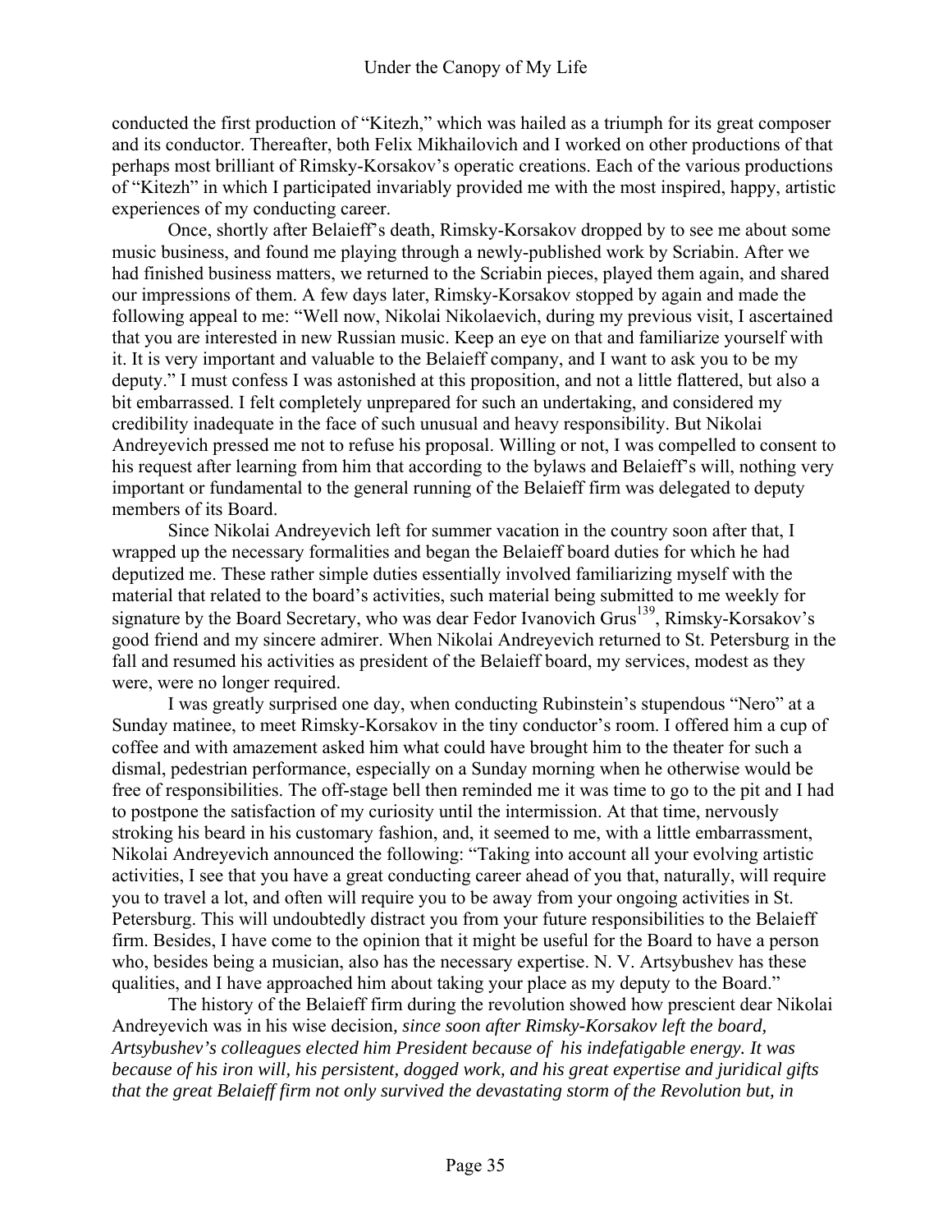conducted the first production of "Kitezh," which was hailed as a triumph for its great composer and its conductor. Thereafter, both Felix Mikhailovich and I worked on other productions of that perhaps most brilliant of Rimsky-Korsakov's operatic creations. Each of the various productions of "Kitezh" in which I participated invariably provided me with the most inspired, happy, artistic experiences of my conducting career.

Once, shortly after Belaieff's death, Rimsky-Korsakov dropped by to see me about some music business, and found me playing through a newly-published work by Scriabin. After we had finished business matters, we returned to the Scriabin pieces, played them again, and shared our impressions of them. A few days later, Rimsky-Korsakov stopped by again and made the following appeal to me: "Well now, Nikolai Nikolaevich, during my previous visit, I ascertained that you are interested in new Russian music. Keep an eye on that and familiarize yourself with it. It is very important and valuable to the Belaieff company, and I want to ask you to be my deputy." I must confess I was astonished at this proposition, and not a little flattered, but also a bit embarrassed. I felt completely unprepared for such an undertaking, and considered my credibility inadequate in the face of such unusual and heavy responsibility. But Nikolai Andreyevich pressed me not to refuse his proposal. Willing or not, I was compelled to consent to his request after learning from him that according to the bylaws and Belaieff's will, nothing very important or fundamental to the general running of the Belaieff firm was delegated to deputy members of its Board.

Since Nikolai Andreyevich left for summer vacation in the country soon after that, I wrapped up the necessary formalities and began the Belaieff board duties for which he had deputized me. These rather simple duties essentially involved familiarizing myself with the material that related to the board's activities, such material being submitted to me weekly for signature by the Board Secretary, who was dear Fedor Ivanovich Grus[139], Rimsky-Korsakov's good friend and my sincere admirer. When Nikolai Andreyevich returned to St. Petersburg in the fall and resumed his activities as president of the Belaieff board, my services, modest as they were, were no longer required.

I was greatly surprised one day, when conducting Rubinstein's stupendous "Nero" at a Sunday matinee, to meet Rimsky-Korsakov in the tiny conductor's room. I offered him a cup of coffee and with amazement asked him what could have brought him to the theater for such a dismal, pedestrian performance, especially on a Sunday morning when he otherwise would be free of responsibilities. The off-stage bell then reminded me it was time to go to the pit and I had to postpone the satisfaction of my curiosity until the intermission. At that time, nervously stroking his beard in his customary fashion, and, it seemed to me, with a little embarrassment, Nikolai Andreyevich announced the following: "Taking into account all your evolving artistic activities, I see that you have a great conducting career ahead of you that, naturally, will require you to travel a lot, and often will require you to be away from your ongoing activities in St. Petersburg. This will undoubtedly distract you from your future responsibilities to the Belaieff firm. Besides, I have come to the opinion that it might be useful for the Board to have a person who, besides being a musician, also has the necessary expertise. N. V. Artsybushev has these qualities, and I have approached him about taking your place as my deputy to the Board."

The history of the Belaieff firm during the revolution showed how prescient dear Nikolai Andreyevich was in his wise decision*, since soon after Rimsky-Korsakov left the board, Artsybushev's colleagues elected him President because of his indefatigable energy. It was because of his iron will, his persistent, dogged work, and his great expertise and juridical gifts that the great Belaieff firm not only survived the devastating storm of the Revolution but, in*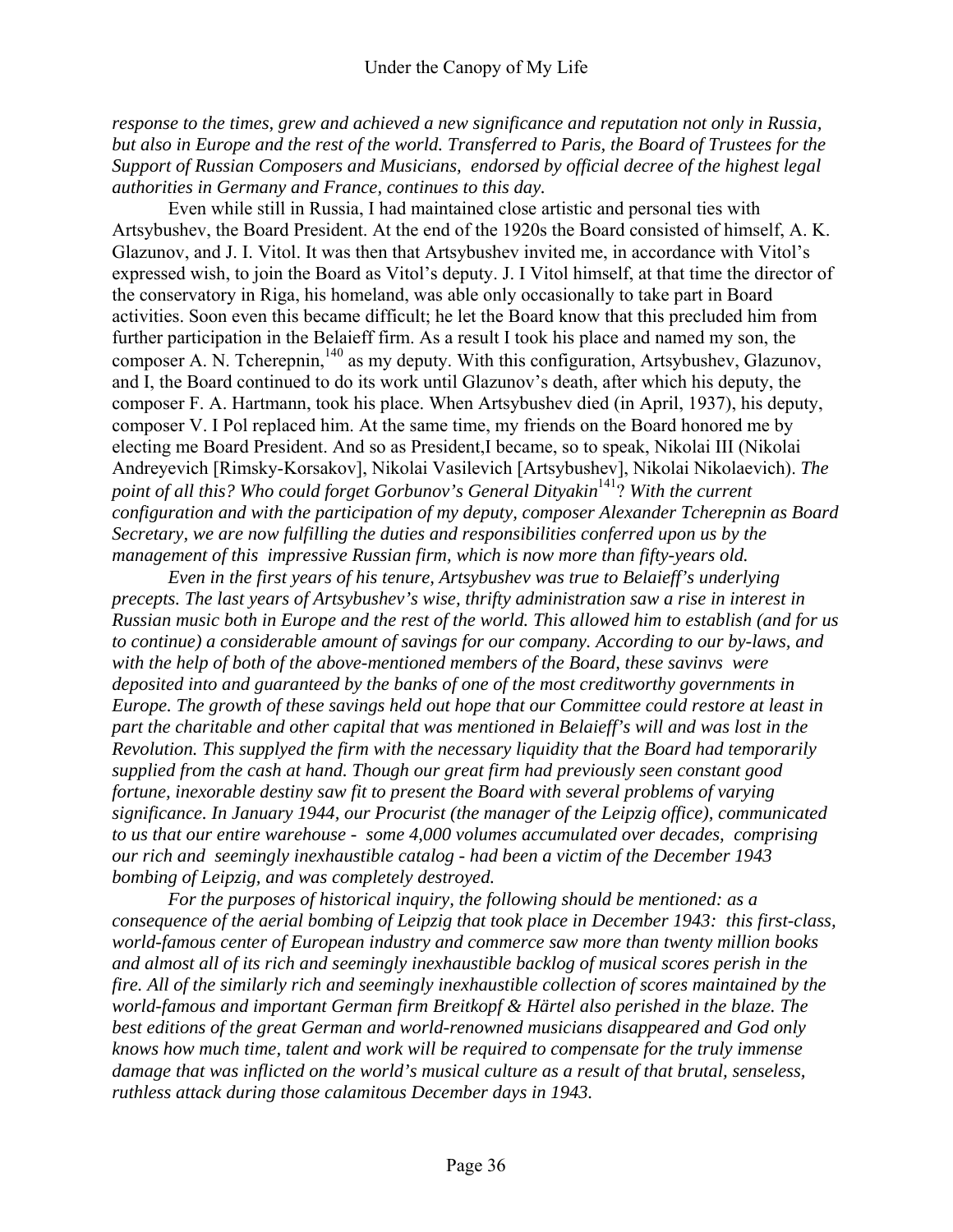*response to the times, grew and achieved a new significance and reputation not only in Russia, but also in Europe and the rest of the world. Transferred to Paris, the Board of Trustees for the Support of Russian Composers and Musicians, endorsed by official decree of the highest legal authorities in Germany and France, continues to this day.*

Even while still in Russia, I had maintained close artistic and personal ties with Artsybushev, the Board President. At the end of the 1920s the Board consisted of himself, A. K. Glazunov, and J. I. Vitol. It was then that Artsybushev invited me, in accordance with Vitol's expressed wish, to join the Board as Vitol's deputy. J. I Vitol himself, at that time the director of the conservatory in Riga, his homeland, was able only occasionally to take part in Board activities. Soon even this became difficult; he let the Board know that this precluded him from further participation in the Belaieff firm. As a result I took his place and named my son, the composer A. N. Tcherepnin,[140] as my deputy. With this configuration, Artsybushev, Glazunov, and I, the Board continued to do its work until Glazunov's death, after which his deputy, the composer F. A. Hartmann, took his place. When Artsybushev died (in April, 1937), his deputy, composer V. I Pol replaced him. At the same time, my friends on the Board honored me by electing me Board President. And so as President,I became, so to speak, Nikolai III (Nikolai Andreyevich [Rimsky-Korsakov], Nikolai Vasilevich [Artsybushev], Nikolai Nikolaevich). *The point of all this? Who could forget Gorbunov's General Dityakin*[141]? *With the current configuration and with the participation of my deputy, composer Alexander Tcherepnin as Board Secretary, we are now fulfilling the duties and responsibilities conferred upon us by the management of this impressive Russian firm, which is now more than fifty-years old.*

*Even in the first years of his tenure, Artsybushev was true to Belaieff's underlying precepts. The last years of Artsybushev's wise, thrifty administration saw a rise in interest in Russian music both in Europe and the rest of the world. This allowed him to establish (and for us to continue) a considerable amount of savings for our company. According to our by-laws, and with the help of both of the above-mentioned members of the Board, these savinvs were deposited into and guaranteed by the banks of one of the most creditworthy governments in Europe. The growth of these savings held out hope that our Committee could restore at least in part the charitable and other capital that was mentioned in Belaieff's will and was lost in the Revolution. This supplyed the firm with the necessary liquidity that the Board had temporarily supplied from the cash at hand. Though our great firm had previously seen constant good fortune, inexorable destiny saw fit to present the Board with several problems of varying significance. In January 1944, our Procurist (the manager of the Leipzig office), communicated to us that our entire warehouse - some 4,000 volumes accumulated over decades, comprising our rich and seemingly inexhaustible catalog - had been a victim of the December 1943 bombing of Leipzig, and was completely destroyed.*

*For the purposes of historical inquiry, the following should be mentioned: as a consequence of the aerial bombing of Leipzig that took place in December 1943: this first-class, world-famous center of European industry and commerce saw more than twenty million books and almost all of its rich and seemingly inexhaustible backlog of musical scores perish in the fire. All of the similarly rich and seemingly inexhaustible collection of scores maintained by the world-famous and important German firm Breitkopf & Härtel also perished in the blaze. The best editions of the great German and world-renowned musicians disappeared and God only knows how much time, talent and work will be required to compensate for the truly immense damage that was inflicted on the world's musical culture as a result of that brutal, senseless, ruthless attack during those calamitous December days in 1943.*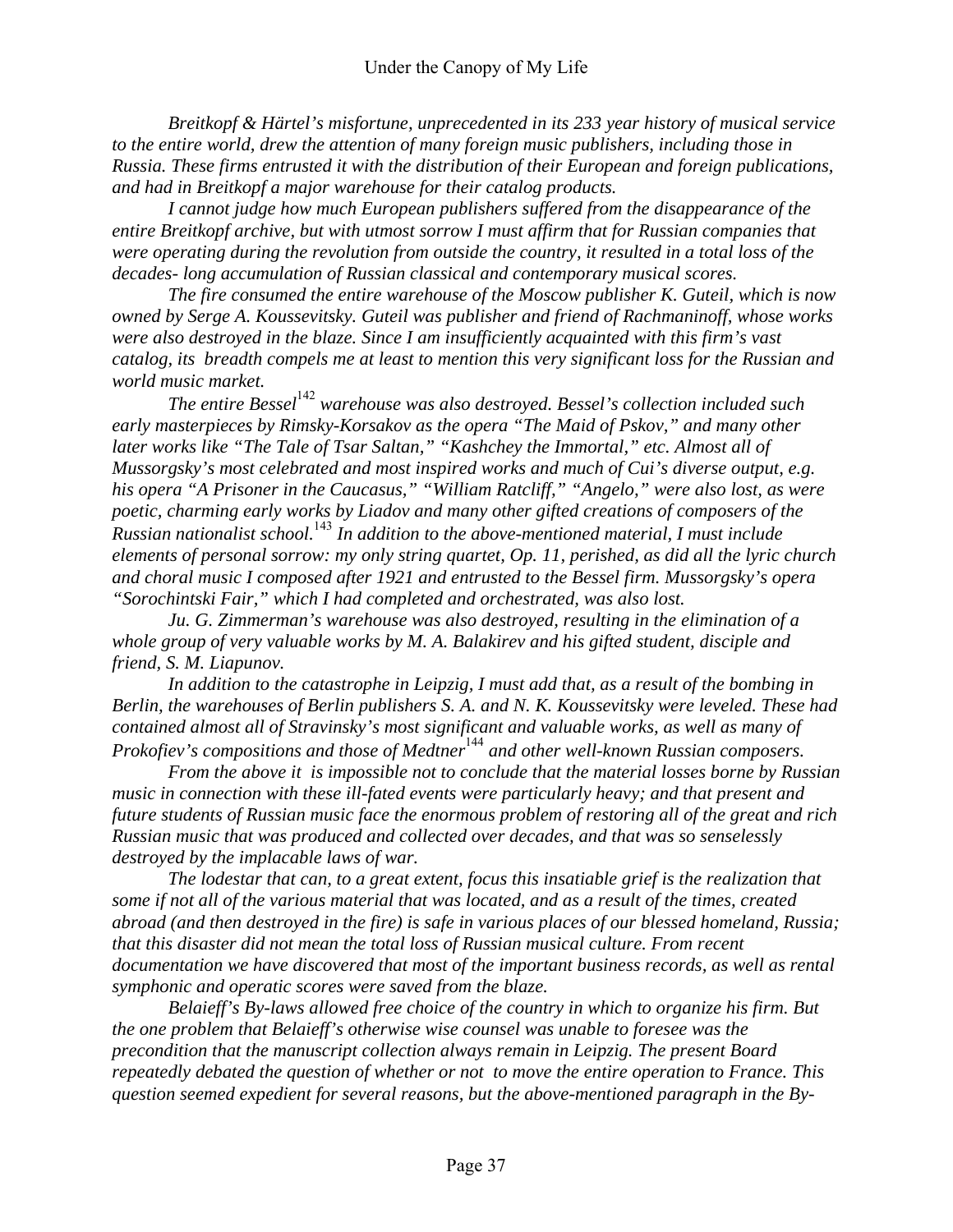*Breitkopf & Härtel's misfortune, unprecedented in its 233 year history of musical service to the entire world, drew the attention of many foreign music publishers, including those in Russia. These firms entrusted it with the distribution of their European and foreign publications, and had in Breitkopf a major warehouse for their catalog products.*

*I cannot judge how much European publishers suffered from the disappearance of the entire Breitkopf archive, but with utmost sorrow I must affirm that for Russian companies that were operating during the revolution from outside the country, it resulted in a total loss of the decades- long accumulation of Russian classical and contemporary musical scores.*

*The fire consumed the entire warehouse of the Moscow publisher K. Guteil, which is now owned by Serge A. Koussevitsky. Guteil was publisher and friend of Rachmaninoff, whose works were also destroyed in the blaze. Since I am insufficiently acquainted with this firm's vast catalog, its breadth compels me at least to mention this very significant loss for the Russian and world music market.*

*The entire Bessel*[142] *warehouse was also destroyed. Bessel's collection included such early masterpieces by Rimsky-Korsakov as the opera "The Maid of Pskov," and many other later works like "The Tale of Tsar Saltan," "Kashchey the Immortal," etc. Almost all of Mussorgsky's most celebrated and most inspired works and much of Cui's diverse output, e.g. his opera "A Prisoner in the Caucasus," "William Ratcliff," "Angelo," were also lost, as were poetic, charming early works by Liadov and many other gifted creations of composers of the Russian nationalist school.*[143] *In addition to the above-mentioned material, I must include elements of personal sorrow: my only string quartet, Op. 11, perished, as did all the lyric church and choral music I composed after 1921 and entrusted to the Bessel firm. Mussorgsky's opera "Sorochintski Fair," which I had completed and orchestrated, was also lost.*

*Ju. G. Zimmerman's warehouse was also destroyed, resulting in the elimination of a whole group of very valuable works by M. A. Balakirev and his gifted student, disciple and friend, S. M. Liapunov.*

*In addition to the catastrophe in Leipzig, I must add that, as a result of the bombing in Berlin, the warehouses of Berlin publishers S. A. and N. K. Koussevitsky were leveled. These had contained almost all of Stravinsky's most significant and valuable works, as well as many of Prokofiev's compositions and those of Medtner*[144] *and other well-known Russian composers.*

*From the above it is impossible not to conclude that the material losses borne by Russian music in connection with these ill-fated events were particularly heavy; and that present and future students of Russian music face the enormous problem of restoring all of the great and rich Russian music that was produced and collected over decades, and that was so senselessly destroyed by the implacable laws of war.*

*The lodestar that can, to a great extent, focus this insatiable grief is the realization that some if not all of the various material that was located, and as a result of the times, created abroad (and then destroyed in the fire) is safe in various places of our blessed homeland, Russia; that this disaster did not mean the total loss of Russian musical culture. From recent documentation we have discovered that most of the important business records, as well as rental symphonic and operatic scores were saved from the blaze.*

*Belaieff's By-laws allowed free choice of the country in which to organize his firm. But the one problem that Belaieff's otherwise wise counsel was unable to foresee was the precondition that the manuscript collection always remain in Leipzig. The present Board repeatedly debated the question of whether or not to move the entire operation to France. This question seemed expedient for several reasons, but the above-mentioned paragraph in the By-*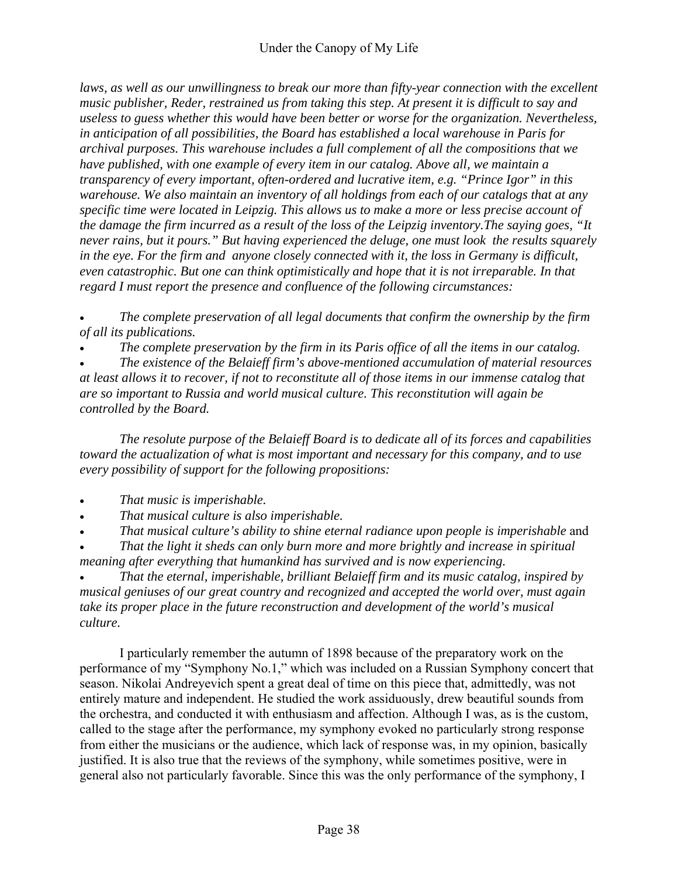*laws, as well as our unwillingness to break our more than fifty-year connection with the excellent music publisher, Reder, restrained us from taking this step. At present it is difficult to say and useless to guess whether this would have been better or worse for the organization. Nevertheless, in anticipation of all possibilities, the Board has established a local warehouse in Paris for archival purposes. This warehouse includes a full complement of all the compositions that we have published, with one example of every item in our catalog. Above all, we maintain a transparency of every important, often-ordered and lucrative item, e.g. "Prince Igor" in this warehouse. We also maintain an inventory of all holdings from each of our catalogs that at any specific time were located in Leipzig. This allows us to make a more or less precise account of the damage the firm incurred as a result of the loss of the Leipzig inventory.The saying goes, "It never rains, but it pours." But having experienced the deluge, one must look the results squarely in the eye. For the firm and anyone closely connected with it, the loss in Germany is difficult, even catastrophic. But one can think optimistically and hope that it is not irreparable. In that regard I must report the presence and confluence of the following circumstances:*

- *The complete preservation of all legal documents that confirm the ownership by the firm of all its publications.*
- *The complete preservation by the firm in its Paris office of all the items in our catalog.*
- *The existence of the Belaieff firm's above-mentioned accumulation of material resources at least allows it to recover, if not to reconstitute all of those items in our immense catalog that are so important to Russia and world musical culture. This reconstitution will again be controlled by the Board.*

*The resolute purpose of the Belaieff Board is to dedicate all of its forces and capabilities toward the actualization of what is most important and necessary for this company, and to use every possibility of support for the following propositions:*

- *That music is imperishable.*
- *That musical culture is also imperishable.*
- *That musical culture's ability to shine eternal radiance upon people is imperishable* and
- *That the light it sheds can only burn more and more brightly and increase in spiritual meaning after everything that humankind has survived and is now experiencing.*
- *That the eternal, imperishable, brilliant Belaieff firm and its music catalog, inspired by musical geniuses of our great country and recognized and accepted the world over, must again take its proper place in the future reconstruction and development of the world's musical culture.*

I particularly remember the autumn of 1898 because of the preparatory work on the performance of my "Symphony No.1," which was included on a Russian Symphony concert that season. Nikolai Andreyevich spent a great deal of time on this piece that, admittedly, was not entirely mature and independent. He studied the work assiduously, drew beautiful sounds from the orchestra, and conducted it with enthusiasm and affection. Although I was, as is the custom, called to the stage after the performance, my symphony evoked no particularly strong response from either the musicians or the audience, which lack of response was, in my opinion, basically justified. It is also true that the reviews of the symphony, while sometimes positive, were in general also not particularly favorable. Since this was the only performance of the symphony, I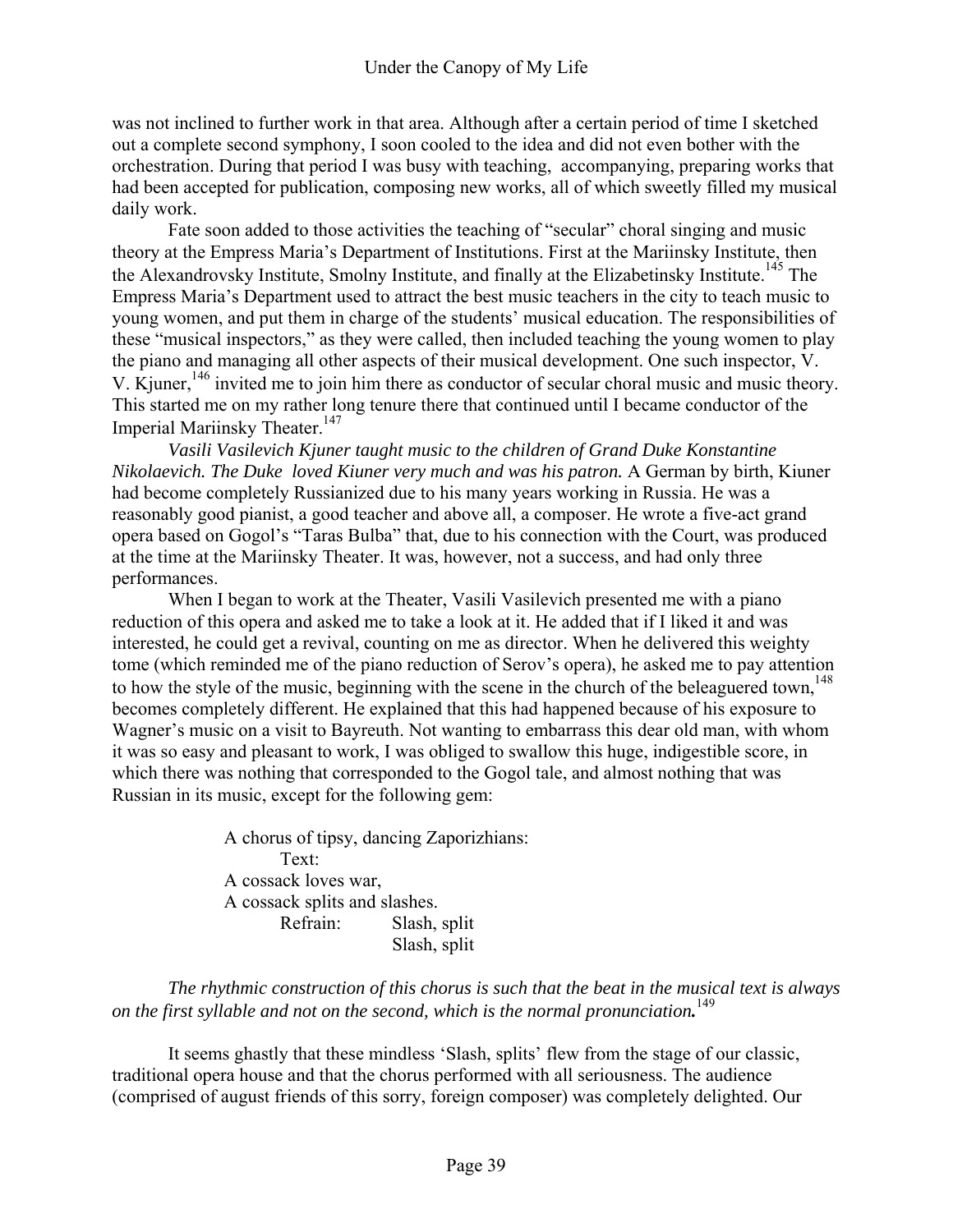was not inclined to further work in that area. Although after a certain period of time I sketched out a complete second symphony, I soon cooled to the idea and did not even bother with the orchestration. During that period I was busy with teaching, accompanying, preparing works that had been accepted for publication, composing new works, all of which sweetly filled my musical daily work.

Fate soon added to those activities the teaching of "secular" choral singing and music theory at the Empress Maria's Department of Institutions. First at the Mariinsky Institute, then the Alexandrovsky Institute, Smolny Institute, and finally at the Elizabetinsky Institute.[145] The Empress Maria's Department used to attract the best music teachers in the city to teach music to young women, and put them in charge of the students' musical education. The responsibilities of these "musical inspectors," as they were called, then included teaching the young women to play the piano and managing all other aspects of their musical development. One such inspector, V. V. Kjuner,[146] invited me to join him there as conductor of secular choral music and music theory. This started me on my rather long tenure there that continued until I became conductor of the Imperial Mariinsky Theater.[147]

*Vasili Vasilevich Kjuner taught music to the children of Grand Duke Konstantine Nikolaevich. The Duke loved Kiuner very much and was his patron.* A German by birth, Kiuner had become completely Russianized due to his many years working in Russia. He was a reasonably good pianist, a good teacher and above all, a composer. He wrote a five-act grand opera based on Gogol's "Taras Bulba" that, due to his connection with the Court, was produced at the time at the Mariinsky Theater. It was, however, not a success, and had only three performances.

When I began to work at the Theater, Vasili Vasilevich presented me with a piano reduction of this opera and asked me to take a look at it. He added that if I liked it and was interested, he could get a revival, counting on me as director. When he delivered this weighty tome (which reminded me of the piano reduction of Serov's opera), he asked me to pay attention to how the style of the music, beginning with the scene in the church of the beleaguered town,[148] becomes completely different. He explained that this had happened because of his exposure to Wagner's music on a visit to Bayreuth. Not wanting to embarrass this dear old man, with whom it was so easy and pleasant to work, I was obliged to swallow this huge, indigestible score, in which there was nothing that corresponded to the Gogol tale, and almost nothing that was Russian in its music, except for the following gem:

> A chorus of tipsy, dancing Zaporizhians:
> Text:
> A cossack loves war,
> A cossack splits and slashes.
> Refrain: Slash, split
> Slash, split

*The rhythmic construction of this chorus is such that the beat in the musical text is always on the first syllable and not on the second, which is the normal pronunciation.*[149]

It seems ghastly that these mindless 'Slash, splits' flew from the stage of our classic, traditional opera house and that the chorus performed with all seriousness. The audience (comprised of august friends of this sorry, foreign composer) was completely delighted. Our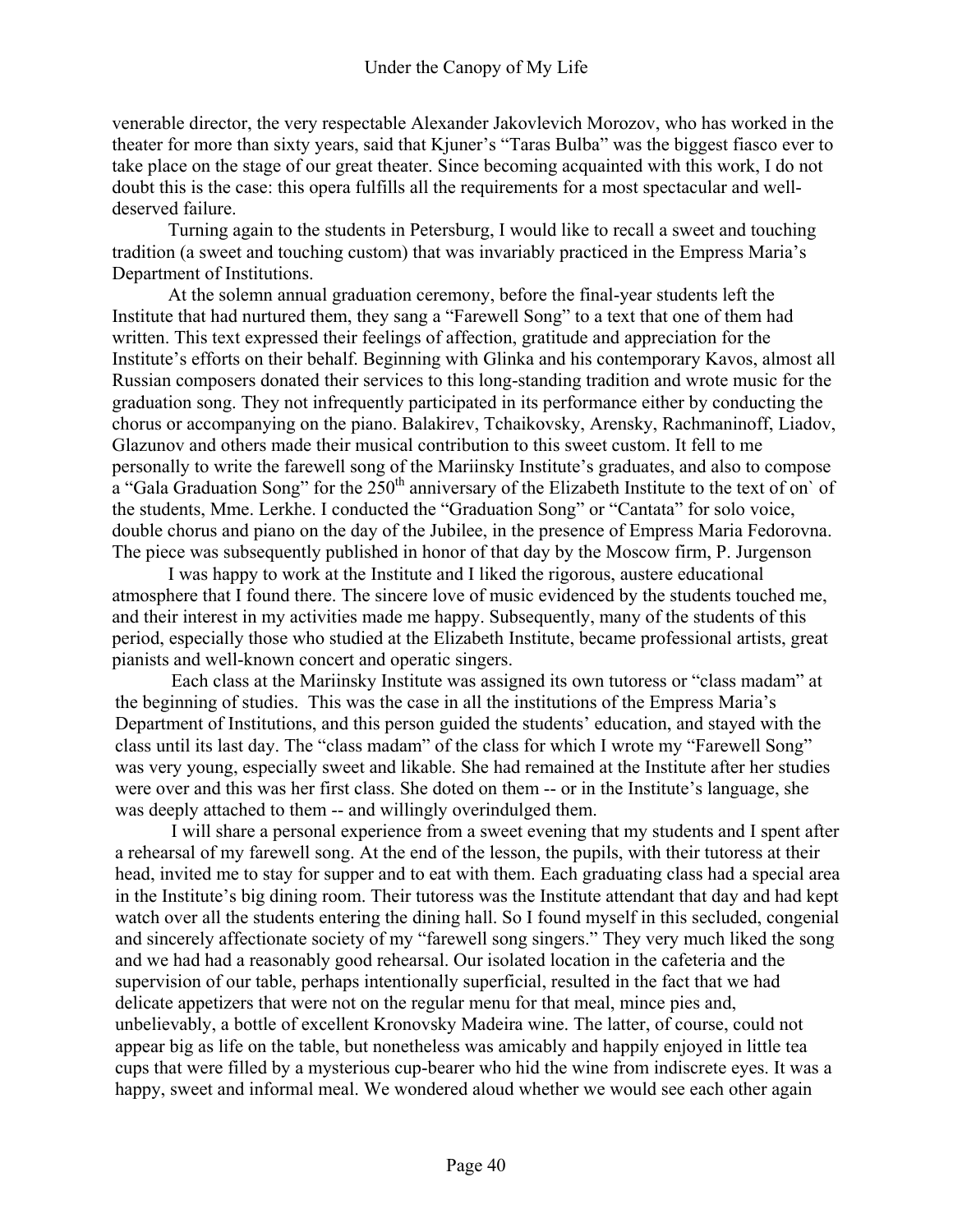venerable director, the very respectable Alexander Jakovlevich Morozov, who has worked in the theater for more than sixty years, said that Kjuner's "Taras Bulba" was the biggest fiasco ever to take place on the stage of our great theater. Since becoming acquainted with this work, I do not doubt this is the case: this opera fulfills all the requirements for a most spectacular and well-deserved failure.

Turning again to the students in Petersburg, I would like to recall a sweet and touching tradition (a sweet and touching custom) that was invariably practiced in the Empress Maria's Department of Institutions.

At the solemn annual graduation ceremony, before the final-year students left the Institute that had nurtured them, they sang a "Farewell Song" to a text that one of them had written. This text expressed their feelings of affection, gratitude and appreciation for the Institute's efforts on their behalf. Beginning with Glinka and his contemporary Kavos, almost all Russian composers donated their services to this long-standing tradition and wrote music for the graduation song. They not infrequently participated in its performance either by conducting the chorus or accompanying on the piano. Balakirev, Tchaikovsky, Arensky, Rachmaninoff, Liadov, Glazunov and others made their musical contribution to this sweet custom. It fell to me personally to write the farewell song of the Mariinsky Institute's graduates, and also to compose a "Gala Graduation Song" for the 250th anniversary of the Elizabeth Institute to the text of on` of the students, Mme. Lerkhe. I conducted the "Graduation Song" or "Cantata" for solo voice, double chorus and piano on the day of the Jubilee, in the presence of Empress Maria Fedorovna. The piece was subsequently published in honor of that day by the Moscow firm, P. Jurgenson

I was happy to work at the Institute and I liked the rigorous, austere educational atmosphere that I found there. The sincere love of music evidenced by the students touched me, and their interest in my activities made me happy. Subsequently, many of the students of this period, especially those who studied at the Elizabeth Institute, became professional artists, great pianists and well-known concert and operatic singers.

Each class at the Mariinsky Institute was assigned its own tutoress or "class madam" at the beginning of studies. This was the case in all the institutions of the Empress Maria's Department of Institutions, and this person guided the students' education, and stayed with the class until its last day. The "class madam" of the class for which I wrote my "Farewell Song" was very young, especially sweet and likable. She had remained at the Institute after her studies were over and this was her first class. She doted on them -- or in the Institute's language, she was deeply attached to them -- and willingly overindulged them.

I will share a personal experience from a sweet evening that my students and I spent after a rehearsal of my farewell song. At the end of the lesson, the pupils, with their tutoress at their head, invited me to stay for supper and to eat with them. Each graduating class had a special area in the Institute's big dining room. Their tutoress was the Institute attendant that day and had kept watch over all the students entering the dining hall. So I found myself in this secluded, congenial and sincerely affectionate society of my "farewell song singers." They very much liked the song and we had had a reasonably good rehearsal. Our isolated location in the cafeteria and the supervision of our table, perhaps intentionally superficial, resulted in the fact that we had delicate appetizers that were not on the regular menu for that meal, mince pies and, unbelievably, a bottle of excellent Kronovsky Madeira wine. The latter, of course, could not appear big as life on the table, but nonetheless was amicably and happily enjoyed in little tea cups that were filled by a mysterious cup-bearer who hid the wine from indiscrete eyes. It was a happy, sweet and informal meal. We wondered aloud whether we would see each other again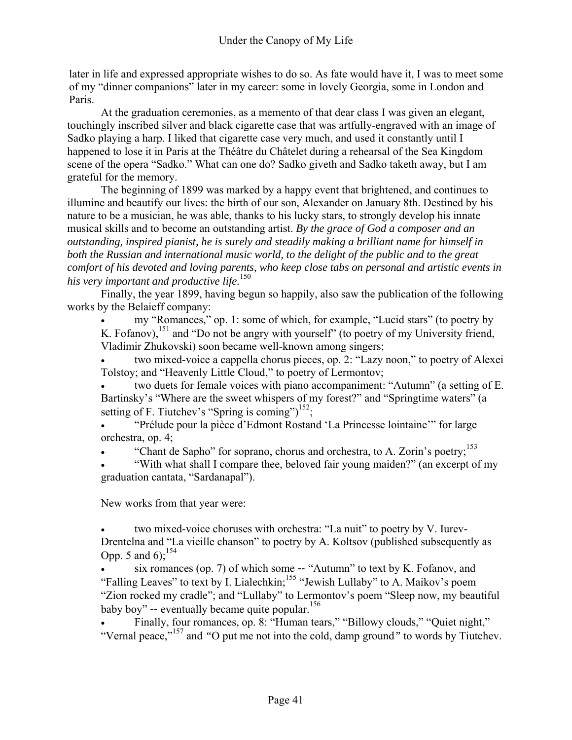later in life and expressed appropriate wishes to do so. As fate would have it, I was to meet some of my "dinner companions" later in my career: some in lovely Georgia, some in London and Paris.

At the graduation ceremonies, as a memento of that dear class I was given an elegant, touchingly inscribed silver and black cigarette case that was artfully-engraved with an image of Sadko playing a harp. I liked that cigarette case very much, and used it constantly until I happened to lose it in Paris at the Théâtre du Châtelet during a rehearsal of the Sea Kingdom scene of the opera "Sadko." What can one do? Sadko giveth and Sadko taketh away, but I am grateful for the memory.

The beginning of 1899 was marked by a happy event that brightened, and continues to illumine and beautify our lives: the birth of our son, Alexander on January 8th. Destined by his nature to be a musician, he was able, thanks to his lucky stars, to strongly develop his innate musical skills and to become an outstanding artist. *By the grace of God a composer and an outstanding, inspired pianist, he is surely and steadily making a brilliant name for himself in both the Russian and international music world, to the delight of the public and to the great comfort of his devoted and loving parents, who keep close tabs on personal and artistic events in his very important and productive life.*[150]

Finally, the year 1899, having begun so happily, also saw the publication of the following works by the Belaieff company:

- my "Romances," op. 1: some of which, for example, "Lucid stars" (to poetry by K. Fofanov),[151] and "Do not be angry with yourself" (to poetry of my University friend, Vladimir Zhukovski) soon became well-known among singers;
- two mixed-voice a cappella chorus pieces, op. 2: "Lazy noon," to poetry of Alexei Tolstoy; and "Heavenly Little Cloud," to poetry of Lermontov;
- two duets for female voices with piano accompaniment: "Autumn" (a setting of E. Bartinsky's "Where are the sweet whispers of my forest?" and "Springtime waters" (a setting of F. Tiutchev's "Spring is coming")[152];
- "Prélude pour la pièce d'Edmont Rostand 'La Princesse lointaine'" for large orchestra, op. 4;
- "Chant de Sapho" for soprano, chorus and orchestra, to A. Zorin's poetry;[153]
- "With what shall I compare thee, beloved fair young maiden?" (an excerpt of my graduation cantata, "Sardanapal").

New works from that year were:

- two mixed-voice choruses with orchestra: "La nuit" to poetry by V. Iurev-Drentelna and "La vieille chanson" to poetry by A. Koltsov (published subsequently as Opp. 5 and 6);[154]
- six romances (op. 7) of which some -- "Autumn" to text by K. Fofanov, and "Falling Leaves" to text by I. Lialechkin;[155] "Jewish Lullaby" to A. Maikov's poem "Zion rocked my cradle"; and "Lullaby" to Lermontov's poem "Sleep now, my beautiful baby boy" -- eventually became quite popular.[156]
- Finally, four romances, op. 8: "Human tears," "Billowy clouds," "Quiet night," "Vernal peace,"[157] and "O put me not into the cold, damp ground" to words by Tiutchev.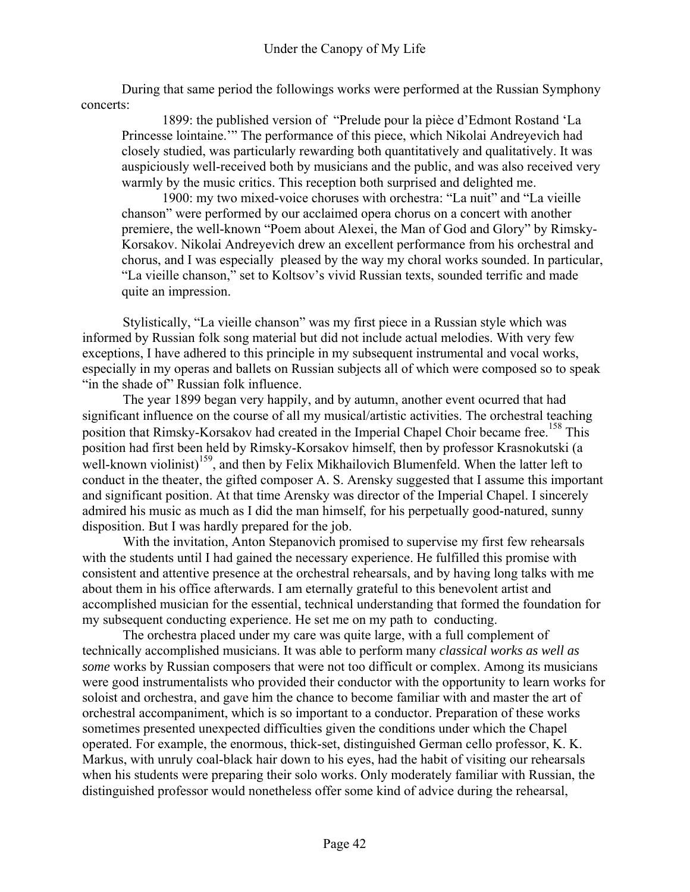During that same period the followings works were performed at the Russian Symphony concerts:

> 1899: the published version of "Prelude pour la pièce d'Edmont Rostand 'La Princesse lointaine.'" The performance of this piece, which Nikolai Andreyevich had closely studied, was particularly rewarding both quantitatively and qualitatively. It was auspiciously well-received both by musicians and the public, and was also received very warmly by the music critics. This reception both surprised and delighted me.
>
> 1900: my two mixed-voice choruses with orchestra: "La nuit" and "La vieille chanson" were performed by our acclaimed opera chorus on a concert with another premiere, the well-known "Poem about Alexei, the Man of God and Glory" by Rimsky-Korsakov. Nikolai Andreyevich drew an excellent performance from his orchestral and chorus, and I was especially pleased by the way my choral works sounded. In particular, "La vieille chanson," set to Koltsov's vivid Russian texts, sounded terrific and made quite an impression.

Stylistically, "La vieille chanson" was my first piece in a Russian style which was informed by Russian folk song material but did not include actual melodies. With very few exceptions, I have adhered to this principle in my subsequent instrumental and vocal works, especially in my operas and ballets on Russian subjects all of which were composed so to speak "in the shade of" Russian folk influence.

The year 1899 began very happily, and by autumn, another event ocurred that had significant influence on the course of all my musical/artistic activities. The orchestral teaching position that Rimsky-Korsakov had created in the Imperial Chapel Choir became free.[158] This position had first been held by Rimsky-Korsakov himself, then by professor Krasnokutski (a well-known violinist)[159], and then by Felix Mikhailovich Blumenfeld. When the latter left to conduct in the theater, the gifted composer A. S. Arensky suggested that I assume this important and significant position. At that time Arensky was director of the Imperial Chapel. I sincerely admired his music as much as I did the man himself, for his perpetually good-natured, sunny disposition. But I was hardly prepared for the job.

With the invitation, Anton Stepanovich promised to supervise my first few rehearsals with the students until I had gained the necessary experience. He fulfilled this promise with consistent and attentive presence at the orchestral rehearsals, and by having long talks with me about them in his office afterwards. I am eternally grateful to this benevolent artist and accomplished musician for the essential, technical understanding that formed the foundation for my subsequent conducting experience. He set me on my path to conducting.

The orchestra placed under my care was quite large, with a full complement of technically accomplished musicians. It was able to perform many *classical works as well as some* works by Russian composers that were not too difficult or complex. Among its musicians were good instrumentalists who provided their conductor with the opportunity to learn works for soloist and orchestra, and gave him the chance to become familiar with and master the art of orchestral accompaniment, which is so important to a conductor. Preparation of these works sometimes presented unexpected difficulties given the conditions under which the Chapel operated. For example, the enormous, thick-set, distinguished German cello professor, K. K. Markus, with unruly coal-black hair down to his eyes, had the habit of visiting our rehearsals when his students were preparing their solo works. Only moderately familiar with Russian, the distinguished professor would nonetheless offer some kind of advice during the rehearsal,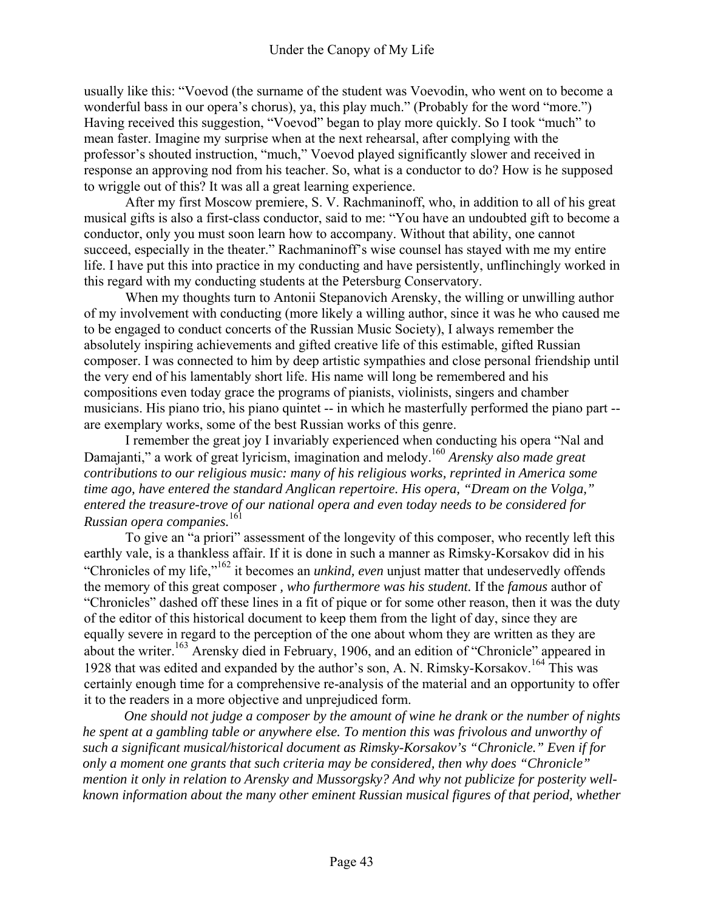usually like this: "Voevod (the surname of the student was Voevodin, who went on to become a wonderful bass in our opera's chorus), ya, this play much." (Probably for the word "more.") Having received this suggestion, "Voevod" began to play more quickly. So I took "much" to mean faster. Imagine my surprise when at the next rehearsal, after complying with the professor's shouted instruction, "much," Voevod played significantly slower and received in response an approving nod from his teacher. So, what is a conductor to do? How is he supposed to wriggle out of this? It was all a great learning experience.

After my first Moscow premiere, S. V. Rachmaninoff, who, in addition to all of his great musical gifts is also a first-class conductor, said to me: "You have an undoubted gift to become a conductor, only you must soon learn how to accompany. Without that ability, one cannot succeed, especially in the theater." Rachmaninoff's wise counsel has stayed with me my entire life. I have put this into practice in my conducting and have persistently, unflinchingly worked in this regard with my conducting students at the Petersburg Conservatory.

When my thoughts turn to Antonii Stepanovich Arensky, the willing or unwilling author of my involvement with conducting (more likely a willing author, since it was he who caused me to be engaged to conduct concerts of the Russian Music Society), I always remember the absolutely inspiring achievements and gifted creative life of this estimable, gifted Russian composer. I was connected to him by deep artistic sympathies and close personal friendship until the very end of his lamentably short life. His name will long be remembered and his compositions even today grace the programs of pianists, violinists, singers and chamber musicians. His piano trio, his piano quintet -- in which he masterfully performed the piano part -- are exemplary works, some of the best Russian works of this genre.

I remember the great joy I invariably experienced when conducting his opera "Nal and Damajanti," a work of great lyricism, imagination and melody.[160] *Arensky also made great contributions to our religious music: many of his religious works, reprinted in America some time ago, have entered the standard Anglican repertoire. His opera, "Dream on the Volga," entered the treasure-trove of our national opera and even today needs to be considered for Russian opera companies.*[161]

To give an "a priori" assessment of the longevity of this composer, who recently left this earthly vale, is a thankless affair. If it is done in such a manner as Rimsky-Korsakov did in his "Chronicles of my life,"[162] it becomes an *unkind, even* unjust matter that undeservedly offends the memory of this great composer *, who furthermore was his student.* If the *famous* author of "Chronicles" dashed off these lines in a fit of pique or for some other reason, then it was the duty of the editor of this historical document to keep them from the light of day, since they are equally severe in regard to the perception of the one about whom they are written as they are about the writer.[163] Arensky died in February, 1906, and an edition of "Chronicle" appeared in 1928 that was edited and expanded by the author's son, A. N. Rimsky-Korsakov.[164] This was certainly enough time for a comprehensive re-analysis of the material and an opportunity to offer it to the readers in a more objective and unprejudiced form.

*One should not judge a composer by the amount of wine he drank or the number of nights he spent at a gambling table or anywhere else. To mention this was frivolous and unworthy of such a significant musical/historical document as Rimsky-Korsakov's "Chronicle." Even if for only a moment one grants that such criteria may be considered, then why does "Chronicle" mention it only in relation to Arensky and Mussorgsky? And why not publicize for posterity well-known information about the many other eminent Russian musical figures of that period, whether*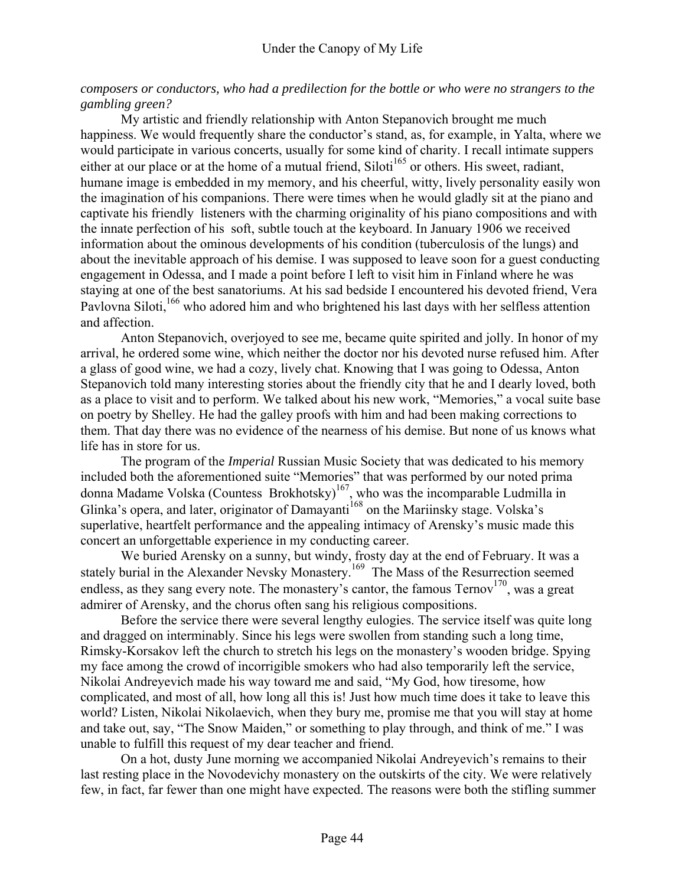*composers or conductors, who had a predilection for the bottle or who were no strangers to the gambling green?*

My artistic and friendly relationship with Anton Stepanovich brought me much happiness. We would frequently share the conductor's stand, as, for example, in Yalta, where we would participate in various concerts, usually for some kind of charity. I recall intimate suppers either at our place or at the home of a mutual friend, Siloti[165] or others. His sweet, radiant, humane image is embedded in my memory, and his cheerful, witty, lively personality easily won the imagination of his companions. There were times when he would gladly sit at the piano and captivate his friendly listeners with the charming originality of his piano compositions and with the innate perfection of his soft, subtle touch at the keyboard. In January 1906 we received information about the ominous developments of his condition (tuberculosis of the lungs) and about the inevitable approach of his demise. I was supposed to leave soon for a guest conducting engagement in Odessa, and I made a point before I left to visit him in Finland where he was staying at one of the best sanatoriums. At his sad bedside I encountered his devoted friend, Vera Pavlovna Siloti,[166] who adored him and who brightened his last days with her selfless attention and affection.

Anton Stepanovich, overjoyed to see me, became quite spirited and jolly. In honor of my arrival, he ordered some wine, which neither the doctor nor his devoted nurse refused him. After a glass of good wine, we had a cozy, lively chat. Knowing that I was going to Odessa, Anton Stepanovich told many interesting stories about the friendly city that he and I dearly loved, both as a place to visit and to perform. We talked about his new work, "Memories," a vocal suite base on poetry by Shelley. He had the galley proofs with him and had been making corrections to them. That day there was no evidence of the nearness of his demise. But none of us knows what life has in store for us.

The program of the *Imperial* Russian Music Society that was dedicated to his memory included both the aforementioned suite "Memories" that was performed by our noted prima donna Madame Volska (Countess Brokhotsky)[167], who was the incomparable Ludmilla in Glinka's opera, and later, originator of Damayanti[168] on the Mariinsky stage. Volska's superlative, heartfelt performance and the appealing intimacy of Arensky's music made this concert an unforgettable experience in my conducting career.

We buried Arensky on a sunny, but windy, frosty day at the end of February. It was a stately burial in the Alexander Nevsky Monastery.[169] The Mass of the Resurrection seemed endless, as they sang every note. The monastery's cantor, the famous Ternov[170], was a great admirer of Arensky, and the chorus often sang his religious compositions.

Before the service there were several lengthy eulogies. The service itself was quite long and dragged on interminably. Since his legs were swollen from standing such a long time, Rimsky-Korsakov left the church to stretch his legs on the monastery's wooden bridge. Spying my face among the crowd of incorrigible smokers who had also temporarily left the service, Nikolai Andreyevich made his way toward me and said, "My God, how tiresome, how complicated, and most of all, how long all this is! Just how much time does it take to leave this world? Listen, Nikolai Nikolaevich, when they bury me, promise me that you will stay at home and take out, say, "The Snow Maiden," or something to play through, and think of me." I was unable to fulfill this request of my dear teacher and friend.

On a hot, dusty June morning we accompanied Nikolai Andreyevich's remains to their last resting place in the Novodevichy monastery on the outskirts of the city. We were relatively few, in fact, far fewer than one might have expected. The reasons were both the stifling summer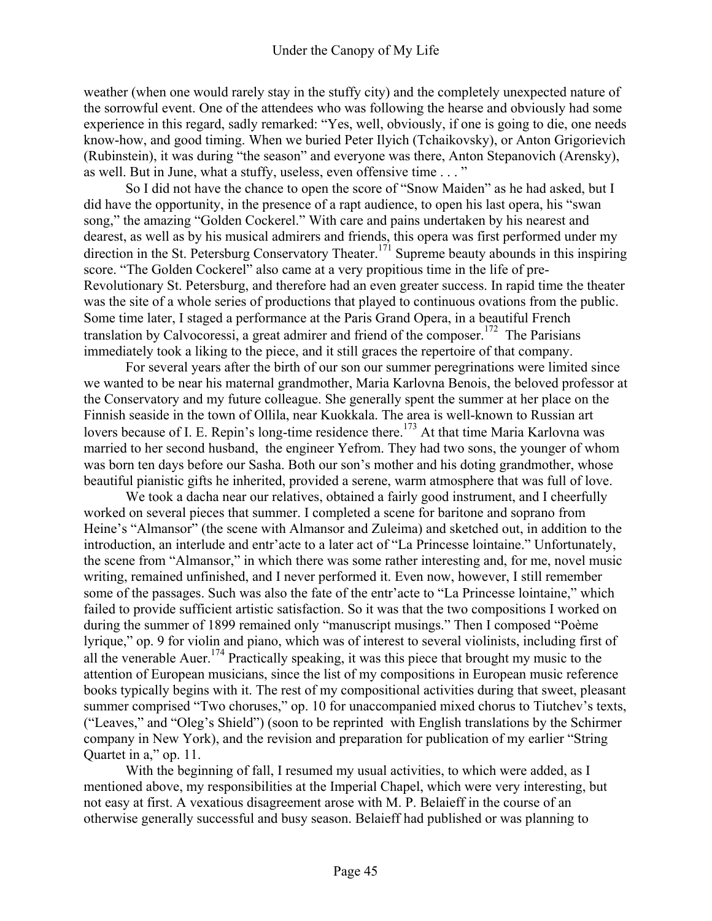weather (when one would rarely stay in the stuffy city) and the completely unexpected nature of the sorrowful event. One of the attendees who was following the hearse and obviously had some experience in this regard, sadly remarked: "Yes, well, obviously, if one is going to die, one needs know-how, and good timing. When we buried Peter Ilyich (Tchaikovsky), or Anton Grigorievich (Rubinstein), it was during "the season" and everyone was there, Anton Stepanovich (Arensky), as well. But in June, what a stuffy, useless, even offensive time . . . "

So I did not have the chance to open the score of "Snow Maiden" as he had asked, but I did have the opportunity, in the presence of a rapt audience, to open his last opera, his "swan song," the amazing "Golden Cockerel." With care and pains undertaken by his nearest and dearest, as well as by his musical admirers and friends, this opera was first performed under my direction in the St. Petersburg Conservatory Theater.[171] Supreme beauty abounds in this inspiring score. "The Golden Cockerel" also came at a very propitious time in the life of pre-Revolutionary St. Petersburg, and therefore had an even greater success. In rapid time the theater was the site of a whole series of productions that played to continuous ovations from the public. Some time later, I staged a performance at the Paris Grand Opera, in a beautiful French translation by Calvocoressi, a great admirer and friend of the composer.[172] The Parisians immediately took a liking to the piece, and it still graces the repertoire of that company.

For several years after the birth of our son our summer peregrinations were limited since we wanted to be near his maternal grandmother, Maria Karlovna Benois, the beloved professor at the Conservatory and my future colleague. She generally spent the summer at her place on the Finnish seaside in the town of Ollila, near Kuokkala. The area is well-known to Russian art lovers because of I. E. Repin's long-time residence there.[173] At that time Maria Karlovna was married to her second husband, the engineer Yefrom. They had two sons, the younger of whom was born ten days before our Sasha. Both our son's mother and his doting grandmother, whose beautiful pianistic gifts he inherited, provided a serene, warm atmosphere that was full of love.

We took a dacha near our relatives, obtained a fairly good instrument, and I cheerfully worked on several pieces that summer. I completed a scene for baritone and soprano from Heine's "Almansor" (the scene with Almansor and Zuleima) and sketched out, in addition to the introduction, an interlude and entr'acte to a later act of "La Princesse lointaine." Unfortunately, the scene from "Almansor," in which there was some rather interesting and, for me, novel music writing, remained unfinished, and I never performed it. Even now, however, I still remember some of the passages. Such was also the fate of the entr'acte to "La Princesse lointaine," which failed to provide sufficient artistic satisfaction. So it was that the two compositions I worked on during the summer of 1899 remained only "manuscript musings." Then I composed "Poème lyrique," op. 9 for violin and piano, which was of interest to several violinists, including first of all the venerable Auer.[174] Practically speaking, it was this piece that brought my music to the attention of European musicians, since the list of my compositions in European music reference books typically begins with it. The rest of my compositional activities during that sweet, pleasant summer comprised "Two choruses," op. 10 for unaccompanied mixed chorus to Tiutchev's texts, ("Leaves," and "Oleg's Shield") (soon to be reprinted with English translations by the Schirmer company in New York), and the revision and preparation for publication of my earlier "String Quartet in a," op. 11.

With the beginning of fall, I resumed my usual activities, to which were added, as I mentioned above, my responsibilities at the Imperial Chapel, which were very interesting, but not easy at first. A vexatious disagreement arose with M. P. Belaieff in the course of an otherwise generally successful and busy season. Belaieff had published or was planning to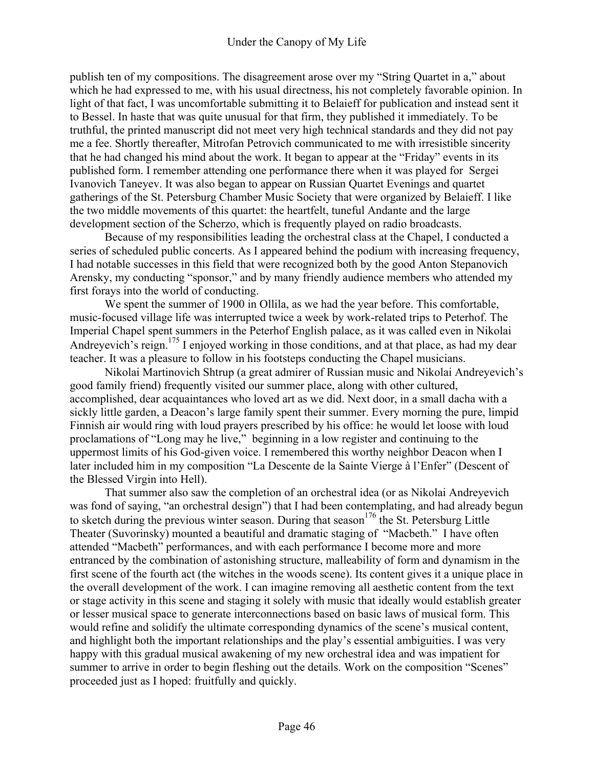publish ten of my compositions. The disagreement arose over my "String Quartet in a," about which he had expressed to me, with his usual directness, his not completely favorable opinion. In light of that fact, I was uncomfortable submitting it to Belaieff for publication and instead sent it to Bessel. In haste that was quite unusual for that firm, they published it immediately. To be truthful, the printed manuscript did not meet very high technical standards and they did not pay me a fee. Shortly thereafter, Mitrofan Petrovich communicated to me with irresistible sincerity that he had changed his mind about the work. It began to appear at the "Friday" events in its published form. I remember attending one performance there when it was played for Sergei Ivanovich Taneyev. It was also began to appear on Russian Quartet Evenings and quartet gatherings of the St. Petersburg Chamber Music Society that were organized by Belaieff. I like the two middle movements of this quartet: the heartfelt, tuneful Andante and the large development section of the Scherzo, which is frequently played on radio broadcasts.

Because of my responsibilities leading the orchestral class at the Chapel, I conducted a series of scheduled public concerts. As I appeared behind the podium with increasing frequency, I had notable successes in this field that were recognized both by the good Anton Stepanovich Arensky, my conducting "sponsor," and by many friendly audience members who attended my first forays into the world of conducting.

We spent the summer of 1900 in Ollila, as we had the year before. This comfortable, music-focused village life was interrupted twice a week by work-related trips to Peterhof. The Imperial Chapel spent summers in the Peterhof English palace, as it was called even in Nikolai Andreyevich's reign.[175] I enjoyed working in those conditions, and at that place, as had my dear teacher. It was a pleasure to follow in his footsteps conducting the Chapel musicians.

Nikolai Martinovich Shtrup (a great admirer of Russian music and Nikolai Andreyevich's good family friend) frequently visited our summer place, along with other cultured, accomplished, dear acquaintances who loved art as we did. Next door, in a small dacha with a sickly little garden, a Deacon's large family spent their summer. Every morning the pure, limpid Finnish air would ring with loud prayers prescribed by his office: he would let loose with loud proclamations of "Long may he live," beginning in a low register and continuing to the uppermost limits of his God-given voice. I remembered this worthy neighbor Deacon when I later included him in my composition "La Descente de la Sainte Vierge à l'Enfer" (Descent of the Blessed Virgin into Hell).

That summer also saw the completion of an orchestral idea (or as Nikolai Andreyevich was fond of saying, "an orchestral design") that I had been contemplating, and had already begun to sketch during the previous winter season. During that season[176] the St. Petersburg Little Theater (Suvorinsky) mounted a beautiful and dramatic staging of "Macbeth." I have often attended "Macbeth" performances, and with each performance I become more and more entranced by the combination of astonishing structure, malleability of form and dynamism in the first scene of the fourth act (the witches in the woods scene). Its content gives it a unique place in the overall development of the work. I can imagine removing all aesthetic content from the text or stage activity in this scene and staging it solely with music that ideally would establish greater or lesser musical space to generate interconnections based on basic laws of musical form. This would refine and solidify the ultimate corresponding dynamics of the scene's musical content, and highlight both the important relationships and the play's essential ambiguities. I was very happy with this gradual musical awakening of my new orchestral idea and was impatient for summer to arrive in order to begin fleshing out the details. Work on the composition "Scenes" proceeded just as I hoped: fruitfully and quickly.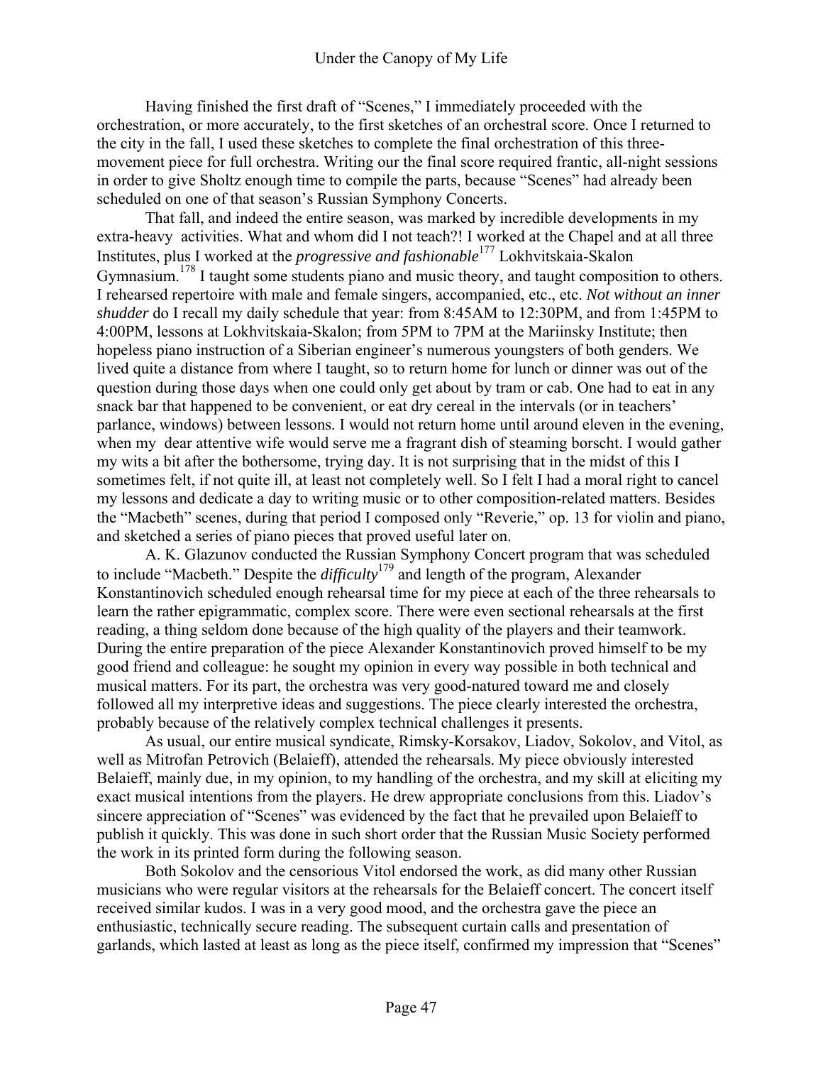Having finished the first draft of "Scenes," I immediately proceeded with the orchestration, or more accurately, to the first sketches of an orchestral score. Once I returned to the city in the fall, I used these sketches to complete the final orchestration of this three-movement piece for full orchestra. Writing our the final score required frantic, all-night sessions in order to give Sholtz enough time to compile the parts, because "Scenes" had already been scheduled on one of that season's Russian Symphony Concerts.

That fall, and indeed the entire season, was marked by incredible developments in my extra-heavy activities. What and whom did I not teach?! I worked at the Chapel and at all three Institutes, plus I worked at the *progressive and fashionable*[177] Lokhvitskaia-Skalon Gymnasium.[178] I taught some students piano and music theory, and taught composition to others. I rehearsed repertoire with male and female singers, accompanied, etc., etc. *Not without an inner shudder* do I recall my daily schedule that year: from 8:45AM to 12:30PM, and from 1:45PM to 4:00PM, lessons at Lokhvitskaia-Skalon; from 5PM to 7PM at the Mariinsky Institute; then hopeless piano instruction of a Siberian engineer's numerous youngsters of both genders. We lived quite a distance from where I taught, so to return home for lunch or dinner was out of the question during those days when one could only get about by tram or cab. One had to eat in any snack bar that happened to be convenient, or eat dry cereal in the intervals (or in teachers' parlance, windows) between lessons. I would not return home until around eleven in the evening, when my dear attentive wife would serve me a fragrant dish of steaming borscht. I would gather my wits a bit after the bothersome, trying day. It is not surprising that in the midst of this I sometimes felt, if not quite ill, at least not completely well. So I felt I had a moral right to cancel my lessons and dedicate a day to writing music or to other composition-related matters. Besides the "Macbeth" scenes, during that period I composed only "Reverie," op. 13 for violin and piano, and sketched a series of piano pieces that proved useful later on.

A. K. Glazunov conducted the Russian Symphony Concert program that was scheduled to include "Macbeth." Despite the *difficulty*[179] and length of the program, Alexander Konstantinovich scheduled enough rehearsal time for my piece at each of the three rehearsals to learn the rather epigrammatic, complex score. There were even sectional rehearsals at the first reading, a thing seldom done because of the high quality of the players and their teamwork. During the entire preparation of the piece Alexander Konstantinovich proved himself to be my good friend and colleague: he sought my opinion in every way possible in both technical and musical matters. For its part, the orchestra was very good-natured toward me and closely followed all my interpretive ideas and suggestions. The piece clearly interested the orchestra, probably because of the relatively complex technical challenges it presents.

As usual, our entire musical syndicate, Rimsky-Korsakov, Liadov, Sokolov, and Vitol, as well as Mitrofan Petrovich (Belaieff), attended the rehearsals. My piece obviously interested Belaieff, mainly due, in my opinion, to my handling of the orchestra, and my skill at eliciting my exact musical intentions from the players. He drew appropriate conclusions from this. Liadov's sincere appreciation of "Scenes" was evidenced by the fact that he prevailed upon Belaieff to publish it quickly. This was done in such short order that the Russian Music Society performed the work in its printed form during the following season.

Both Sokolov and the censorious Vitol endorsed the work, as did many other Russian musicians who were regular visitors at the rehearsals for the Belaieff concert. The concert itself received similar kudos. I was in a very good mood, and the orchestra gave the piece an enthusiastic, technically secure reading. The subsequent curtain calls and presentation of garlands, which lasted at least as long as the piece itself, confirmed my impression that "Scenes"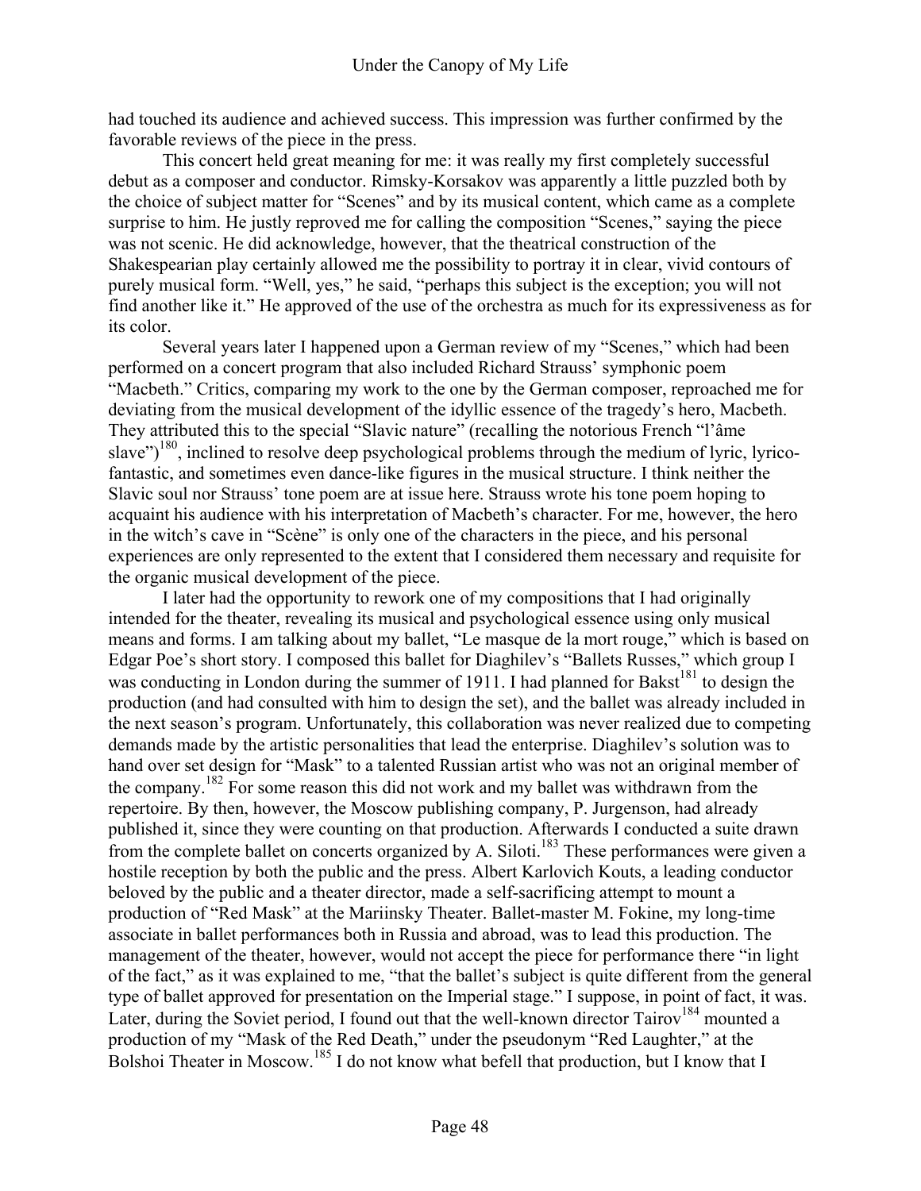had touched its audience and achieved success. This impression was further confirmed by the favorable reviews of the piece in the press.

This concert held great meaning for me: it was really my first completely successful debut as a composer and conductor. Rimsky-Korsakov was apparently a little puzzled both by the choice of subject matter for "Scenes" and by its musical content, which came as a complete surprise to him. He justly reproved me for calling the composition "Scenes," saying the piece was not scenic. He did acknowledge, however, that the theatrical construction of the Shakespearian play certainly allowed me the possibility to portray it in clear, vivid contours of purely musical form. "Well, yes," he said, "perhaps this subject is the exception; you will not find another like it." He approved of the use of the orchestra as much for its expressiveness as for its color.

Several years later I happened upon a German review of my "Scenes," which had been performed on a concert program that also included Richard Strauss' symphonic poem "Macbeth." Critics, comparing my work to the one by the German composer, reproached me for deviating from the musical development of the idyllic essence of the tragedy's hero, Macbeth. They attributed this to the special "Slavic nature" (recalling the notorious French "l'âme slave")[180], inclined to resolve deep psychological problems through the medium of lyric, lyrico-fantastic, and sometimes even dance-like figures in the musical structure. I think neither the Slavic soul nor Strauss' tone poem are at issue here. Strauss wrote his tone poem hoping to acquaint his audience with his interpretation of Macbeth's character. For me, however, the hero in the witch's cave in "Scène" is only one of the characters in the piece, and his personal experiences are only represented to the extent that I considered them necessary and requisite for the organic musical development of the piece.

I later had the opportunity to rework one of my compositions that I had originally intended for the theater, revealing its musical and psychological essence using only musical means and forms. I am talking about my ballet, "Le masque de la mort rouge," which is based on Edgar Poe's short story. I composed this ballet for Diaghilev's "Ballets Russes," which group I was conducting in London during the summer of 1911. I had planned for Bakst[181] to design the production (and had consulted with him to design the set), and the ballet was already included in the next season's program. Unfortunately, this collaboration was never realized due to competing demands made by the artistic personalities that lead the enterprise. Diaghilev's solution was to hand over set design for "Mask" to a talented Russian artist who was not an original member of the company.[182] For some reason this did not work and my ballet was withdrawn from the repertoire. By then, however, the Moscow publishing company, P. Jurgenson, had already published it, since they were counting on that production. Afterwards I conducted a suite drawn from the complete ballet on concerts organized by A. Siloti.[183] These performances were given a hostile reception by both the public and the press. Albert Karlovich Kouts, a leading conductor beloved by the public and a theater director, made a self-sacrificing attempt to mount a production of "Red Mask" at the Mariinsky Theater. Ballet-master M. Fokine, my long-time associate in ballet performances both in Russia and abroad, was to lead this production. The management of the theater, however, would not accept the piece for performance there "in light of the fact," as it was explained to me, "that the ballet's subject is quite different from the general type of ballet approved for presentation on the Imperial stage." I suppose, in point of fact, it was. Later, during the Soviet period, I found out that the well-known director Tairov[184] mounted a production of my "Mask of the Red Death," under the pseudonym "Red Laughter," at the Bolshoi Theater in Moscow.[185] I do not know what befell that production, but I know that I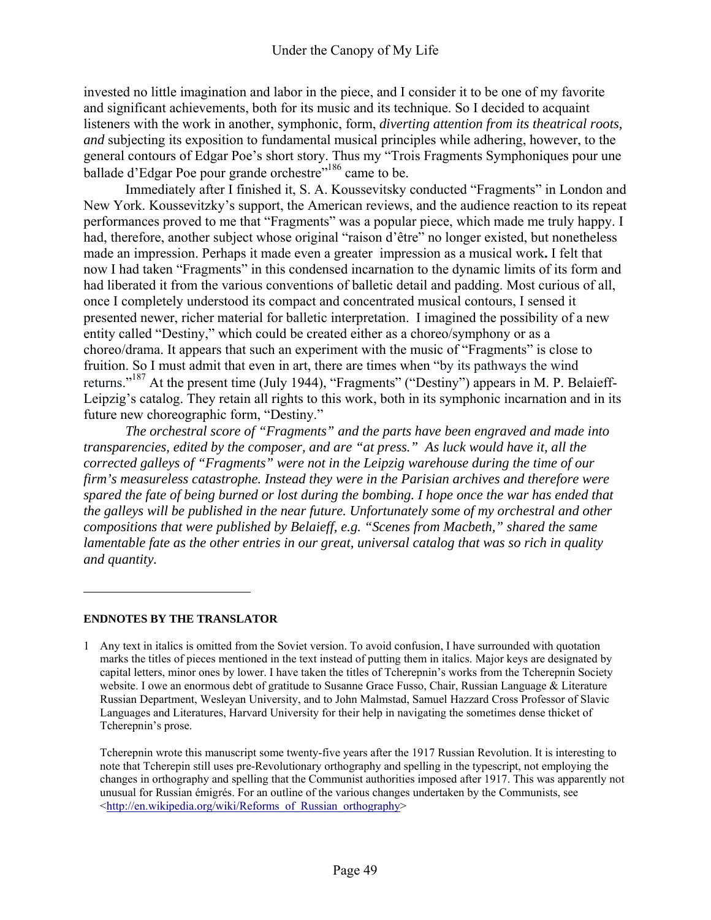invested no little imagination and labor in the piece, and I consider it to be one of my favorite and significant achievements, both for its music and its technique. So I decided to acquaint listeners with the work in another, symphonic, form, *diverting attention from its theatrical roots, and* subjecting its exposition to fundamental musical principles while adhering, however, to the general contours of Edgar Poe's short story. Thus my "Trois Fragments Symphoniques pour une ballade d'Edgar Poe pour grande orchestre"[186] came to be.

Immediately after I finished it, S. A. Koussevitsky conducted "Fragments" in London and New York. Koussevitzky's support, the American reviews, and the audience reaction to its repeat performances proved to me that "Fragments" was a popular piece, which made me truly happy. I had, therefore, another subject whose original "raison d'être" no longer existed, but nonetheless made an impression. Perhaps it made even a greater impression as a musical work**.** I felt that now I had taken "Fragments" in this condensed incarnation to the dynamic limits of its form and had liberated it from the various conventions of balletic detail and padding. Most curious of all, once I completely understood its compact and concentrated musical contours, I sensed it presented newer, richer material for balletic interpretation. I imagined the possibility of a new entity called "Destiny," which could be created either as a choreo/symphony or as a choreo/drama. It appears that such an experiment with the music of "Fragments" is close to fruition. So I must admit that even in art, there are times when "by its pathways the wind returns."[187] At the present time (July 1944), "Fragments" ("Destiny") appears in M. P. Belaieff-Leipzig's catalog. They retain all rights to this work, both in its symphonic incarnation and in its future new choreographic form, "Destiny."

*The orchestral score of "Fragments" and the parts have been engraved and made into transparencies, edited by the composer, and are "at press." As luck would have it, all the corrected galleys of "Fragments" were not in the Leipzig warehouse during the time of our firm's measureless catastrophe. Instead they were in the Parisian archives and therefore were spared the fate of being burned or lost during the bombing. I hope once the war has ended that the galleys will be published in the near future. Unfortunately some of my orchestral and other compositions that were published by Belaieff, e.g. "Scenes from Macbeth," shared the same lamentable fate as the other entries in our great, universal catalog that was so rich in quality and quantity.*

---

**ENDNOTES BY THE TRANSLATOR**

1 Any text in italics is omitted from the Soviet version. To avoid confusion, I have surrounded with quotation marks the titles of pieces mentioned in the text instead of putting them in italics. Major keys are designated by capital letters, minor ones by lower. I have taken the titles of Tcherepnin's works from the Tcherepnin Society website. I owe an enormous debt of gratitude to Susanne Grace Fusso, Chair, Russian Language & Literature Russian Department, Wesleyan University, and to John Malmstad, Samuel Hazzard Cross Professor of Slavic Languages and Literatures, Harvard University for their help in navigating the sometimes dense thicket of Tcherepnin's prose.

Tcherepnin wrote this manuscript some twenty-five years after the 1917 Russian Revolution. It is interesting to note that Tcherepin still uses pre-Revolutionary orthography and spelling in the typescript, not employing the changes in orthography and spelling that the Communist authorities imposed after 1917. This was apparently not unusual for Russian émigrés. For an outline of the various changes undertaken by the Communists, see <http://en.wikipedia.org/wiki/Reforms_of_Russian_orthography>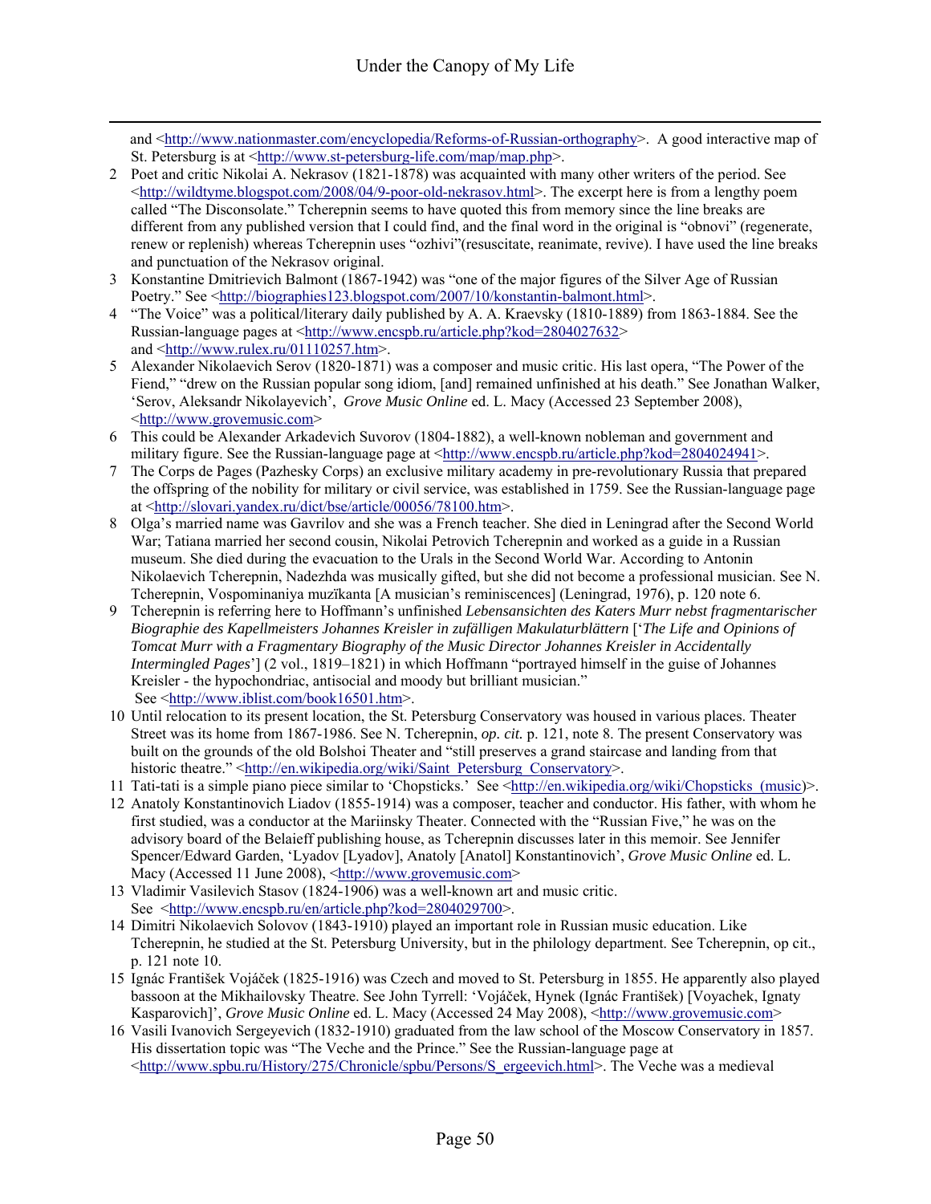and <http://www.nationmaster.com/encyclopedia/Reforms-of-Russian-orthography>. A good interactive map of St. Petersburg is at <http://www.st-petersburg-life.com/map/map.php>.

2 Poet and critic Nikolai A. Nekrasov (1821-1878) was acquainted with many other writers of the period. See <http://wildtyme.blogspot.com/2008/04/9-poor-old-nekrasov.html>. The excerpt here is from a lengthy poem called "The Disconsolate." Tcherepnin seems to have quoted this from memory since the line breaks are different from any published version that I could find, and the final word in the original is "obnovi" (regenerate, renew or replenish) whereas Tcherepnin uses "ozhivi"(resuscitate, reanimate, revive). I have used the line breaks and punctuation of the Nekrasov original.

3 Konstantine Dmitrievich Balmont (1867-1942) was "one of the major figures of the Silver Age of Russian Poetry." See <http://biographies123.blogspot.com/2007/10/konstantin-balmont.html>.

4 "The Voice" was a political/literary daily published by A. A. Kraevsky (1810-1889) from 1863-1884. See the Russian-language pages at <http://www.encspb.ru/article.php?kod=2804027632> and <http://www.rulex.ru/01110257.htm>.

5 Alexander Nikolaevich Serov (1820-1871) was a composer and music critic. His last opera, "The Power of the Fiend," "drew on the Russian popular song idiom, [and] remained unfinished at his death." See Jonathan Walker, 'Serov, Aleksandr Nikolayevich', *Grove Music Online* ed. L. Macy (Accessed 23 September 2008), <http://www.grovemusic.com>

6 This could be Alexander Arkadevich Suvorov (1804-1882), a well-known nobleman and government and military figure. See the Russian-language page at <http://www.encspb.ru/article.php?kod=2804024941>.

7 The Corps de Pages (Pazhesky Corps) an exclusive military academy in pre-revolutionary Russia that prepared the offspring of the nobility for military or civil service, was established in 1759. See the Russian-language page at <http://slovari.yandex.ru/dict/bse/article/00056/78100.htm>.

8 Olga's married name was Gavrilov and she was a French teacher. She died in Leningrad after the Second World War; Tatiana married her second cousin, Nikolai Petrovich Tcherepnin and worked as a guide in a Russian museum. She died during the evacuation to the Urals in the Second World War. According to Antonin Nikolaevich Tcherepnin, Nadezhda was musically gifted, but she did not become a professional musician. See N. Tcherepnin, Vospominaniya muzïkanta [A musician's reminiscences] (Leningrad, 1976), p. 120 note 6.

9 Tcherepnin is referring here to Hoffmann's unfinished *Lebensansichten des Katers Murr nebst fragmentarischer Biographie des Kapellmeisters Johannes Kreisler in zufälligen Makulaturblättern* ['*The Life and Opinions of Tomcat Murr with a Fragmentary Biography of the Music Director Johannes Kreisler in Accidentally Intermingled Pages*'] (2 vol., 1819–1821) in which Hoffmann "portrayed himself in the guise of Johannes Kreisler - the hypochondriac, antisocial and moody but brilliant musician." See <http://www.iblist.com/book16501.htm>.

10 Until relocation to its present location, the St. Petersburg Conservatory was housed in various places. Theater Street was its home from 1867-1986. See N. Tcherepnin, *op. cit.* p. 121, note 8. The present Conservatory was built on the grounds of the old Bolshoi Theater and "still preserves a grand staircase and landing from that historic theatre." <http://en.wikipedia.org/wiki/Saint_Petersburg_Conservatory>.

11 Tati-tati is a simple piano piece similar to 'Chopsticks.' See <http://en.wikipedia.org/wiki/Chopsticks_(music)>.

12 Anatoly Konstantinovich Liadov (1855-1914) was a composer, teacher and conductor. His father, with whom he first studied, was a conductor at the Mariinsky Theater. Connected with the "Russian Five," he was on the advisory board of the Belaieff publishing house, as Tcherepnin discusses later in this memoir. See Jennifer Spencer/Edward Garden, 'Lyadov [Lyadov], Anatoly [Anatol] Konstantinovich', *Grove Music Online* ed. L. Macy (Accessed 11 June 2008), <http://www.grovemusic.com>

13 Vladimir Vasilevich Stasov (1824-1906) was a well-known art and music critic. See <http://www.encspb.ru/en/article.php?kod=2804029700>.

14 Dimitri Nikolaevich Solovov (1843-1910) played an important role in Russian music education. Like Tcherepnin, he studied at the St. Petersburg University, but in the philology department. See Tcherepnin, op cit., p. 121 note 10.

15 Ignác František Vojáček (1825-1916) was Czech and moved to St. Petersburg in 1855. He apparently also played bassoon at the Mikhailovsky Theatre. See John Tyrrell: 'Vojáček, Hynek (Ignác František) [Voyachek, Ignaty Kasparovich]', *Grove Music Online* ed. L. Macy (Accessed 24 May 2008), <http://www.grovemusic.com>

16 Vasili Ivanovich Sergeyevich (1832-1910) graduated from the law school of the Moscow Conservatory in 1857. His dissertation topic was "The Veche and the Prince." See the Russian-language page at <http://www.spbu.ru/History/275/Chronicle/spbu/Persons/S_ergeevich.html>. The Veche was a medieval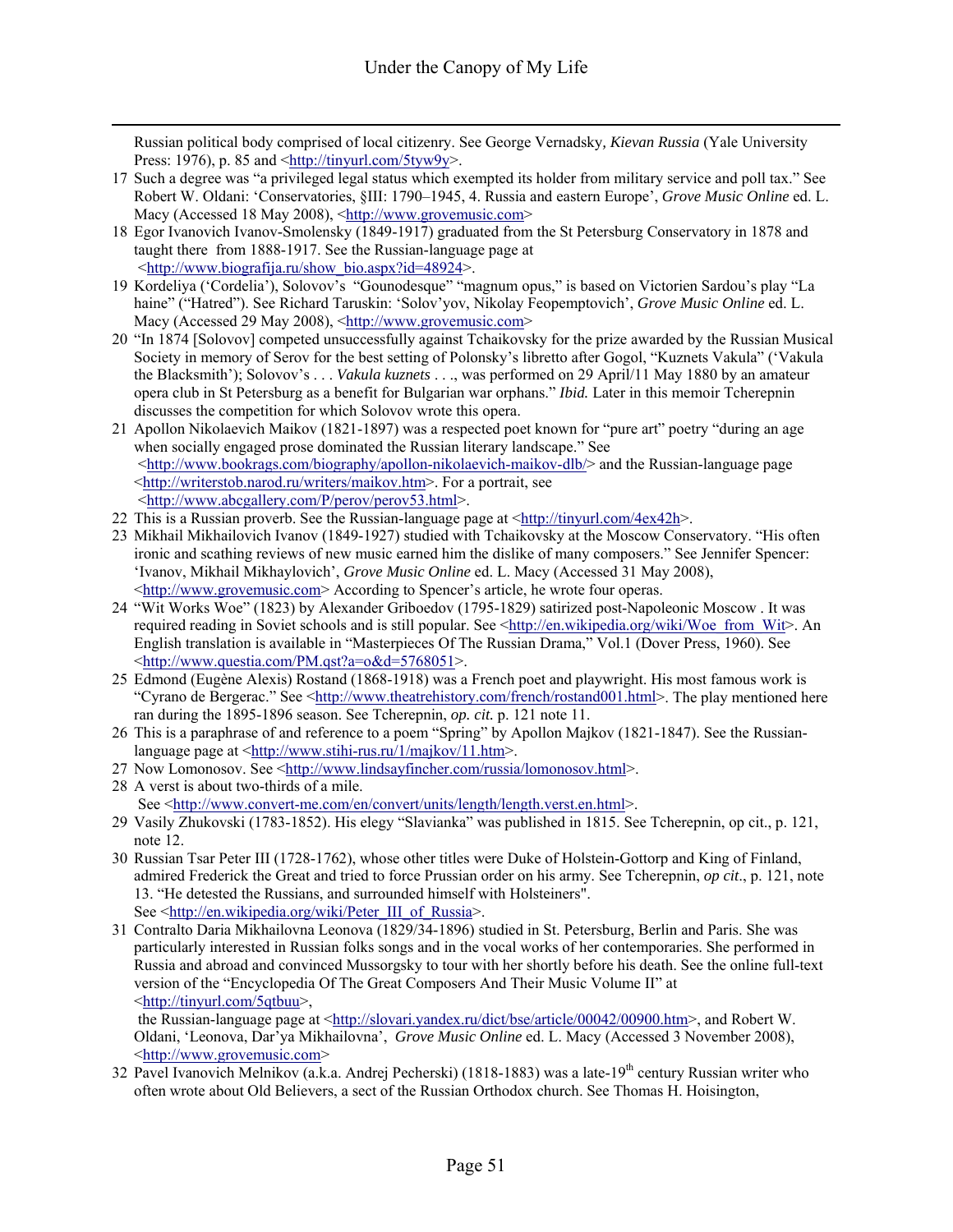Russian political body comprised of local citizenry. See George Vernadsky*, Kievan Russia* (Yale University Press: 1976), p. 85 and <http://tinyurl.com/5tyw9y>.

17 Such a degree was "a privileged legal status which exempted its holder from military service and poll tax." See Robert W. Oldani: 'Conservatories, §III: 1790–1945, 4. Russia and eastern Europe', *Grove Music Online* ed. L. Macy (Accessed 18 May 2008), <http://www.grovemusic.com>

18 Egor Ivanovich Ivanov-Smolensky (1849-1917) graduated from the St Petersburg Conservatory in 1878 and taught there from 1888-1917. See the Russian-language page at <http://www.biografija.ru/show_bio.aspx?id=48924>.

19 Kordeliya ('Cordelia'), Solovov's "Gounodesque" "magnum opus," is based on Victorien Sardou's play "La haine" ("Hatred"). See Richard Taruskin: 'Solov'yov, Nikolay Feopemptovich', *Grove Music Online* ed. L. Macy (Accessed 29 May 2008), <http://www.grovemusic.com>

20 "In 1874 [Solovov] competed unsuccessfully against Tchaikovsky for the prize awarded by the Russian Musical Society in memory of Serov for the best setting of Polonsky's libretto after Gogol, "Kuznets Vakula" ('Vakula the Blacksmith'); Solovov's . . . *Vakula kuznets* . . ., was performed on 29 April/11 May 1880 by an amateur opera club in St Petersburg as a benefit for Bulgarian war orphans." *Ibid.* Later in this memoir Tcherepnin discusses the competition for which Solovov wrote this opera.

21 Apollon Nikolaevich Maikov (1821-1897) was a respected poet known for "pure art" poetry "during an age when socially engaged prose dominated the Russian literary landscape." See <http://www.bookrags.com/biography/apollon-nikolaevich-maikov-dlb/> and the Russian-language page <http://writerstob.narod.ru/writers/maikov.htm>. For a portrait, see <http://www.abcgallery.com/P/perov/perov53.html>.

22 This is a Russian proverb. See the Russian-language page at <http://tinyurl.com/4ex42h>.

23 Mikhail Mikhailovich Ivanov (1849-1927) studied with Tchaikovsky at the Moscow Conservatory. "His often ironic and scathing reviews of new music earned him the dislike of many composers." See Jennifer Spencer: 'Ivanov, Mikhail Mikhaylovich', *Grove Music Online* ed. L. Macy (Accessed 31 May 2008), <http://www.grovemusic.com> According to Spencer's article, he wrote four operas.

24 "Wit Works Woe" (1823) by Alexander Griboedov (1795-1829) satirized post-Napoleonic Moscow . It was required reading in Soviet schools and is still popular. See <http://en.wikipedia.org/wiki/Woe_from_Wit>. An English translation is available in "Masterpieces Of The Russian Drama," Vol.1 (Dover Press, 1960). See <http://www.questia.com/PM.qst?a=o&d=5768051>.

25 Edmond (Eugène Alexis) Rostand (1868-1918) was a French poet and playwright. His most famous work is "Cyrano de Bergerac." See <http://www.theatrehistory.com/french/rostand001.html>. The play mentioned here ran during the 1895-1896 season. See Tcherepnin, *op. cit.* p. 121 note 11.

26 This is a paraphrase of and reference to a poem "Spring" by Apollon Majkov (1821-1847). See the Russian-language page at <http://www.stihi-rus.ru/1/majkov/11.htm>.

27 Now Lomonosov. See <http://www.lindsayfincher.com/russia/lomonosov.html>.

28 A verst is about two-thirds of a mile. See <http://www.convert-me.com/en/convert/units/length/length.verst.en.html>.

29 Vasily Zhukovski (1783-1852). His elegy "Slavianka" was published in 1815. See Tcherepnin, op cit., p. 121, note 12.

30 Russian Tsar Peter III (1728-1762), whose other titles were Duke of Holstein-Gottorp and King of Finland, admired Frederick the Great and tried to force Prussian order on his army. See Tcherepnin, *op cit*., p. 121, note 13. "He detested the Russians, and surrounded himself with Holsteiners". See <http://en.wikipedia.org/wiki/Peter_III_of_Russia>.

31 Contralto Daria Mikhailovna Leonova (1829/34-1896) studied in St. Petersburg, Berlin and Paris. She was particularly interested in Russian folks songs and in the vocal works of her contemporaries. She performed in Russia and abroad and convinced Mussorgsky to tour with her shortly before his death. See the online full-text version of the "Encyclopedia Of The Great Composers And Their Music Volume II" at <http://tinyurl.com/5qtbuu>, the Russian-language page at <http://slovari.yandex.ru/dict/bse/article/00042/00900.htm>, and Robert W. Oldani, 'Leonova, Dar'ya Mikhailovna', *Grove Music Online* ed. L. Macy (Accessed 3 November 2008), <http://www.grovemusic.com>

32 Pavel Ivanovich Melnikov (a.k.a. Andrej Pecherski) (1818-1883) was a late-19th century Russian writer who often wrote about Old Believers, a sect of the Russian Orthodox church. See Thomas H. Hoisington,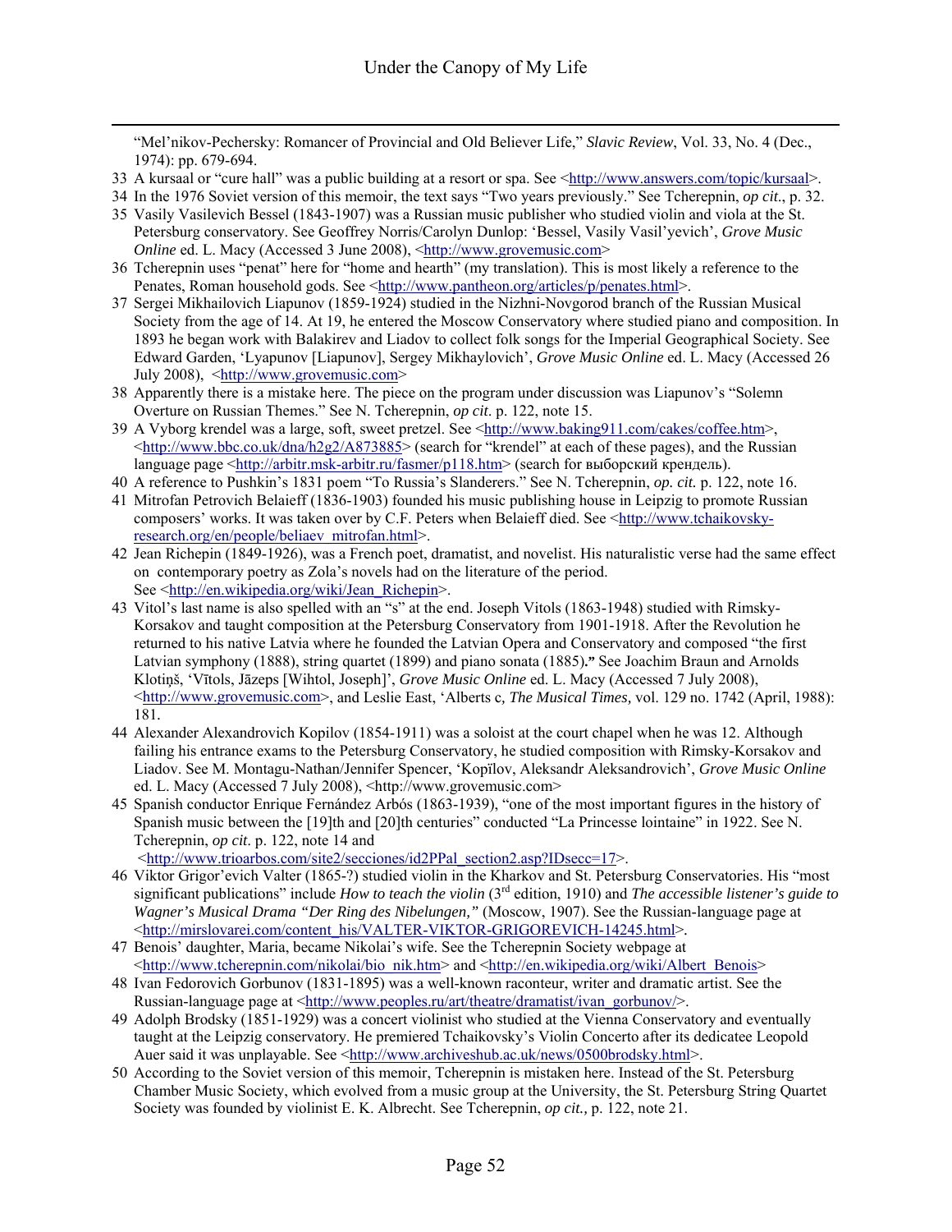"Mel'nikov-Pechersky: Romancer of Provincial and Old Believer Life," *Slavic Review*, Vol. 33, No. 4 (Dec., 1974): pp. 679-694.

33 A kursaal or "cure hall" was a public building at a resort or spa. See <http://www.answers.com/topic/kursaal>.

34 In the 1976 Soviet version of this memoir, the text says "Two years previously." See Tcherepnin, *op cit*., p. 32.

35 Vasily Vasilevich Bessel (1843-1907) was a Russian music publisher who studied violin and viola at the St. Petersburg conservatory. See Geoffrey Norris/Carolyn Dunlop: 'Bessel, Vasily Vasil'yevich', *Grove Music Online* ed. L. Macy (Accessed 3 June 2008), <http://www.grovemusic.com>

36 Tcherepnin uses "penat" here for "home and hearth" (my translation). This is most likely a reference to the Penates, Roman household gods. See <http://www.pantheon.org/articles/p/penates.html>.

37 Sergei Mikhailovich Liapunov (1859-1924) studied in the Nizhni-Novgorod branch of the Russian Musical Society from the age of 14. At 19, he entered the Moscow Conservatory where studied piano and composition. In 1893 he began work with Balakirev and Liadov to collect folk songs for the Imperial Geographical Society. See Edward Garden, 'Lyapunov [Liapunov], Sergey Mikhaylovich', *Grove Music Online* ed. L. Macy (Accessed 26 July 2008), <http://www.grovemusic.com>

38 Apparently there is a mistake here. The piece on the program under discussion was Liapunov's "Solemn Overture on Russian Themes." See N. Tcherepnin, *op cit*. p. 122, note 15.

39 A Vyborg krendel was a large, soft, sweet pretzel. See <http://www.baking911.com/cakes/coffee.htm>, <http://www.bbc.co.uk/dna/h2g2/A873885> (search for "krendel" at each of these pages), and the Russian language page <http://arbitr.msk-arbitr.ru/fasmer/p118.htm> (search for выборский крендель).

40 A reference to Pushkin's 1831 poem "To Russia's Slanderers." See N. Tcherepnin, *op. cit.* p. 122, note 16.

41 Mitrofan Petrovich Belaieff (1836-1903) founded his music publishing house in Leipzig to promote Russian composers' works. It was taken over by C.F. Peters when Belaieff died. See <http://www.tchaikovsky-research.org/en/people/beliaev_mitrofan.html>.

42 Jean Richepin (1849-1926), was a French poet, dramatist, and novelist. His naturalistic verse had the same effect on contemporary poetry as Zola's novels had on the literature of the period. See <http://en.wikipedia.org/wiki/Jean_Richepin>.

43 Vitol's last name is also spelled with an "s" at the end. Joseph Vitols (1863-1948) studied with Rimsky-Korsakov and taught composition at the Petersburg Conservatory from 1901-1918. After the Revolution he returned to his native Latvia where he founded the Latvian Opera and Conservatory and composed "the first Latvian symphony (1888), string quartet (1899) and piano sonata (1885)**.**" See Joachim Braun and Arnolds Klotiņš, 'Vītols, Jāzeps [Wihtol, Joseph]', *Grove Music Online* ed. L. Macy (Accessed 7 July 2008), <http://www.grovemusic.com>, and Leslie East, 'Alberts c*, The Musical Times,* vol. 129 no. 1742 (April, 1988): 181.

44 Alexander Alexandrovich Kopilov (1854-1911) was a soloist at the court chapel when he was 12. Although failing his entrance exams to the Petersburg Conservatory, he studied composition with Rimsky-Korsakov and Liadov. See M. Montagu-Nathan/Jennifer Spencer, 'Kopïlov, Aleksandr Aleksandrovich', *Grove Music Online* ed. L. Macy (Accessed 7 July 2008), <http://www.grovemusic.com>

45 Spanish conductor Enrique Fernández Arbós (1863-1939), "one of the most important figures in the history of Spanish music between the [19]th and [20]th centuries" conducted "La Princesse lointaine" in 1922. See N. Tcherepnin, *op cit*. p. 122, note 14 and <http://www.trioarbos.com/site2/secciones/id2PPal_section2.asp?IDsecc=17>.

46 Viktor Grigor'evich Valter (1865-?) studied violin in the Kharkov and St. Petersburg Conservatories. His "most significant publications" include *How to teach the violin* (3rd edition, 1910) and *The accessible listener's guide to Wagner's Musical Drama "Der Ring des Nibelungen,"* (Moscow, 1907). See the Russian-language page at <http://mirslovarei.com/content_his/VALTER-VIKTOR-GRIGOREVICH-14245.html>.

47 Benois' daughter, Maria, became Nikolai's wife. See the Tcherepnin Society webpage at <http://www.tcherepnin.com/nikolai/bio_nik.htm> and <http://en.wikipedia.org/wiki/Albert_Benois>

48 Ivan Fedorovich Gorbunov (1831-1895) was a well-known raconteur, writer and dramatic artist. See the Russian-language page at <http://www.peoples.ru/art/theatre/dramatist/ivan_gorbunov/>.

49 Adolph Brodsky (1851-1929) was a concert violinist who studied at the Vienna Conservatory and eventually taught at the Leipzig conservatory. He premiered Tchaikovsky's Violin Concerto after its dedicatee Leopold Auer said it was unplayable. See <http://www.archiveshub.ac.uk/news/0500brodsky.html>.

50 According to the Soviet version of this memoir, Tcherepnin is mistaken here. Instead of the St. Petersburg Chamber Music Society, which evolved from a music group at the University, the St. Petersburg String Quartet Society was founded by violinist E. K. Albrecht. See Tcherepnin, *op cit.,* p. 122, note 21.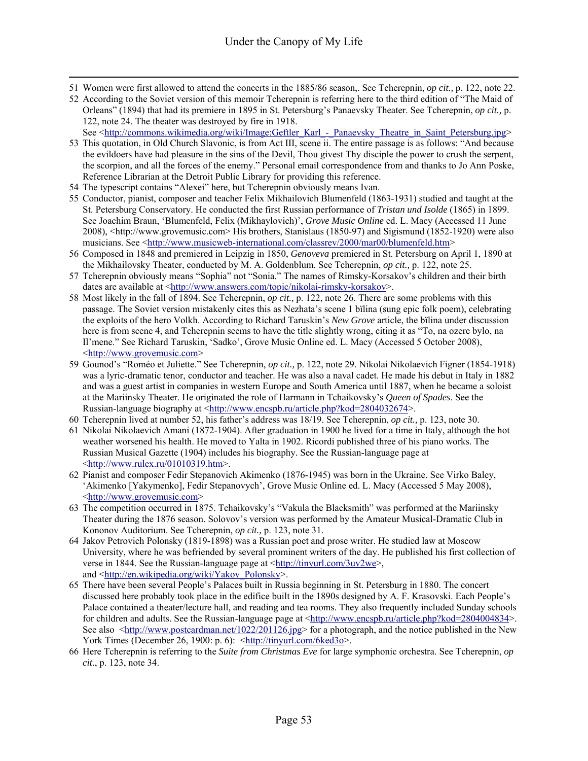51 Women were first allowed to attend the concerts in the 1885/86 season,. See Tcherepnin, *op cit.,* p. 122, note 22.

52 According to the Soviet version of this memoir Tcherepnin is referring here to the third edition of "The Maid of Orleans" (1894) that had its premiere in 1895 in St. Petersburg's Panaevsky Theater. See Tcherepnin, *op cit.,* p. 122, note 24. The theater was destroyed by fire in 1918. See <http://commons.wikimedia.org/wiki/Image:Geftler_Karl_-_Panaevsky_Theatre_in_Saint_Petersburg.jpg>

53 This quotation, in Old Church Slavonic, is from Act III, scene ii. The entire passage is as follows: "And because the evildoers have had pleasure in the sins of the Devil, Thou givest Thy disciple the power to crush the serpent, the scorpion, and all the forces of the enemy." Personal email correspondence from and thanks to Jo Ann Poske, Reference Librarian at the Detroit Public Library for providing this reference.

54 The typescript contains "Alexei" here, but Tcherepnin obviously means Ivan.

55 Conductor, pianist, composer and teacher Felix Mikhailovich Blumenfeld (1863-1931) studied and taught at the St. Petersburg Conservatory. He conducted the first Russian performance of *Tristan und Isolde* (1865) in 1899. See Joachim Braun, 'Blumenfeld, Felix (Mikhaylovich)', *Grove Music Online* ed. L. Macy (Accessed 11 June 2008), <http://www.grovemusic.com> His brothers, Stanislaus (1850-97) and Sigismund (1852-1920) were also musicians. See <http://www.musicweb-international.com/classrev/2000/mar00/blumenfeld.htm>

56 Composed in 1848 and premiered in Leipzig in 1850, *Genoveva* premiered in St. Petersburg on April 1, 1890 at the Mikhailovsky Theater, conducted by M. A. Goldenblum. See Tcherepnin, *op cit.,* p. 122, note 25.

57 Tcherepnin obviously means "Sophia" not "Sonia." The names of Rimsky-Korsakov's children and their birth dates are available at <http://www.answers.com/topic/nikolai-rimsky-korsakov>.

58 Most likely in the fall of 1894. See Tcherepnin, *op cit.,* p. 122, note 26. There are some problems with this passage. The Soviet version mistakenly cites this as Nezhata's scene 1 bïlina (sung epic folk poem), celebrating the exploits of the hero Volkh. According to Richard Taruskin's *New Grove* article, the bïlina under discussion here is from scene 4, and Tcherepnin seems to have the title slightly wrong, citing it as "To, na ozere bylo, na Il'mene." See Richard Taruskin, 'Sadko', Grove Music Online ed. L. Macy (Accessed 5 October 2008), <http://www.grovemusic.com>

59 Gounod's "Roméo et Juliette." See Tcherepnin, *op cit.,* p. 122, note 29. Nikolai Nikolaevich Figner (1854-1918) was a lyric-dramatic tenor, conductor and teacher. He was also a naval cadet. He made his debut in Italy in 1882 and was a guest artist in companies in western Europe and South America until 1887, when he became a soloist at the Mariinsky Theater. He originated the role of Harmann in Tchaikovsky's *Queen of Spades*. See the Russian-language biography at <http://www.encspb.ru/article.php?kod=2804032674>.

60 Tcherepnin lived at number 52, his father's address was 18/19. See Tcherepnin, *op cit.,* p. 123, note 30.

61 Nikolai Nikolaevich Amani (1872-1904). After graduation in 1900 he lived for a time in Italy, although the hot weather worsened his health. He moved to Yalta in 1902. Ricordi published three of his piano works. The Russian Musical Gazette (1904) includes his biography. See the Russian-language page at <http://www.rulex.ru/01010319.htm>.

62 Pianist and composer Fedir Stepanovich Akimenko (1876-1945) was born in the Ukraine. See Virko Baley, 'Akimenko [Yakymenko], Fedir Stepanovych', Grove Music Online ed. L. Macy (Accessed 5 May 2008), <http://www.grovemusic.com>

63 The competition occurred in 1875. Tchaikovsky's "Vakula the Blacksmith" was performed at the Mariinsky Theater during the 1876 season. Solovov's version was performed by the Amateur Musical-Dramatic Club in Kononov Auditorium. See Tcherepnin, *op cit.,* p. 123, note 31.

64 Jakov Petrovich Polonsky (1819-1898) was a Russian poet and prose writer. He studied law at Moscow University, where he was befriended by several prominent writers of the day. He published his first collection of verse in 1844. See the Russian-language page at <http://tinyurl.com/3uv2we>, and <http://en.wikipedia.org/wiki/Yakov_Polonsky>.

65 There have been several People's Palaces built in Russia beginning in St. Petersburg in 1880. The concert discussed here probably took place in the edifice built in the 1890s designed by A. F. Krasovski. Each People's Palace contained a theater/lecture hall, and reading and tea rooms. They also frequently included Sunday schools for children and adults. See the Russian-language page at <http://www.encspb.ru/article.php?kod=2804004834>. See also <http://www.postcardman.net/1022/201126.jpg> for a photograph, and the notice published in the New York Times (December 26, 1900: p. 6): <http://tinyurl.com/6ked3o>.

66 Here Tcherepnin is referring to the *Suite from Christmas Eve* for large symphonic orchestra. See Tcherepnin, *op cit*., p. 123, note 34.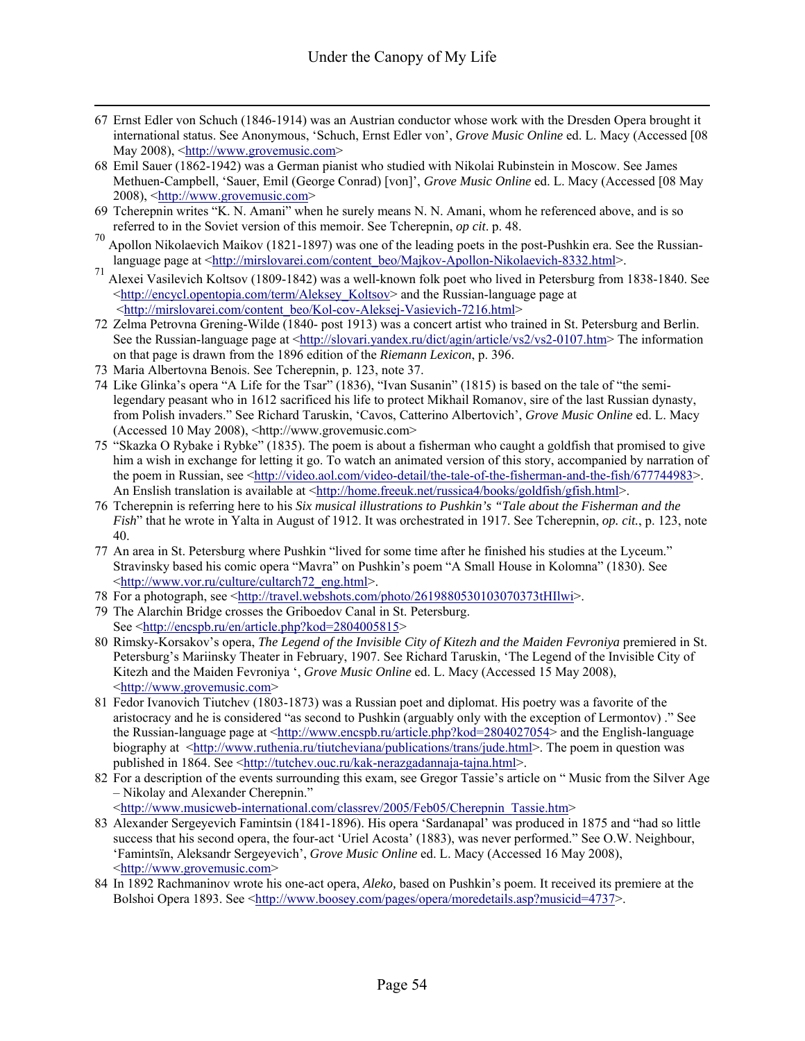67 Ernst Edler von Schuch (1846-1914) was an Austrian conductor whose work with the Dresden Opera brought it international status. See Anonymous, 'Schuch, Ernst Edler von', *Grove Music Online* ed. L. Macy (Accessed [08 May 2008), <http://www.grovemusic.com>

68 Emil Sauer (1862-1942) was a German pianist who studied with Nikolai Rubinstein in Moscow. See James Methuen-Campbell, 'Sauer, Emil (George Conrad) [von]', *Grove Music Online* ed. L. Macy (Accessed [08 May 2008), <http://www.grovemusic.com>

69 Tcherepnin writes "K. N. Amani" when he surely means N. N. Amani, whom he referenced above, and is so referred to in the Soviet version of this memoir. See Tcherepnin, *op cit*. p. 48.

70 Apollon Nikolaevich Maikov (1821-1897) was one of the leading poets in the post-Pushkin era. See the Russian-language page at <http://mirslovarei.com/content_beo/Majkov-Apollon-Nikolaevich-8332.html>.

71 Alexei Vasilevich Koltsov (1809-1842) was a well-known folk poet who lived in Petersburg from 1838-1840. See <http://encycl.opentopia.com/term/Aleksey_Koltsov> and the Russian-language page at <http://mirslovarei.com/content_beo/Kol-cov-Aleksej-Vasievich-7216.html>

72 Zelma Petrovna Grening-Wilde (1840- post 1913) was a concert artist who trained in St. Petersburg and Berlin. See the Russian-language page at <http://slovari.yandex.ru/dict/agin/article/vs2/vs2-0107.htm> The information on that page is drawn from the 1896 edition of the *Riemann Lexicon*, p. 396.

73 Maria Albertovna Benois. See Tcherepnin, p. 123, note 37.

74 Like Glinka's opera "A Life for the Tsar" (1836), "Ivan Susanin" (1815) is based on the tale of "the semi-legendary peasant who in 1612 sacrificed his life to protect Mikhail Romanov, sire of the last Russian dynasty, from Polish invaders." See Richard Taruskin, 'Cavos, Catterino Albertovich', *Grove Music Online* ed. L. Macy (Accessed 10 May 2008), <http://www.grovemusic.com>

75 "Skazka O Rybake i Rybke" (1835). The poem is about a fisherman who caught a goldfish that promised to give him a wish in exchange for letting it go. To watch an animated version of this story, accompanied by narration of the poem in Russian, see <http://video.aol.com/video-detail/the-tale-of-the-fisherman-and-the-fish/677744983>. An Enslish translation is available at <http://home.freeuk.net/russica4/books/goldfish/gfish.html>.

76 Tcherepnin is referring here to his *Six musical illustrations to Pushkin's "Tale about the Fisherman and the Fish*" that he wrote in Yalta in August of 1912. It was orchestrated in 1917. See Tcherepnin, *op. cit.*, p. 123, note 40.

77 An area in St. Petersburg where Pushkin "lived for some time after he finished his studies at the Lyceum." Stravinsky based his comic opera "Mavra" on Pushkin's poem "A Small House in Kolomna" (1830). See <http://www.vor.ru/culture/cultarch72_eng.html>.

78 For a photograph, see <http://travel.webshots.com/photo/2619880530103070373tHIlwi>.

79 The Alarchin Bridge crosses the Griboedov Canal in St. Petersburg. See <http://encspb.ru/en/article.php?kod=2804005815>

80 Rimsky-Korsakov's opera, *The Legend of the Invisible City of Kitezh and the Maiden Fevroniya* premiered in St. Petersburg's Mariinsky Theater in February, 1907. See Richard Taruskin, 'The Legend of the Invisible City of Kitezh and the Maiden Fevroniya ', *Grove Music Online* ed. L. Macy (Accessed 15 May 2008), <http://www.grovemusic.com>

81 Fedor Ivanovich Tiutchev (1803-1873) was a Russian poet and diplomat. His poetry was a favorite of the aristocracy and he is considered "as second to Pushkin (arguably only with the exception of Lermontov) ." See the Russian-language page at <http://www.encspb.ru/article.php?kod=2804027054> and the English-language biography at <http://www.ruthenia.ru/tiutcheviana/publications/trans/jude.html>. The poem in question was published in 1864. See <http://tutchev.ouc.ru/kak-nerazgadannaja-tajna.html>.

82 For a description of the events surrounding this exam, see Gregor Tassie's article on " Music from the Silver Age – Nikolay and Alexander Cherepnin." <http://www.musicweb-international.com/classrev/2005/Feb05/Cherepnin_Tassie.htm>

83 Alexander Sergeyevich Famintsin (1841-1896). His opera 'Sardanapal' was produced in 1875 and "had so little success that his second opera, the four-act 'Uriel Acosta' (1883), was never performed." See O.W. Neighbour, 'Famintsïn, Aleksandr Sergeyevich', *Grove Music Online* ed. L. Macy (Accessed 16 May 2008), <http://www.grovemusic.com>

84 In 1892 Rachmaninov wrote his one-act opera, *Aleko,* based on Pushkin's poem. It received its premiere at the Bolshoi Opera 1893. See <http://www.boosey.com/pages/opera/moredetails.asp?musicid=4737>.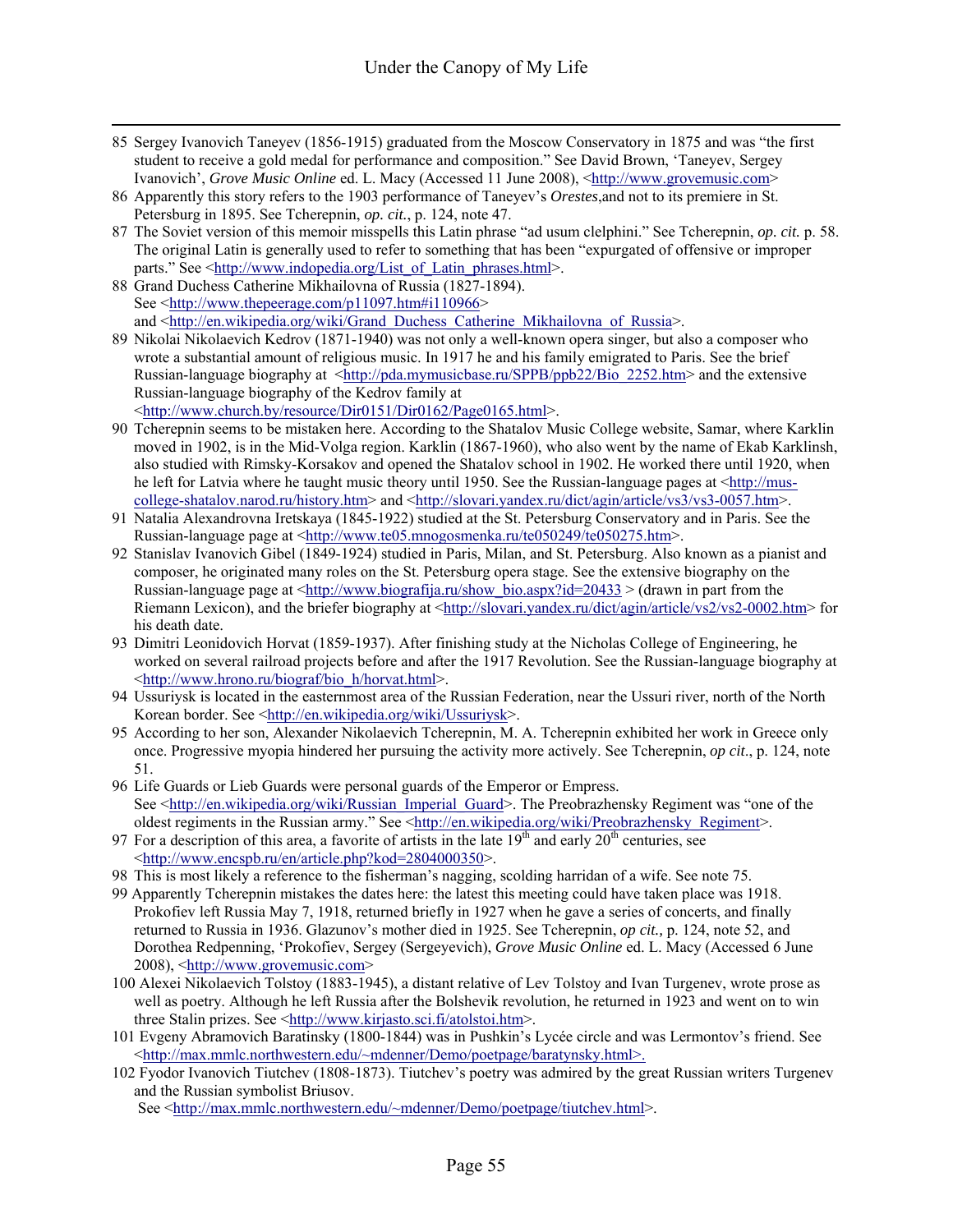85 Sergey Ivanovich Taneyev (1856-1915) graduated from the Moscow Conservatory in 1875 and was "the first student to receive a gold medal for performance and composition." See David Brown, 'Taneyev, Sergey Ivanovich', *Grove Music Online* ed. L. Macy (Accessed 11 June 2008), <http://www.grovemusic.com>

86 Apparently this story refers to the 1903 performance of Taneyev's *Orestes*,and not to its premiere in St. Petersburg in 1895. See Tcherepnin, *op. cit.*, p. 124, note 47.

87 The Soviet version of this memoir misspells this Latin phrase "ad usum clelphini." See Tcherepnin, *op. cit.* p. 58. The original Latin is generally used to refer to something that has been "expurgated of offensive or improper parts." See <http://www.indopedia.org/List_of_Latin_phrases.html>.

88 Grand Duchess Catherine Mikhailovna of Russia (1827-1894). See <http://www.thepeerage.com/p11097.htm#i110966> and <http://en.wikipedia.org/wiki/Grand_Duchess_Catherine_Mikhailovna_of_Russia>.

89 Nikolai Nikolaevich Kedrov (1871-1940) was not only a well-known opera singer, but also a composer who wrote a substantial amount of religious music. In 1917 he and his family emigrated to Paris. See the brief Russian-language biography at <http://pda.mymusicbase.ru/SPPB/ppb22/Bio_2252.htm> and the extensive Russian-language biography of the Kedrov family at <http://www.church.by/resource/Dir0151/Dir0162/Page0165.html>.

90 Tcherepnin seems to be mistaken here. According to the Shatalov Music College website, Samar, where Karklin moved in 1902, is in the Mid-Volga region. Karklin (1867-1960), who also went by the name of Ekab Karklinsh, also studied with Rimsky-Korsakov and opened the Shatalov school in 1902. He worked there until 1920, when he left for Latvia where he taught music theory until 1950. See the Russian-language pages at <http://mus-college-shatalov.narod.ru/history.htm> and <http://slovari.yandex.ru/dict/agin/article/vs3/vs3-0057.htm>.

91 Natalia Alexandrovna Iretskaya (1845-1922) studied at the St. Petersburg Conservatory and in Paris. See the Russian-language page at <http://www.te05.mnogosmenka.ru/te050249/te050275.htm>.

92 Stanislav Ivanovich Gibel (1849-1924) studied in Paris, Milan, and St. Petersburg. Also known as a pianist and composer, he originated many roles on the St. Petersburg opera stage. See the extensive biography on the Russian-language page at <http://www.biografija.ru/show_bio.aspx?id=20433 > (drawn in part from the Riemann Lexicon), and the briefer biography at <http://slovari.yandex.ru/dict/agin/article/vs2/vs2-0002.htm> for his death date.

93 Dimitri Leonidovich Horvat (1859-1937). After finishing study at the Nicholas College of Engineering, he worked on several railroad projects before and after the 1917 Revolution. See the Russian-language biography at <http://www.hrono.ru/biograf/bio_h/horvat.html>.

94 Ussuriysk is located in the easternmost area of the Russian Federation, near the Ussuri river, north of the North Korean border. See <http://en.wikipedia.org/wiki/Ussuriysk>.

95 According to her son, Alexander Nikolaevich Tcherepnin, M. A. Tcherepnin exhibited her work in Greece only once. Progressive myopia hindered her pursuing the activity more actively. See Tcherepnin, *op cit*., p. 124, note 51.

96 Life Guards or Lieb Guards were personal guards of the Emperor or Empress. See <http://en.wikipedia.org/wiki/Russian_Imperial_Guard>. The Preobrazhensky Regiment was "one of the oldest regiments in the Russian army." See <http://en.wikipedia.org/wiki/Preobrazhensky_Regiment>.

97 For a description of this area, a favorite of artists in the late 19th and early 20th centuries, see <http://www.encspb.ru/en/article.php?kod=2804000350>.

98 This is most likely a reference to the fisherman's nagging, scolding harridan of a wife. See note 75.

99 Apparently Tcherepnin mistakes the dates here: the latest this meeting could have taken place was 1918. Prokofiev left Russia May 7, 1918, returned briefly in 1927 when he gave a series of concerts, and finally returned to Russia in 1936. Glazunov's mother died in 1925. See Tcherepnin, *op cit.,* p. 124, note 52, and Dorothea Redpenning, 'Prokofiev, Sergey (Sergeyevich), *Grove Music Online* ed. L. Macy (Accessed 6 June 2008), <http://www.grovemusic.com>

100 Alexei Nikolaevich Tolstoy (1883-1945), a distant relative of Lev Tolstoy and Ivan Turgenev, wrote prose as well as poetry. Although he left Russia after the Bolshevik revolution, he returned in 1923 and went on to win three Stalin prizes. See <http://www.kirjasto.sci.fi/atolstoi.htm>.

101 Evgeny Abramovich Baratinsky (1800-1844) was in Pushkin's Lycée circle and was Lermontov's friend. See <http://max.mmlc.northwestern.edu/~mdenner/Demo/poetpage/baratynsky.html>.

102 Fyodor Ivanovich Tiutchev (1808-1873). Tiutchev's poetry was admired by the great Russian writers Turgenev and the Russian symbolist Briusov. See <http://max.mmlc.northwestern.edu/~mdenner/Demo/poetpage/tiutchev.html>.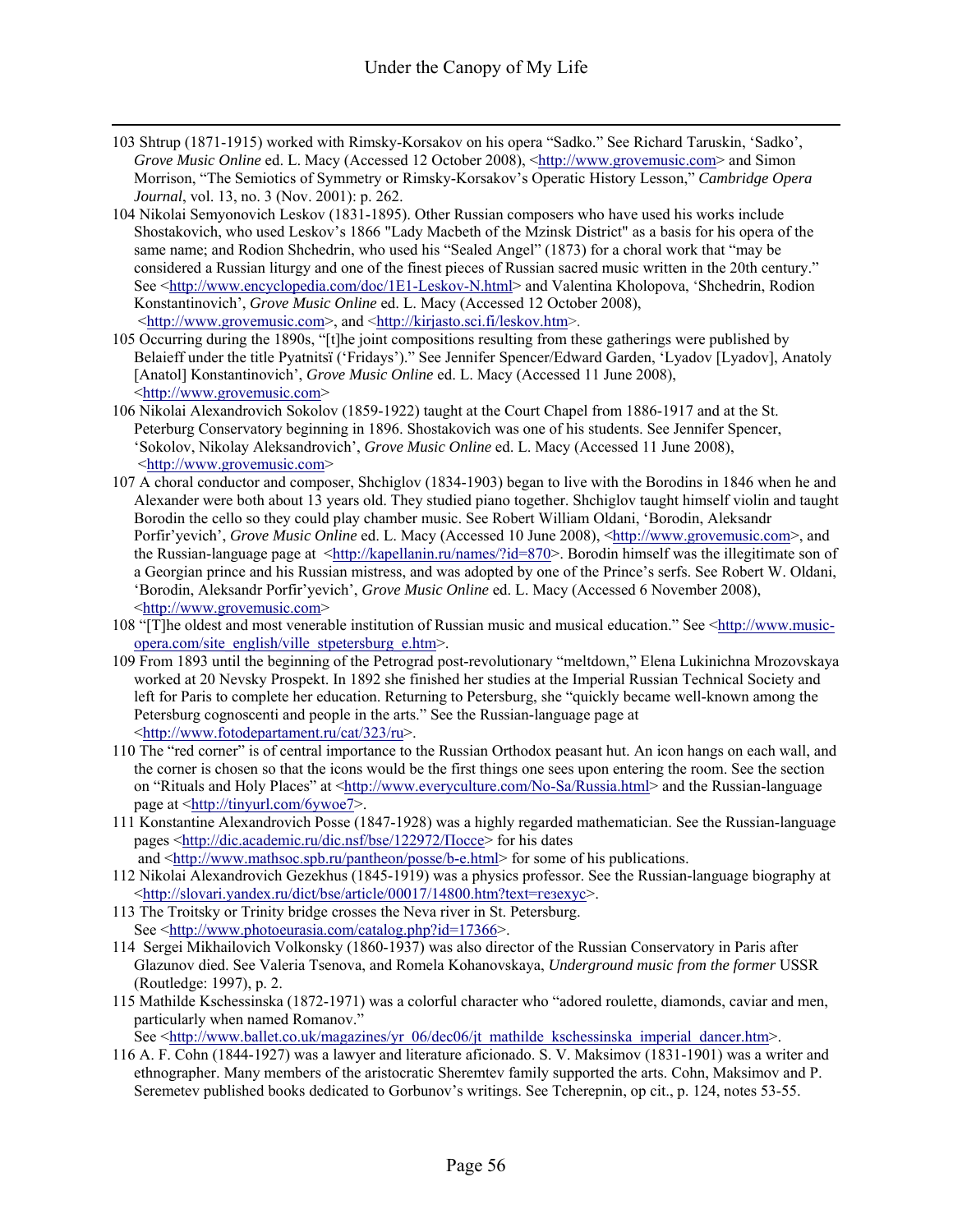103 Shtrup (1871-1915) worked with Rimsky-Korsakov on his opera "Sadko." See Richard Taruskin, 'Sadko', *Grove Music Online* ed. L. Macy (Accessed 12 October 2008), <http://www.grovemusic.com> and Simon Morrison, "The Semiotics of Symmetry or Rimsky-Korsakov's Operatic History Lesson," *Cambridge Opera Journal*, vol. 13, no. 3 (Nov. 2001): p. 262.

104 Nikolai Semyonovich Leskov (1831-1895). Other Russian composers who have used his works include Shostakovich, who used Leskov's 1866 "Lady Macbeth of the Mzinsk District" as a basis for his opera of the same name; and Rodion Shchedrin, who used his "Sealed Angel" (1873) for a choral work that "may be considered a Russian liturgy and one of the finest pieces of Russian sacred music written in the 20th century." See <http://www.encyclopedia.com/doc/1E1-Leskov-N.html> and Valentina Kholopova, 'Shchedrin, Rodion Konstantinovich', *Grove Music Online* ed. L. Macy (Accessed 12 October 2008), <http://www.grovemusic.com>, and <http://kirjasto.sci.fi/leskov.htm>.

105 Occurring during the 1890s, "[t]he joint compositions resulting from these gatherings were published by Belaieff under the title Pyatnitsï ('Fridays')." See Jennifer Spencer/Edward Garden, 'Lyadov [Lyadov], Anatoly [Anatol] Konstantinovich', *Grove Music Online* ed. L. Macy (Accessed 11 June 2008), <http://www.grovemusic.com>

106 Nikolai Alexandrovich Sokolov (1859-1922) taught at the Court Chapel from 1886-1917 and at the St. Peterburg Conservatory beginning in 1896. Shostakovich was one of his students. See Jennifer Spencer, 'Sokolov, Nikolay Aleksandrovich', *Grove Music Online* ed. L. Macy (Accessed 11 June 2008), <http://www.grovemusic.com>

107 A choral conductor and composer, Shchiglov (1834-1903) began to live with the Borodins in 1846 when he and Alexander were both about 13 years old. They studied piano together. Shchiglov taught himself violin and taught Borodin the cello so they could play chamber music. See Robert William Oldani, 'Borodin, Aleksandr Porfir'yevich', *Grove Music Online* ed. L. Macy (Accessed 10 June 2008), <http://www.grovemusic.com>, and the Russian-language page at <http://kapellanin.ru/names/?id=870>. Borodin himself was the illegitimate son of a Georgian prince and his Russian mistress, and was adopted by one of the Prince's serfs. See Robert W. Oldani, 'Borodin, Aleksandr Porfir'yevich', *Grove Music Online* ed. L. Macy (Accessed 6 November 2008), <http://www.grovemusic.com>

108 "[T]he oldest and most venerable institution of Russian music and musical education." See <http://www.music-opera.com/site_english/ville_stpetersburg_e.htm>.

109 From 1893 until the beginning of the Petrograd post-revolutionary "meltdown," Elena Lukinichna Mrozovskaya worked at 20 Nevsky Prospekt. In 1892 she finished her studies at the Imperial Russian Technical Society and left for Paris to complete her education. Returning to Petersburg, she "quickly became well-known among the Petersburg cognoscenti and people in the arts." See the Russian-language page at <http://www.fotodepartament.ru/cat/323/ru>.

110 The "red corner" is of central importance to the Russian Orthodox peasant hut. An icon hangs on each wall, and the corner is chosen so that the icons would be the first things one sees upon entering the room. See the section on "Rituals and Holy Places" at <http://www.everyculture.com/No-Sa/Russia.html> and the Russian-language page at <http://tinyurl.com/6ywoe7>.

111 Konstantine Alexandrovich Posse (1847-1928) was a highly regarded mathematician. See the Russian-language pages <http://dic.academic.ru/dic.nsf/bse/122972/Поссе> for his dates and <http://www.mathsoc.spb.ru/pantheon/posse/b-e.html> for some of his publications.

112 Nikolai Alexandrovich Gezekhus (1845-1919) was a physics professor. See the Russian-language biography at <http://slovari.yandex.ru/dict/bse/article/00017/14800.htm?text=гезехус>.

113 The Troitsky or Trinity bridge crosses the Neva river in St. Petersburg. See <http://www.photoeurasia.com/catalog.php?id=17366>.

114 Sergei Mikhailovich Volkonsky (1860-1937) was also director of the Russian Conservatory in Paris after Glazunov died. See Valeria Tsenova, and Romela Kohanovskaya, *Underground music from the former* USSR (Routledge: 1997), p. 2.

115 Mathilde Kschessinska (1872-1971) was a colorful character who "adored roulette, diamonds, caviar and men, particularly when named Romanov." See <http://www.ballet.co.uk/magazines/yr_06/dec06/jt_mathilde_kschessinska_imperial_dancer.htm>.

116 A. F. Cohn (1844-1927) was a lawyer and literature aficionado. S. V. Maksimov (1831-1901) was a writer and ethnographer. Many members of the aristocratic Sheremtev family supported the arts. Cohn, Maksimov and P. Seremetev published books dedicated to Gorbunov's writings. See Tcherepnin, op cit., p. 124, notes 53-55.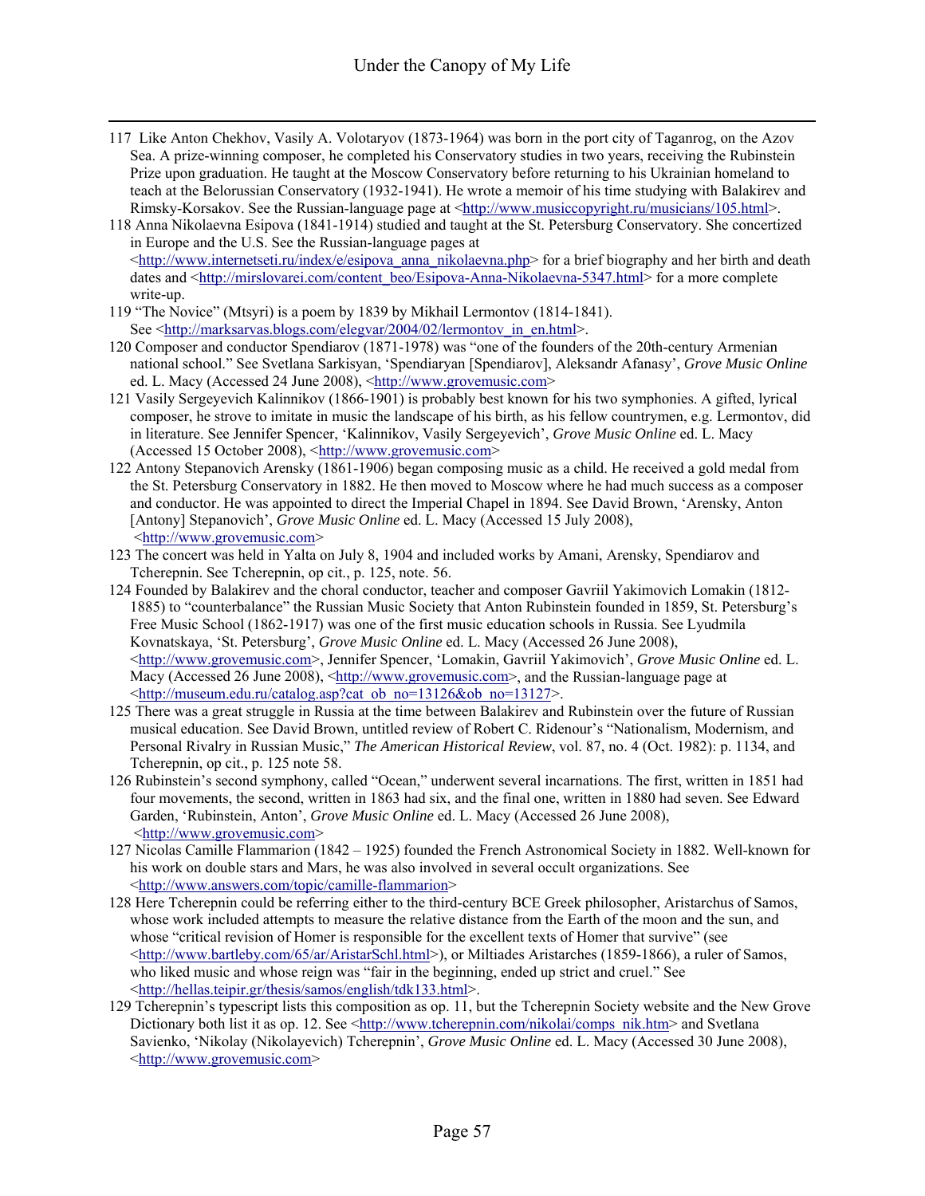117 Like Anton Chekhov, Vasily A. Volotaryov (1873-1964) was born in the port city of Taganrog, on the Azov Sea. A prize-winning composer, he completed his Conservatory studies in two years, receiving the Rubinstein Prize upon graduation. He taught at the Moscow Conservatory before returning to his Ukrainian homeland to teach at the Belorussian Conservatory (1932-1941). He wrote a memoir of his time studying with Balakirev and Rimsky-Korsakov. See the Russian-language page at <http://www.musiccopyright.ru/musicians/105.html>.

118 Anna Nikolaevna Esipova (1841-1914) studied and taught at the St. Petersburg Conservatory. She concertized in Europe and the U.S. See the Russian-language pages at <http://www.internetseti.ru/index/e/esipova_anna_nikolaevna.php> for a brief biography and her birth and death dates and <http://mirslovarei.com/content_beo/Esipova-Anna-Nikolaevna-5347.html> for a more complete write-up.

119 "The Novice" (Mtsyri) is a poem by 1839 by Mikhail Lermontov (1814-1841). See <http://marksarvas.blogs.com/elegvar/2004/02/lermontov_in_en.html>.

120 Composer and conductor Spendiarov (1871-1978) was "one of the founders of the 20th-century Armenian national school." See Svetlana Sarkisyan, 'Spendiaryan [Spendiarov], Aleksandr Afanasy', *Grove Music Online* ed. L. Macy (Accessed 24 June 2008), <http://www.grovemusic.com>

121 Vasily Sergeyevich Kalinnikov (1866-1901) is probably best known for his two symphonies. A gifted, lyrical composer, he strove to imitate in music the landscape of his birth, as his fellow countrymen, e.g. Lermontov, did in literature. See Jennifer Spencer, 'Kalinnikov, Vasily Sergeyevich', *Grove Music Online* ed. L. Macy (Accessed 15 October 2008), <http://www.grovemusic.com>

122 Antony Stepanovich Arensky (1861-1906) began composing music as a child. He received a gold medal from the St. Petersburg Conservatory in 1882. He then moved to Moscow where he had much success as a composer and conductor. He was appointed to direct the Imperial Chapel in 1894. See David Brown, 'Arensky, Anton [Antony] Stepanovich', *Grove Music Online* ed. L. Macy (Accessed 15 July 2008), <http://www.grovemusic.com>

123 The concert was held in Yalta on July 8, 1904 and included works by Amani, Arensky, Spendiarov and Tcherepnin. See Tcherepnin, op cit., p. 125, note. 56.

124 Founded by Balakirev and the choral conductor, teacher and composer Gavriil Yakimovich Lomakin (1812-1885) to "counterbalance" the Russian Music Society that Anton Rubinstein founded in 1859, St. Petersburg's Free Music School (1862-1917) was one of the first music education schools in Russia. See Lyudmila Kovnatskaya, 'St. Petersburg', *Grove Music Online* ed. L. Macy (Accessed 26 June 2008), <http://www.grovemusic.com>, Jennifer Spencer, 'Lomakin, Gavriil Yakimovich', *Grove Music Online* ed. L. Macy (Accessed 26 June 2008), <http://www.grovemusic.com>, and the Russian-language page at <http://museum.edu.ru/catalog.asp?cat_ob_no=13126&ob_no=13127>.

125 There was a great struggle in Russia at the time between Balakirev and Rubinstein over the future of Russian musical education. See David Brown, untitled review of Robert C. Ridenour's "Nationalism, Modernism, and Personal Rivalry in Russian Music," *The American Historical Review*, vol. 87, no. 4 (Oct. 1982): p. 1134, and Tcherepnin, op cit., p. 125 note 58.

126 Rubinstein's second symphony, called "Ocean," underwent several incarnations. The first, written in 1851 had four movements, the second, written in 1863 had six, and the final one, written in 1880 had seven. See Edward Garden, 'Rubinstein, Anton', *Grove Music Online* ed. L. Macy (Accessed 26 June 2008), <http://www.grovemusic.com>

127 Nicolas Camille Flammarion (1842 – 1925) founded the French Astronomical Society in 1882. Well-known for his work on double stars and Mars, he was also involved in several occult organizations. See <http://www.answers.com/topic/camille-flammarion>

128 Here Tcherepnin could be referring either to the third-century BCE Greek philosopher, Aristarchus of Samos, whose work included attempts to measure the relative distance from the Earth of the moon and the sun, and whose "critical revision of Homer is responsible for the excellent texts of Homer that survive" (see <http://www.bartleby.com/65/ar/AristarSchl.html>), or Miltiades Aristarches (1859-1866), a ruler of Samos, who liked music and whose reign was "fair in the beginning, ended up strict and cruel." See <http://hellas.teipir.gr/thesis/samos/english/tdk133.html>.

129 Tcherepnin's typescript lists this composition as op. 11, but the Tcherepnin Society website and the New Grove Dictionary both list it as op. 12. See <http://www.tcherepnin.com/nikolai/comps_nik.htm> and Svetlana Savienko, 'Nikolay (Nikolayevich) Tcherepnin', *Grove Music Online* ed. L. Macy (Accessed 30 June 2008), <http://www.grovemusic.com>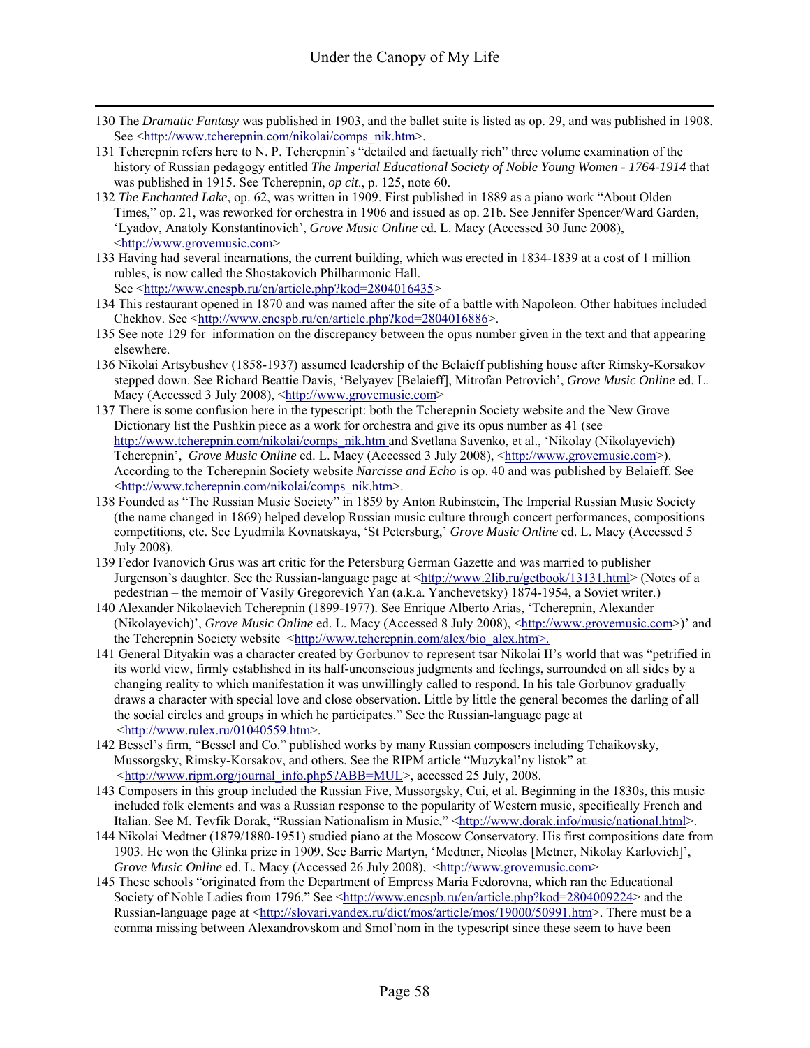130 The *Dramatic Fantasy* was published in 1903, and the ballet suite is listed as op. 29, and was published in 1908. See <http://www.tcherepnin.com/nikolai/comps_nik.htm>.

131 Tcherepnin refers here to N. P. Tcherepnin's "detailed and factually rich" three volume examination of the history of Russian pedagogy entitled *The Imperial Educational Society of Noble Young Women - 1764-1914* that was published in 1915. See Tcherepnin, *op cit.*, p. 125, note 60.

132 *The Enchanted Lake*, op. 62, was written in 1909. First published in 1889 as a piano work "About Olden Times," op. 21, was reworked for orchestra in 1906 and issued as op. 21b. See Jennifer Spencer/Ward Garden, 'Lyadov, Anatoly Konstantinovich', *Grove Music Online* ed. L. Macy (Accessed 30 June 2008), <http://www.grovemusic.com>

133 Having had several incarnations, the current building, which was erected in 1834-1839 at a cost of 1 million rubles, is now called the Shostakovich Philharmonic Hall. See <http://www.encspb.ru/en/article.php?kod=2804016435>

134 This restaurant opened in 1870 and was named after the site of a battle with Napoleon. Other habitues included Chekhov. See <http://www.encspb.ru/en/article.php?kod=2804016886>.

135 See note 129 for information on the discrepancy between the opus number given in the text and that appearing elsewhere.

136 Nikolai Artsybushev (1858-1937) assumed leadership of the Belaieff publishing house after Rimsky-Korsakov stepped down. See Richard Beattie Davis, 'Belyayev [Belaieff], Mitrofan Petrovich', *Grove Music Online* ed. L. Macy (Accessed 3 July 2008), <http://www.grovemusic.com>

137 There is some confusion here in the typescript: both the Tcherepnin Society website and the New Grove Dictionary list the Pushkin piece as a work for orchestra and give its opus number as 41 (see http://www.tcherepnin.com/nikolai/comps_nik.htm and Svetlana Savenko, et al., 'Nikolay (Nikolayevich) Tcherepnin', *Grove Music Online* ed. L. Macy (Accessed 3 July 2008), <http://www.grovemusic.com>). According to the Tcherepnin Society website *Narcisse and Echo* is op. 40 and was published by Belaieff. See <http://www.tcherepnin.com/nikolai/comps_nik.htm>.

138 Founded as "The Russian Music Society" in 1859 by Anton Rubinstein, The Imperial Russian Music Society (the name changed in 1869) helped develop Russian music culture through concert performances, compositions competitions, etc. See Lyudmila Kovnatskaya, 'St Petersburg,' *Grove Music Online* ed. L. Macy (Accessed 5 July 2008).

139 Fedor Ivanovich Grus was art critic for the Petersburg German Gazette and was married to publisher Jurgenson's daughter. See the Russian-language page at <http://www.2lib.ru/getbook/13131.html> (Notes of a pedestrian – the memoir of Vasily Gregorevich Yan (a.k.a. Yanchevetsky) 1874-1954, a Soviet writer.)

140 Alexander Nikolaevich Tcherepnin (1899-1977). See Enrique Alberto Arias, 'Tcherepnin, Alexander (Nikolayevich)', *Grove Music Online* ed. L. Macy (Accessed 8 July 2008), <http://www.grovemusic.com>)' and the Tcherepnin Society website <http://www.tcherepnin.com/alex/bio_alex.htm>.

141 General Dityakin was a character created by Gorbunov to represent tsar Nikolai II's world that was "petrified in its world view, firmly established in its half-unconscious judgments and feelings, surrounded on all sides by a changing reality to which manifestation it was unwillingly called to respond. In his tale Gorbunov gradually draws a character with special love and close observation. Little by little the general becomes the darling of all the social circles and groups in which he participates." See the Russian-language page at <http://www.rulex.ru/01040559.htm>.

142 Bessel's firm, "Bessel and Co." published works by many Russian composers including Tchaikovsky, Mussorgsky, Rimsky-Korsakov, and others. See the RIPM article "Muzykal'ny listok" at <http://www.ripm.org/journal_info.php5?ABB=MUL>, accessed 25 July, 2008.

143 Composers in this group included the Russian Five, Mussorgsky, Cui, et al. Beginning in the 1830s, this music included folk elements and was a Russian response to the popularity of Western music, specifically French and Italian. See M. Tevfik Dorak, "Russian Nationalism in Music," <http://www.dorak.info/music/national.html>.

144 Nikolai Medtner (1879/1880-1951) studied piano at the Moscow Conservatory. His first compositions date from 1903. He won the Glinka prize in 1909. See Barrie Martyn, 'Medtner, Nicolas [Metner, Nikolay Karlovich]', *Grove Music Online* ed. L. Macy (Accessed 26 July 2008), <http://www.grovemusic.com>

145 These schools "originated from the Department of Empress Maria Fedorovna, which ran the Educational Society of Noble Ladies from 1796." See <http://www.encspb.ru/en/article.php?kod=2804009224> and the Russian-language page at <http://slovari.yandex.ru/dict/mos/article/mos/19000/50991.htm>. There must be a comma missing between Alexandrovskom and Smol'nom in the typescript since these seem to have been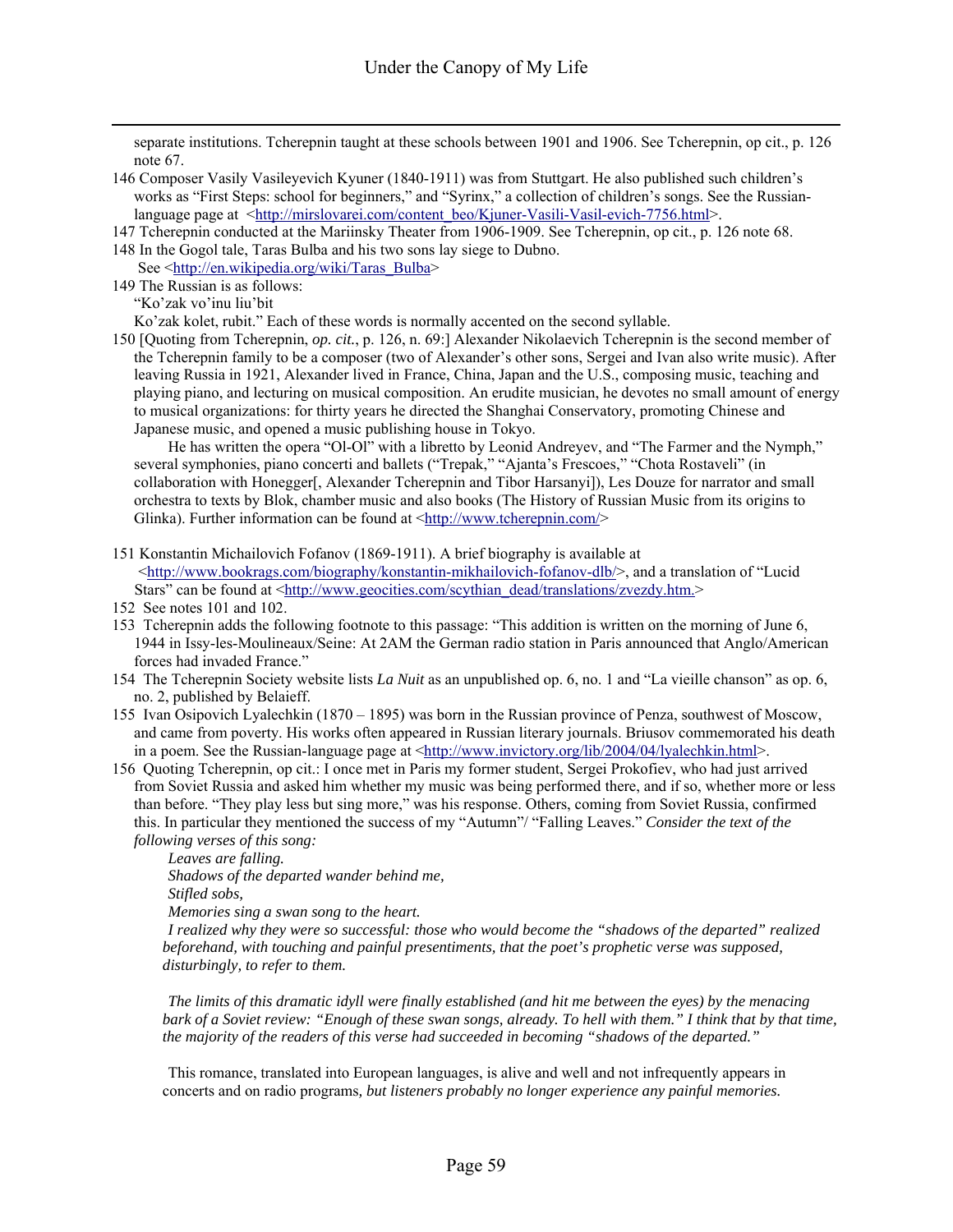separate institutions. Tcherepnin taught at these schools between 1901 and 1906. See Tcherepnin, op cit., p. 126 note 67.

146 Composer Vasily Vasileyevich Kyuner (1840-1911) was from Stuttgart. He also published such children's works as "First Steps: school for beginners," and "Syrinx," a collection of children's songs. See the Russian-language page at <http://mirslovarei.com/content_beo/Kjuner-Vasili-Vasil-evich-7756.html>.

147 Tcherepnin conducted at the Mariinsky Theater from 1906-1909. See Tcherepnin, op cit., p. 126 note 68.

148 In the Gogol tale, Taras Bulba and his two sons lay siege to Dubno.
See <http://en.wikipedia.org/wiki/Taras_Bulba>

149 The Russian is as follows:
"Ko'zak vo'inu liu'bit
Ko'zak kolet, rubit." Each of these words is normally accented on the second syllable.

150 [Quoting from Tcherepnin, *op. cit.*, p. 126, n. 69:] Alexander Nikolaevich Tcherepnin is the second member of the Tcherepnin family to be a composer (two of Alexander's other sons, Sergei and Ivan also write music). After leaving Russia in 1921, Alexander lived in France, China, Japan and the U.S., composing music, teaching and playing piano, and lecturing on musical composition. An erudite musician, he devotes no small amount of energy to musical organizations: for thirty years he directed the Shanghai Conservatory, promoting Chinese and Japanese music, and opened a music publishing house in Tokyo.

He has written the opera "Ol-Ol" with a libretto by Leonid Andreyev, and "The Farmer and the Nymph," several symphonies, piano concerti and ballets ("Trepak," "Ajanta's Frescoes," "Chota Rostaveli" (in collaboration with Honegger[, Alexander Tcherepnin and Tibor Harsanyi]), Les Douze for narrator and small orchestra to texts by Blok, chamber music and also books (The History of Russian Music from its origins to Glinka). Further information can be found at <http://www.tcherepnin.com/>

151 Konstantin Michailovich Fofanov (1869-1911). A brief biography is available at <http://www.bookrags.com/biography/konstantin-mikhailovich-fofanov-dlb/>, and a translation of "Lucid Stars" can be found at <http://www.geocities.com/scythian_dead/translations/zvezdy.htm.>

152 See notes 101 and 102.

153 Tcherepnin adds the following footnote to this passage: "This addition is written on the morning of June 6, 1944 in Issy-les-Moulineaux/Seine: At 2AM the German radio station in Paris announced that Anglo/American forces had invaded France."

154 The Tcherepnin Society website lists *La Nuit* as an unpublished op. 6, no. 1 and "La vieille chanson" as op. 6, no. 2, published by Belaieff.

155 Ivan Osipovich Lyalechkin (1870 – 1895) was born in the Russian province of Penza, southwest of Moscow, and came from poverty. His works often appeared in Russian literary journals. Briusov commemorated his death in a poem. See the Russian-language page at <http://www.invictory.org/lib/2004/04/lyalechkin.html>.

156 Quoting Tcherepnin, op cit.: I once met in Paris my former student, Sergei Prokofiev, who had just arrived from Soviet Russia and asked him whether my music was being performed there, and if so, whether more or less than before. "They play less but sing more," was his response. Others, coming from Soviet Russia, confirmed this. In particular they mentioned the success of my "Autumn"/ "Falling Leaves." *Consider the text of the following verses of this song:*

*Leaves are falling.*
*Shadows of the departed wander behind me,*
*Stifled sobs,*
*Memories sing a swan song to the heart.*

*I realized why they were so successful: those who would become the "shadows of the departed" realized beforehand, with touching and painful presentiments, that the poet's prophetic verse was supposed, disturbingly, to refer to them.*

*The limits of this dramatic idyll were finally established (and hit me between the eyes) by the menacing bark of a Soviet review: "Enough of these swan songs, already. To hell with them." I think that by that time, the majority of the readers of this verse had succeeded in becoming "shadows of the departed."*

This romance, translated into European languages, is alive and well and not infrequently appears in concerts and on radio programs*, but listeners probably no longer experience any painful memories.*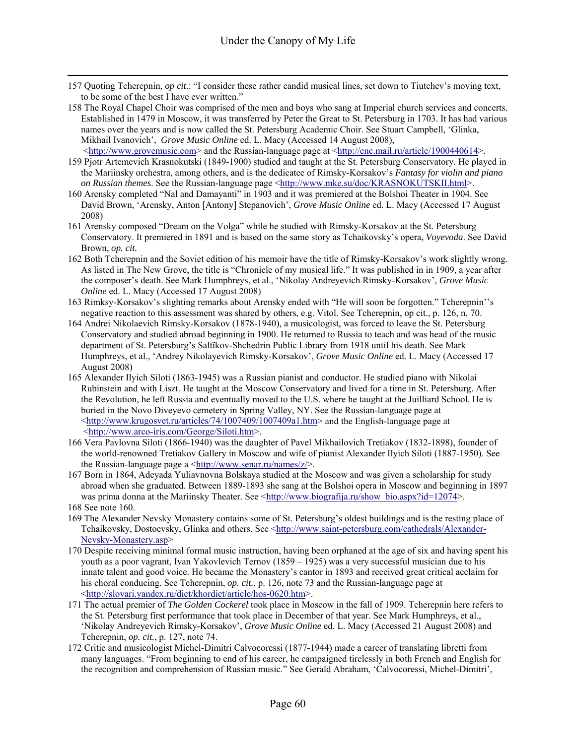157 Quoting Tcherepnin, *op cit*.: "I consider these rather candid musical lines, set down to Tiutchev's moving text, to be some of the best I have ever written."

158 The Royal Chapel Choir was comprised of the men and boys who sang at Imperial church services and concerts. Established in 1479 in Moscow, it was transferred by Peter the Great to St. Petersburg in 1703. It has had various names over the years and is now called the St. Petersburg Academic Choir. See Stuart Campbell, 'Glinka, Mikhail Ivanovich', *Grove Music Online* ed. L. Macy (Accessed 14 August 2008), <http://www.grovemusic.com> and the Russian-language page at <http://enc.mail.ru/article/1900440614>.

159 Pjotr Artemevich Krasnokutski (1849-1900) studied and taught at the St. Petersburg Conservatory. He played in the Mariinsky orchestra, among others, and is the dedicatee of Rimsky-Korsakov's *Fantasy for violin and piano on Russian themes*. See the Russian-language page <http://www.mke.su/doc/KRASNOKUTSKII.html>.

160 Arensky completed "Nal and Damayanti" in 1903 and it was premiered at the Bolshoi Theater in 1904. See David Brown, 'Arensky, Anton [Antony] Stepanovich', *Grove Music Online* ed. L. Macy (Accessed 17 August 2008)

161 Arensky composed "Dream on the Volga" while he studied with Rimsky-Korsakov at the St. Petersburg Conservatory. It premiered in 1891 and is based on the same story as Tchaikovsky's opera, *Voyevoda*. See David Brown, *op. cit.*

162 Both Tcherepnin and the Soviet edition of his memoir have the title of Rimsky-Korsakov's work slightly wrong. As listed in The New Grove, the title is "Chronicle of my musical life." It was published in in 1909, a year after the composer's death. See Mark Humphreys, et al., 'Nikolay Andreyevich Rimsky-Korsakov', *Grove Music Online* ed. L. Macy (Accessed 17 August 2008)

163 Rimksy-Korsakov's slighting remarks about Arensky ended with "He will soon be forgotten." Tcherepnin''s negative reaction to this assessment was shared by others, e.g. Vitol. See Tcherepnin, op cit., p. 126, n. 70.

164 Andrei Nikolaevich Rimsky-Korsakov (1878-1940), a musicologist, was forced to leave the St. Petersburg Conservatory and studied abroad beginning in 1900. He returned to Russia to teach and was head of the music department of St. Petersburg's Saltïkov-Shchedrin Public Library from 1918 until his death. See Mark Humphreys, et al., 'Andrey Nikolayevich Rimsky-Korsakov', *Grove Music Online* ed. L. Macy (Accessed 17 August 2008)

165 Alexander Ilyich Siloti (1863-1945) was a Russian pianist and conductor. He studied piano with Nikolai Rubinstein and with Liszt. He taught at the Moscow Conservatory and lived for a time in St. Petersburg. After the Revolution, he left Russia and eventually moved to the U.S. where he taught at the Juilliard School. He is buried in the Novo Diveyevo cemetery in Spring Valley, NY. See the Russian-language page at <http://www.krugosvet.ru/articles/74/1007409/1007409a1.htm> and the English-language page at <http://www.arco-iris.com/George/Siloti.htm>.

166 Vera Pavlovna Siloti (1866-1940) was the daughter of Pavel Mikhailovich Tretiakov (1832-1898), founder of the world-renowned Tretiakov Gallery in Moscow and wife of pianist Alexander Ilyich Siloti (1887-1950). See the Russian-language page a <http://www.senar.ru/names/z/>.

167 Born in 1864, Adeyada Yuliavnovna Bolskaya studied at the Moscow and was given a scholarship for study abroad when she graduated. Between 1889-1893 she sang at the Bolshoi opera in Moscow and beginning in 1897 was prima donna at the Mariinsky Theater. See <http://www.biografija.ru/show_bio.aspx?id=12074>.

168 See note 160.

169 The Alexander Nevsky Monastery contains some of St. Petersburg's oldest buildings and is the resting place of Tchaikovsky, Dostoevsky, Glinka and others. See <http://www.saint-petersburg.com/cathedrals/Alexander-Nevsky-Monastery.asp>

170 Despite receiving minimal formal music instruction, having been orphaned at the age of six and having spent his youth as a poor vagrant, Ivan Yakovlevich Ternov (1859 – 1925) was a very successful musician due to his innate talent and good voice. He became the Monastery's cantor in 1893 and received great critical acclaim for his choral conducing. See Tcherepnin, *op. cit.*, p. 126, note 73 and the Russian-language page at <http://slovari.yandex.ru/dict/khordict/article/hos-0620.htm>.

171 The actual premier of *The Golden Cockerel* took place in Moscow in the fall of 1909. Tcherepnin here refers to the St. Petersburg first performance that took place in December of that year. See Mark Humphreys, et al., 'Nikolay Andreyevich Rimsky-Korsakov', *Grove Music Online* ed. L. Macy (Accessed 21 August 2008) and Tcherepnin, *op. cit.*, p. 127, note 74.

172 Critic and musicologist Michel-Dimitri Calvocoressi (1877-1944) made a career of translating libretti from many languages. "From beginning to end of his career, he campaigned tirelessly in both French and English for the recognition and comprehension of Russian music." See Gerald Abraham, 'Calvocoressi, Michel-Dimitri',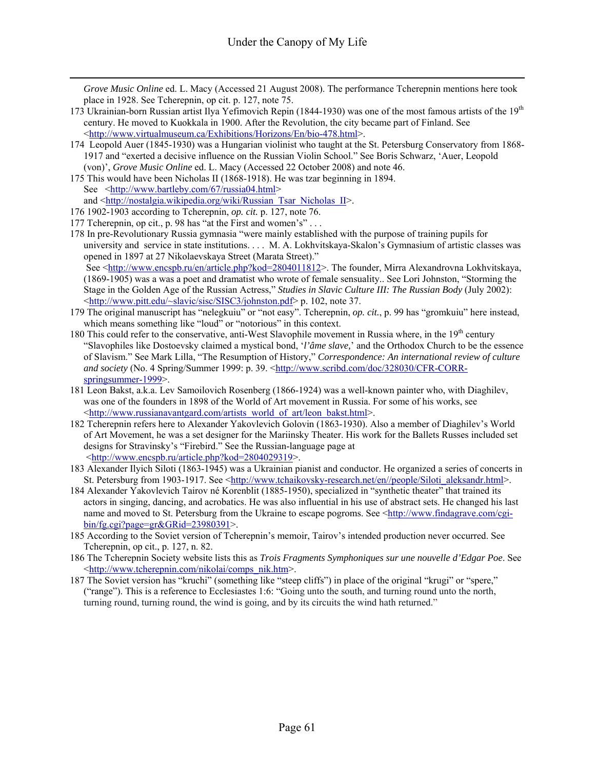*Grove Music Online* ed. L. Macy (Accessed 21 August 2008). The performance Tcherepnin mentions here took place in 1928. See Tcherepnin, op cit. p. 127, note 75.

173 Ukrainian-born Russian artist Ilya Yefimovich Repin (1844-1930) was one of the most famous artists of the 19th century. He moved to Kuokkala in 1900. After the Revolution, the city became part of Finland. See <http://www.virtualmuseum.ca/Exhibitions/Horizons/En/bio-478.html>.

174 Leopold Auer (1845-1930) was a Hungarian violinist who taught at the St. Petersburg Conservatory from 1868-1917 and "exerted a decisive influence on the Russian Violin School." See Boris Schwarz, 'Auer, Leopold (von)', *Grove Music Online* ed. L. Macy (Accessed 22 October 2008) and note 46.

175 This would have been Nicholas II (1868-1918). He was tzar beginning in 1894. See <http://www.bartleby.com/67/russia04.html> and <http://nostalgia.wikipedia.org/wiki/Russian_Tsar_Nicholas_II>.

176 1902-1903 according to Tcherepnin, *op. cit.* p. 127, note 76.

177 Tcherepnin, op cit., p. 98 has "at the First and women's" . . .

178 In pre-Revolutionary Russia gymnasia "were mainly established with the purpose of training pupils for university and service in state institutions. . . . M. A. Lokhvitskaya-Skalon's Gymnasium of artistic classes was opened in 1897 at 27 Nikolaevskaya Street (Marata Street)." See <http://www.encspb.ru/en/article.php?kod=2804011812>. The founder, Mirra Alexandrovna Lokhvitskaya, (1869-1905) was a was a poet and dramatist who wrote of female sensuality.. See Lori Johnston, "Storming the Stage in the Golden Age of the Russian Actress," *Studies in Slavic Culture III: The Russian Body* (July 2002): <http://www.pitt.edu/~slavic/sisc/SISC3/johnston.pdf> p. 102, note 37.

179 The original manuscript has "nelegkuiu" or "not easy". Tcherepnin, *op. cit.*, p. 99 has "gromkuiu" here instead, which means something like "loud" or "notorious" in this context.

180 This could refer to the conservative, anti-West Slavophile movement in Russia where, in the 19th century "Slavophiles like Dostoevsky claimed a mystical bond, '*l'âme slave,*' and the Orthodox Church to be the essence of Slavism." See Mark Lilla, "The Resumption of History," *Correspondence: An international review of culture and society* (No. 4 Spring/Summer 1999: p. 39. <http://www.scribd.com/doc/328030/CFR-CORR-springsummer-1999>.

181 Leon Bakst, a.k.a. Lev Samoilovich Rosenberg (1866-1924) was a well-known painter who, with Diaghilev, was one of the founders in 1898 of the World of Art movement in Russia. For some of his works, see <http://www.russianavantgard.com/artists_world_of_art/leon_bakst.html>.

182 Tcherepnin refers here to Alexander Yakovlevich Golovin (1863-1930). Also a member of Diaghilev's World of Art Movement, he was a set designer for the Mariinsky Theater. His work for the Ballets Russes included set designs for Stravinsky's "Firebird." See the Russian-language page at <http://www.encspb.ru/article.php?kod=2804029319>.

183 Alexander Ilyich Siloti (1863-1945) was a Ukrainian pianist and conductor. He organized a series of concerts in St. Petersburg from 1903-1917. See <http://www.tchaikovsky-research.net/en//people/Siloti_aleksandr.html>.

184 Alexander Yakovlevich Tairov né Korenblit (1885-1950), specialized in "synthetic theater" that trained its actors in singing, dancing, and acrobatics. He was also influential in his use of abstract sets. He changed his last name and moved to St. Petersburg from the Ukraine to escape pogroms. See <http://www.findagrave.com/cgi-bin/fg.cgi?page=gr&GRid=23980391>.

185 According to the Soviet version of Tcherepnin's memoir, Tairov's intended production never occurred. See Tcherepnin, op cit., p. 127, n. 82.

186 The Tcherepnin Society website lists this as *Trois Fragments Symphoniques sur une nouvelle d'Edgar Poe*. See <http://www.tcherepnin.com/nikolai/comps_nik.htm>.

187 The Soviet version has "kruchi" (something like "steep cliffs") in place of the original "krugi" or "spere," ("range"). This is a reference to Ecclesiastes 1:6: "Going unto the south, and turning round unto the north, turning round, turning round, the wind is going, and by its circuits the wind hath returned."